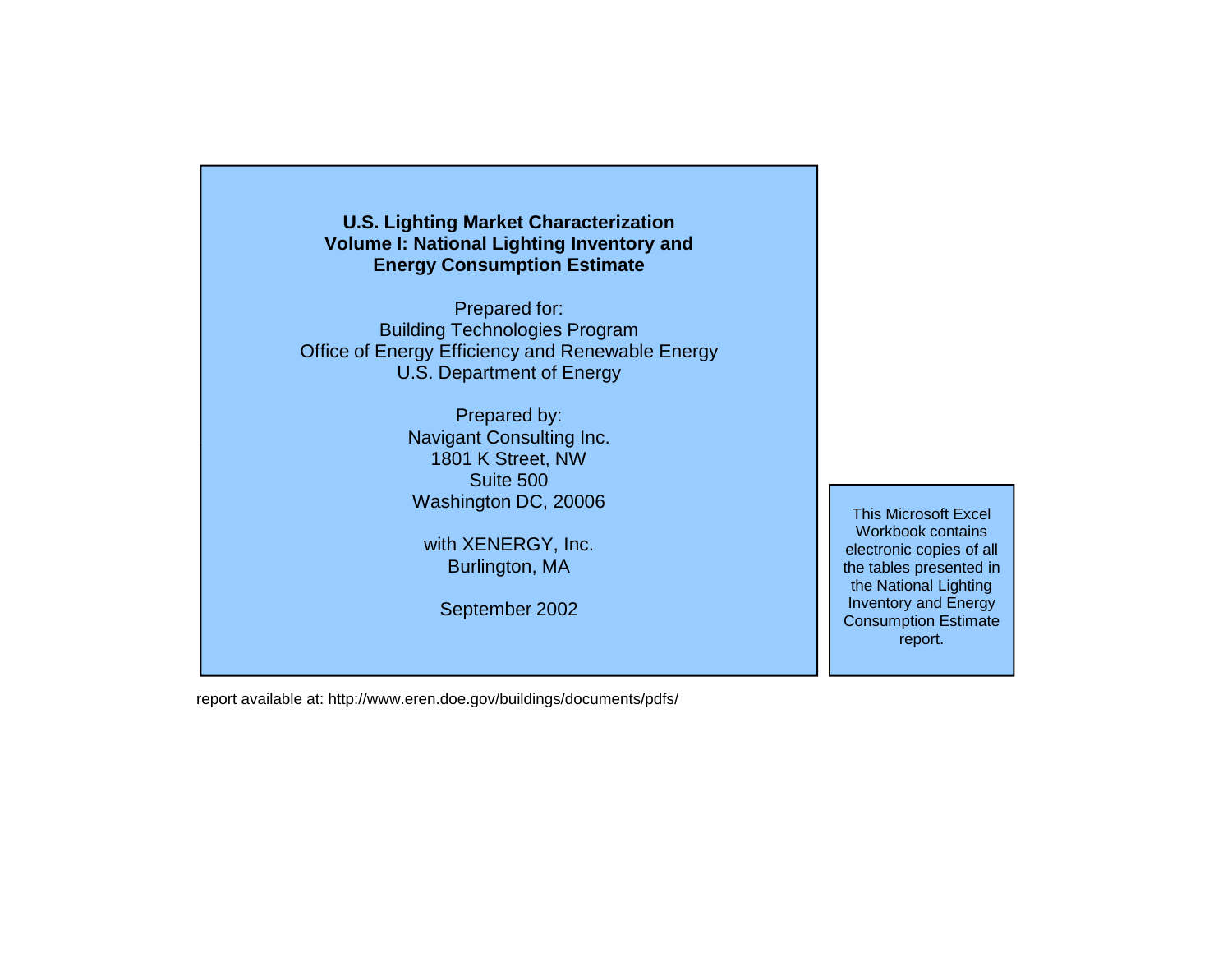# U.S. Lighting Market Characterization
## Volume I: National Lighting Inventory and Energy Consumption Estimate

Prepared for:
Building Technologies Program
Office of Energy Efficiency and Renewable Energy
U.S. Department of Energy

Prepared by:
Navigant Consulting Inc.
1801 K Street, NW
Suite 500
Washington DC, 20006

with XENERGY, Inc.
Burlington, MA

September 2002

This Microsoft Excel Workbook contains electronic copies of all the tables presented in the National Lighting Inventory and Energy Consumption Estimate report.

report available at: http://www.eren.doe.gov/buildings/documents/pdfs/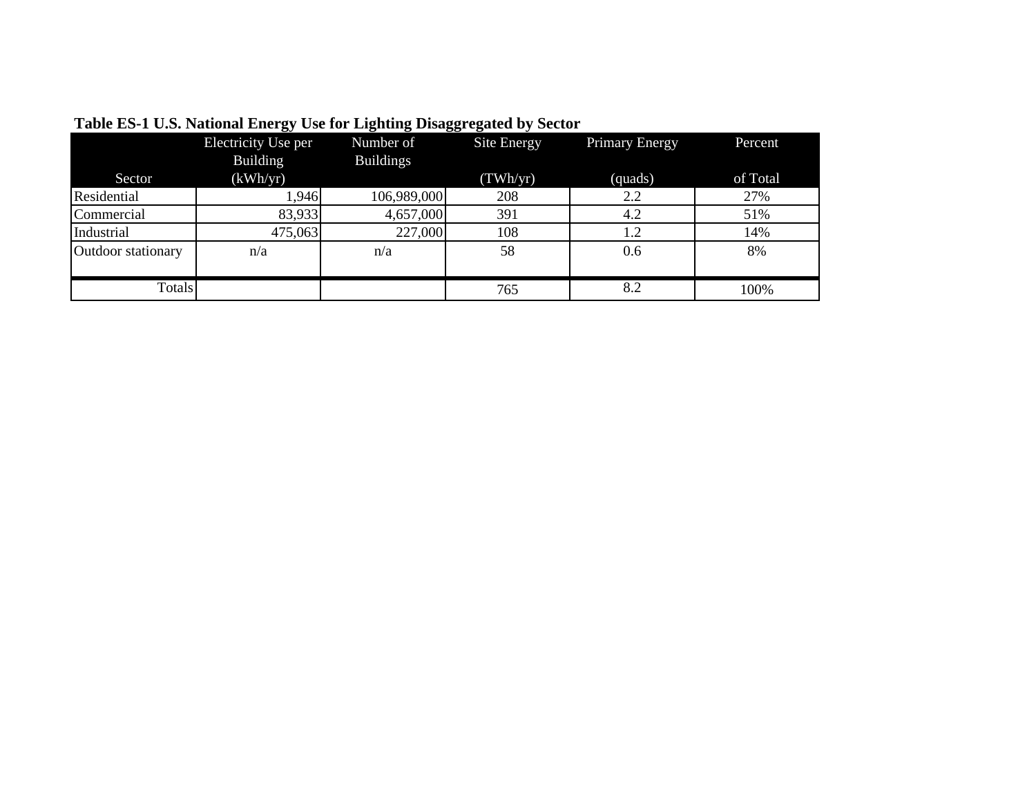**Table ES-1 U.S. National Energy Use for Lighting Disaggregated by Sector**

| Sector | Electricity Use per Building (kWh/yr) | Number of Buildings | Site Energy (TWh/yr) | Primary Energy (quads) | Percent of Total |
|---|---|---|---|---|---|
| Residential | 1,946 | 106,989,000 | 208 | 2.2 | 27% |
| Commercial | 83,933 | 4,657,000 | 391 | 4.2 | 51% |
| Industrial | 475,063 | 227,000 | 108 | 1.2 | 14% |
| Outdoor stationary | n/a | n/a | 58 | 0.6 | 8% |
| Totals | | | 765 | 8.2 | 100% |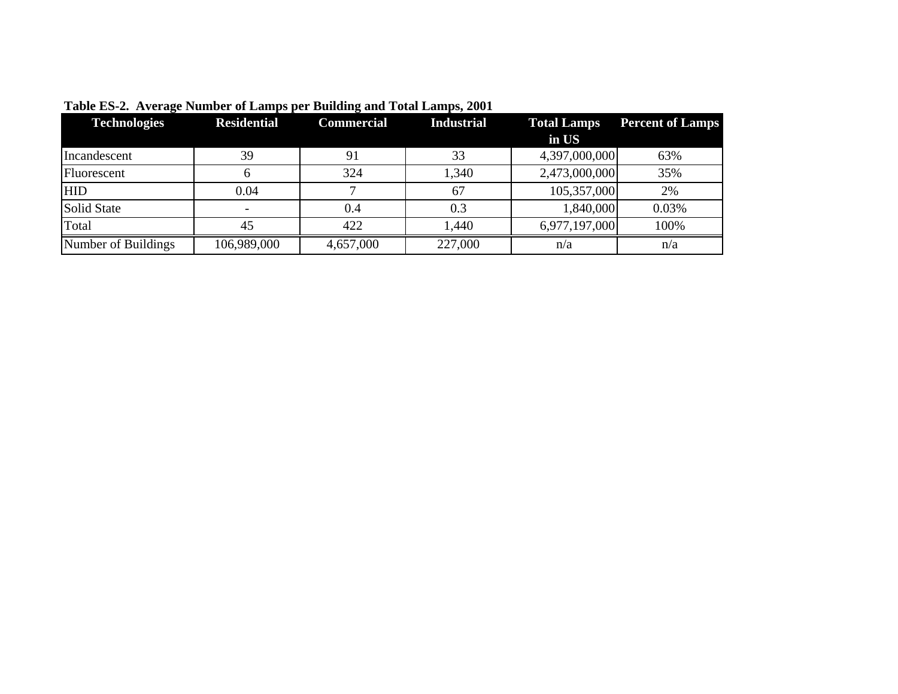**Table ES-2. Average Number of Lamps per Building and Total Lamps, 2001**

| Technologies | Residential | Commercial | Industrial | Total Lamps in US | Percent of Lamps |
|---|---|---|---|---|---|
| Incandescent | 39 | 91 | 33 | 4,397,000,000 | 63% |
| Fluorescent | 6 | 324 | 1,340 | 2,473,000,000 | 35% |
| HID | 0.04 | 7 | 67 | 105,357,000 | 2% |
| Solid State | - | 0.4 | 0.3 | 1,840,000 | 0.03% |
| Total | 45 | 422 | 1,440 | 6,977,197,000 | 100% |
| Number of Buildings | 106,989,000 | 4,657,000 | 227,000 | n/a | n/a |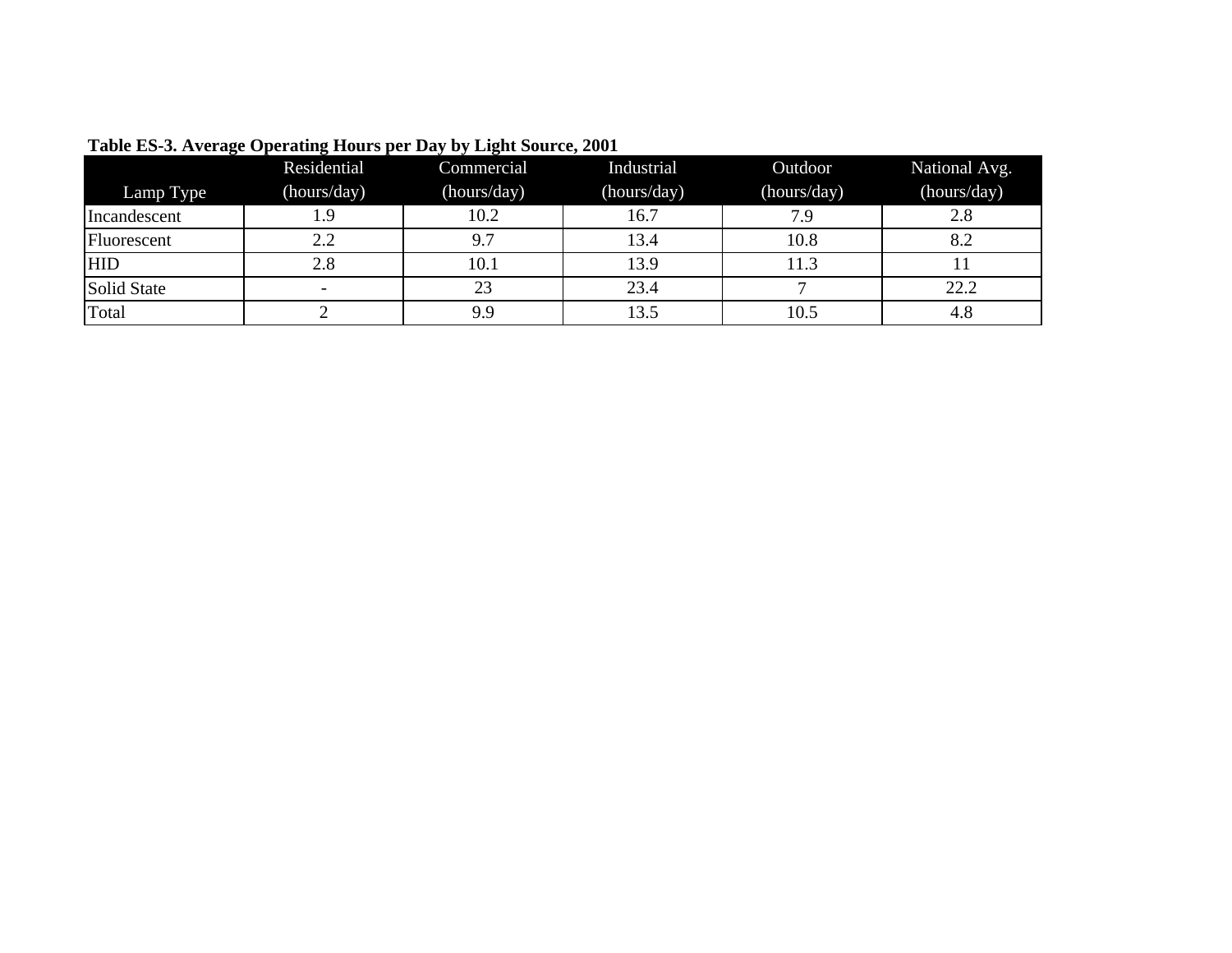**Table ES-3. Average Operating Hours per Day by Light Source, 2001**

| Lamp Type | Residential (hours/day) | Commercial (hours/day) | Industrial (hours/day) | Outdoor (hours/day) | National Avg. (hours/day) |
|---|---|---|---|---|---|
| Incandescent | 1.9 | 10.2 | 16.7 | 7.9 | 2.8 |
| Fluorescent | 2.2 | 9.7 | 13.4 | 10.8 | 8.2 |
| HID | 2.8 | 10.1 | 13.9 | 11.3 | 11 |
| Solid State | - | 23 | 23.4 | 7 | 22.2 |
| Total | 2 | 9.9 | 13.5 | 10.5 | 4.8 |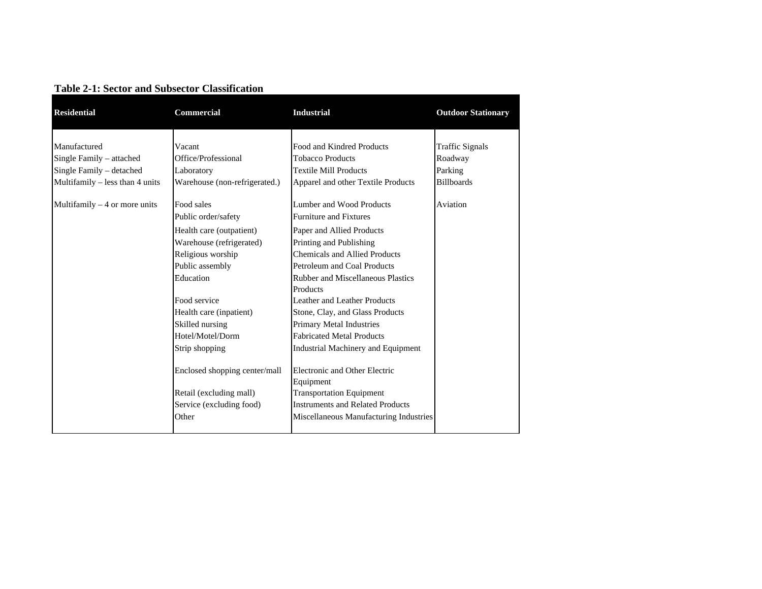**Table 2-1: Sector and Subsector Classification**

| Residential | Commercial | Industrial | Outdoor Stationary |
|---|---|---|---|
| Manufactured | Vacant | Food and Kindred Products | Traffic Signals |
| Single Family – attached | Office/Professional | Tobacco Products | Roadway |
| Single Family – detached | Laboratory | Textile Mill Products | Parking |
| Multifamily – less than 4 units | Warehouse (non-refrigerated.) | Apparel and other Textile Products | Billboards |
| Multifamily – 4 or more units | Food sales | Lumber and Wood Products | Aviation |
| | Public order/safety | Furniture and Fixtures | |
| | Health care (outpatient) | Paper and Allied Products | |
| | Warehouse (refrigerated) | Printing and Publishing | |
| | Religious worship | Chemicals and Allied Products | |
| | Public assembly | Petroleum and Coal Products | |
| | Education | Rubber and Miscellaneous Plastics Products | |
| | Food service | Leather and Leather Products | |
| | Health care (inpatient) | Stone, Clay, and Glass Products | |
| | Skilled nursing | Primary Metal Industries | |
| | Hotel/Motel/Dorm | Fabricated Metal Products | |
| | Strip shopping | Industrial Machinery and Equipment | |
| | Enclosed shopping center/mall | Electronic and Other Electric Equipment | |
| | Retail (excluding mall) | Transportation Equipment | |
| | Service (excluding food) | Instruments and Related Products | |
| | Other | Miscellaneous Manufacturing Industries | |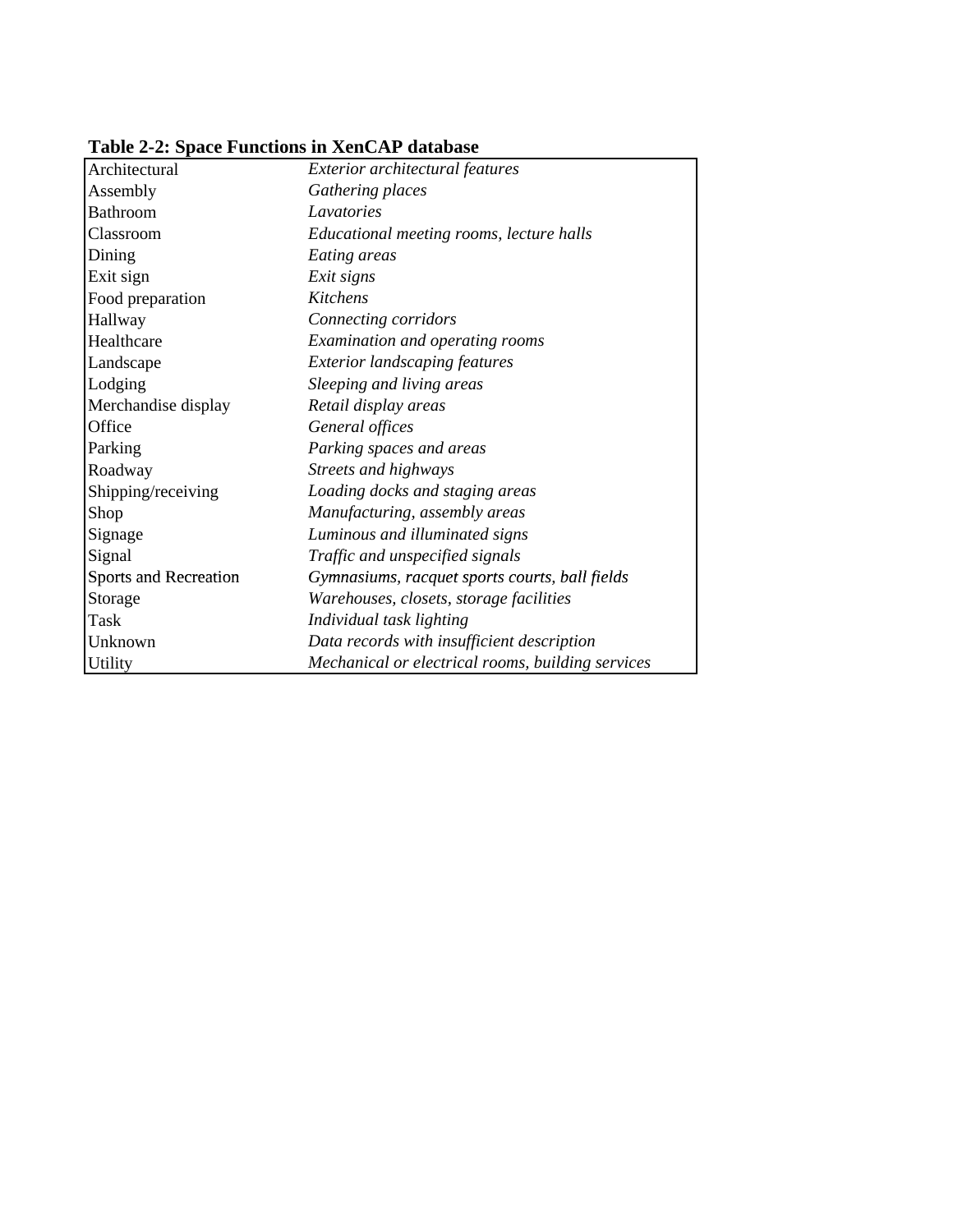**Table 2-2: Space Functions in XenCAP database**

| | |
|---|---|
| Architectural | *Exterior architectural features* |
| Assembly | *Gathering places* |
| Bathroom | *Lavatories* |
| Classroom | *Educational meeting rooms, lecture halls* |
| Dining | *Eating areas* |
| Exit sign | *Exit signs* |
| Food preparation | *Kitchens* |
| Hallway | *Connecting corridors* |
| Healthcare | *Examination and operating rooms* |
| Landscape | *Exterior landscaping features* |
| Lodging | *Sleeping and living areas* |
| Merchandise display | *Retail display areas* |
| Office | *General offices* |
| Parking | *Parking spaces and areas* |
| Roadway | *Streets and highways* |
| Shipping/receiving | *Loading docks and staging areas* |
| Shop | *Manufacturing, assembly areas* |
| Signage | *Luminous and illuminated signs* |
| Signal | *Traffic and unspecified signals* |
| Sports and Recreation | *Gymnasiums, racquet sports courts, ball fields* |
| Storage | *Warehouses, closets, storage facilities* |
| Task | *Individual task lighting* |
| Unknown | *Data records with insufficient description* |
| Utility | *Mechanical or electrical rooms, building services* |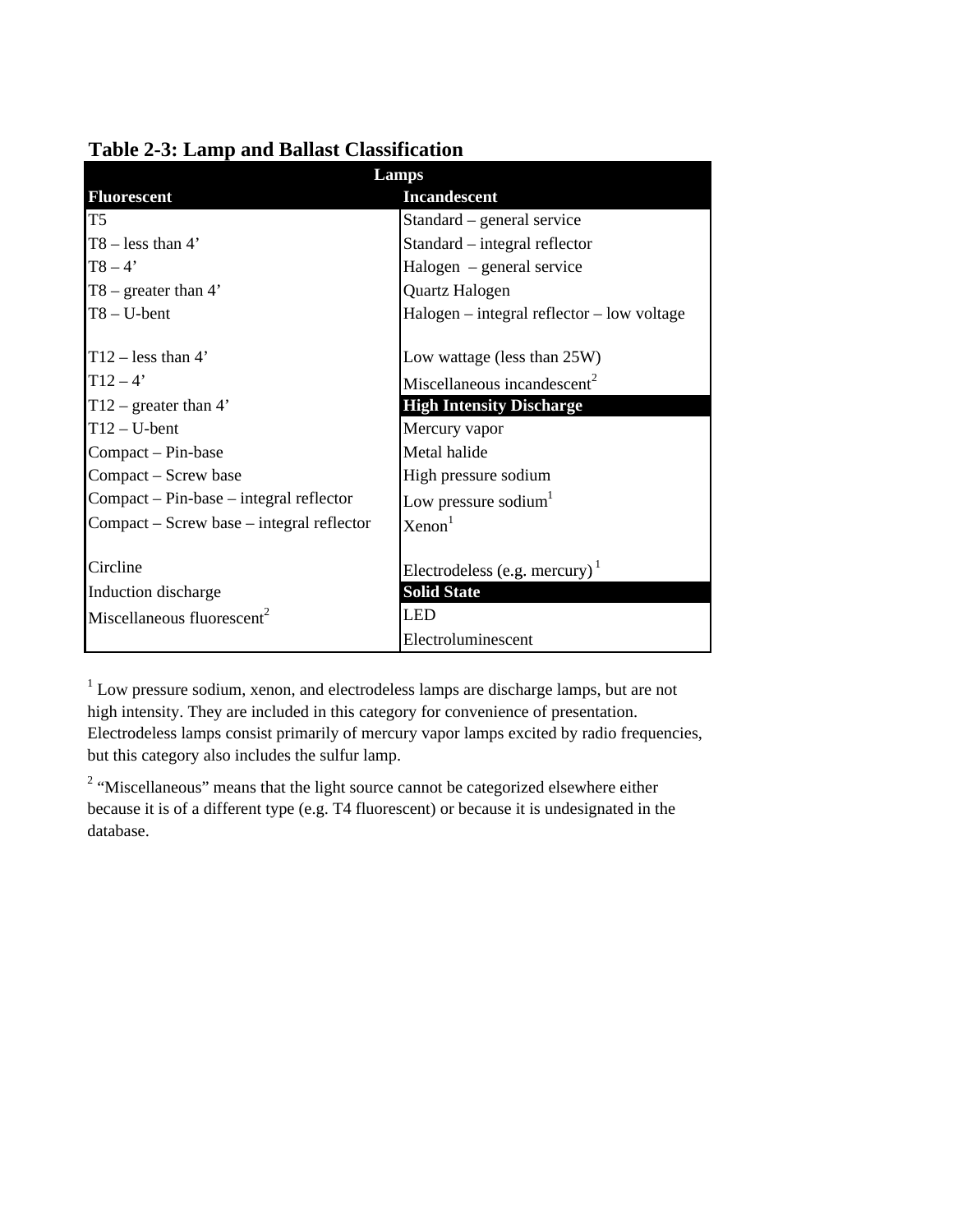**Table 2-3: Lamp and Ballast Classification**

| Lamps | |
|---|---|
| **Fluorescent** | **Incandescent** |
| T5 | Standard – general service |
| T8 – less than 4’ | Standard – integral reflector |
| T8 – 4’ | Halogen – general service |
| T8 – greater than 4’ | Quartz Halogen |
| T8 – U-bent | Halogen – integral reflector – low voltage |
| T12 – less than 4’ | Low wattage (less than 25W) |
| T12 – 4’ | Miscellaneous incandescent[2] |
| T12 – greater than 4’ | **High Intensity Discharge** |
| T12 – U-bent | Mercury vapor |
| Compact – Pin-base | Metal halide |
| Compact – Screw base | High pressure sodium |
| Compact – Pin-base – integral reflector | Low pressure sodium[1] |
| Compact – Screw base – integral reflector | Xenon[1] |
| Circline | Electrodeless (e.g. mercury)[1] |
| Induction discharge | **Solid State** |
| Miscellaneous fluorescent[2] | LED |
| | Electroluminescent |

[1] Low pressure sodium, xenon, and electrodeless lamps are discharge lamps, but are not high intensity. They are included in this category for convenience of presentation. Electrodeless lamps consist primarily of mercury vapor lamps excited by radio frequencies, but this category also includes the sulfur lamp.

[2] “Miscellaneous” means that the light source cannot be categorized elsewhere either because it is of a different type (e.g. T4 fluorescent) or because it is undesignated in the database.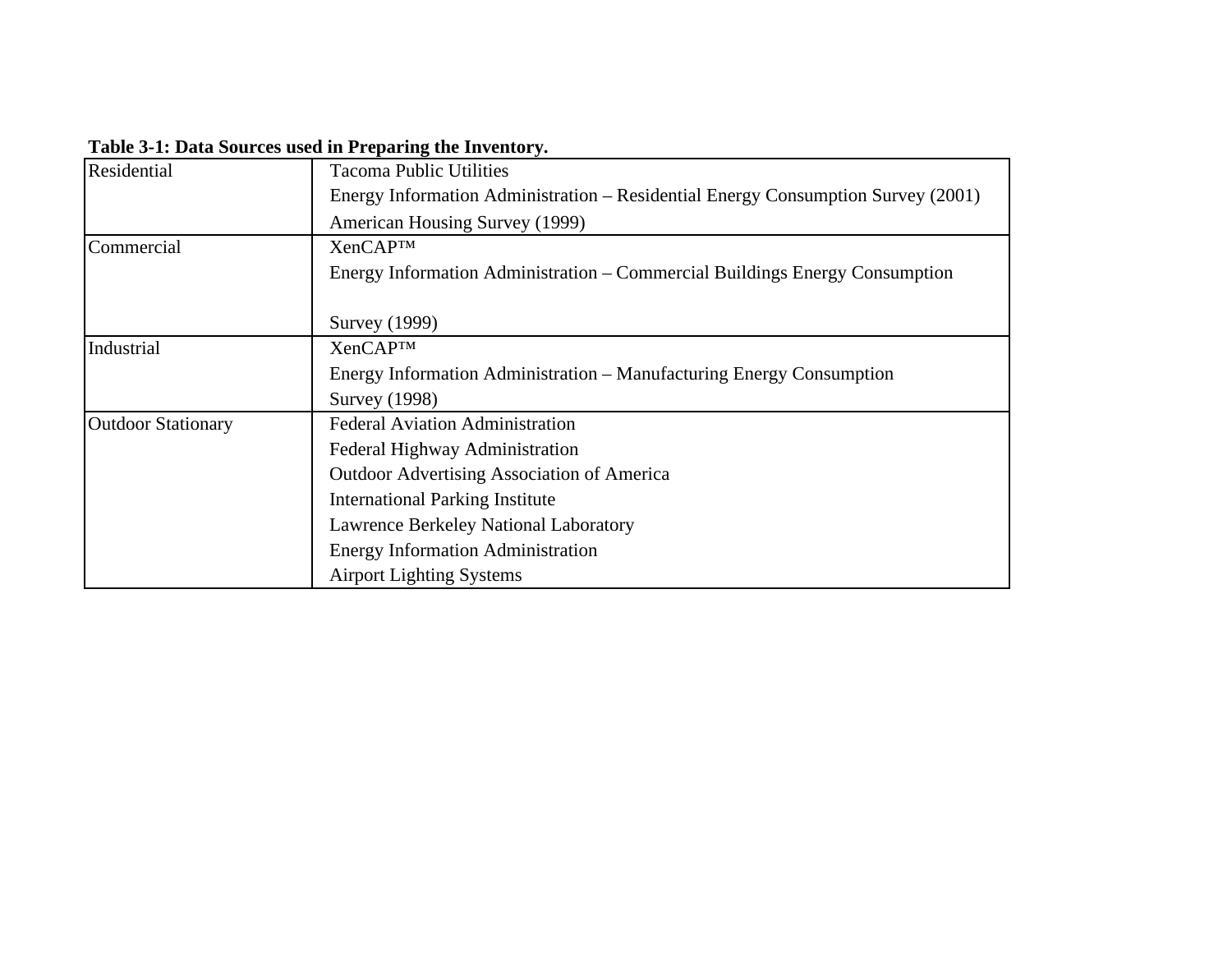**Table 3-1: Data Sources used in Preparing the Inventory.**

| Sector | Data Sources |
| --- | --- |
| Residential | Tacoma Public Utilities<br>Energy Information Administration – Residential Energy Consumption Survey (2001)<br>American Housing Survey (1999) |
| Commercial | XenCAP™<br>Energy Information Administration – Commercial Buildings Energy Consumption Survey (1999) |
| Industrial | XenCAP™<br>Energy Information Administration – Manufacturing Energy Consumption Survey (1998) |
| Outdoor Stationary | Federal Aviation Administration<br>Federal Highway Administration<br>Outdoor Advertising Association of America<br>International Parking Institute<br>Lawrence Berkeley National Laboratory<br>Energy Information Administration<br>Airport Lighting Systems |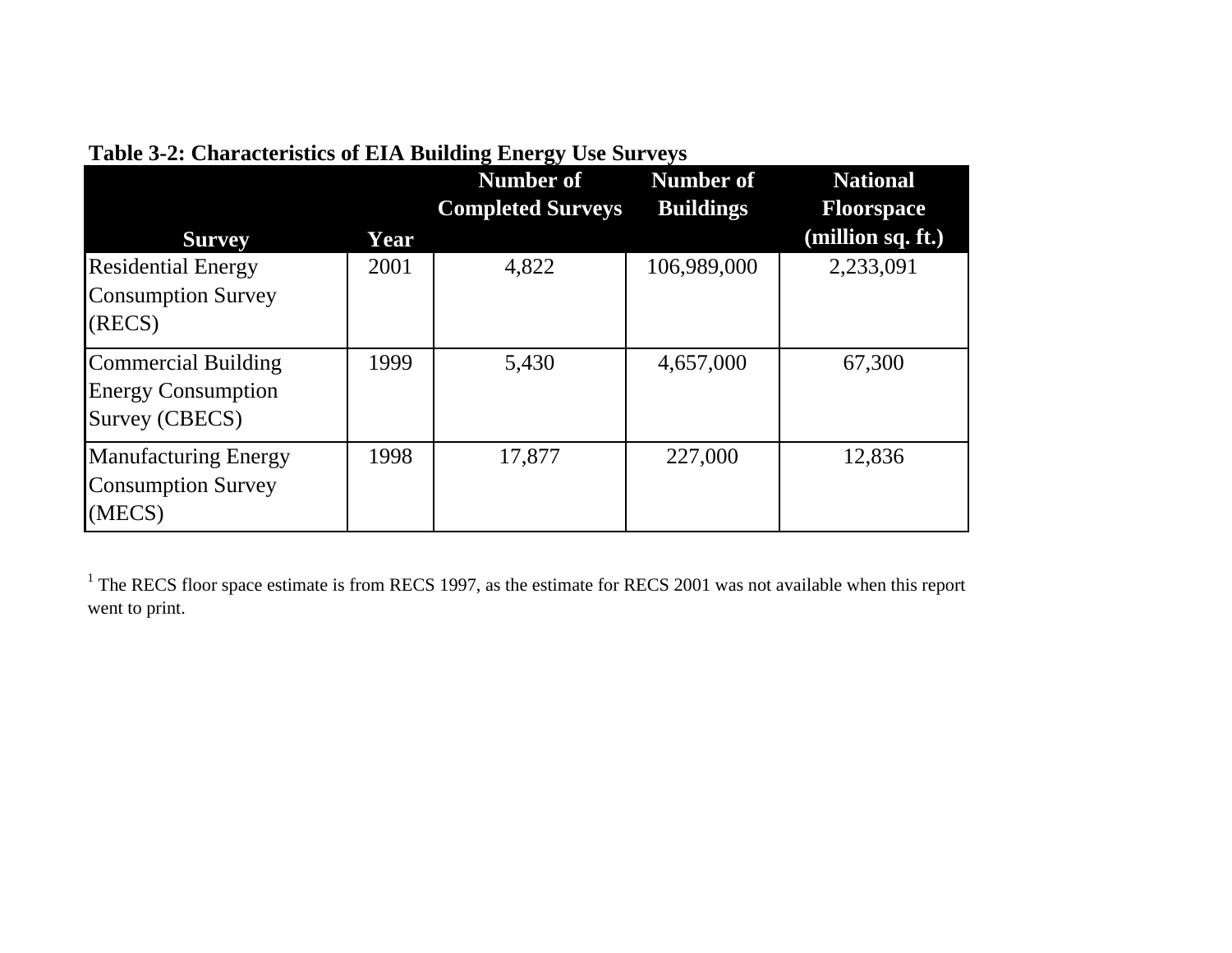**Table 3-2: Characteristics of EIA Building Energy Use Surveys**

| Survey | Year | Number of Completed Surveys | Number of Buildings | National Floorspace (million sq. ft.) |
|---|---|---|---|---|
| Residential Energy Consumption Survey (RECS) | 2001 | 4,822 | 106,989,000 | 2,233,091 |
| Commercial Building Energy Consumption Survey (CBECS) | 1999 | 5,430 | 4,657,000 | 67,300 |
| Manufacturing Energy Consumption Survey (MECS) | 1998 | 17,877 | 227,000 | 12,836 |

[1] The RECS floor space estimate is from RECS 1997, as the estimate for RECS 2001 was not available when this report went to print.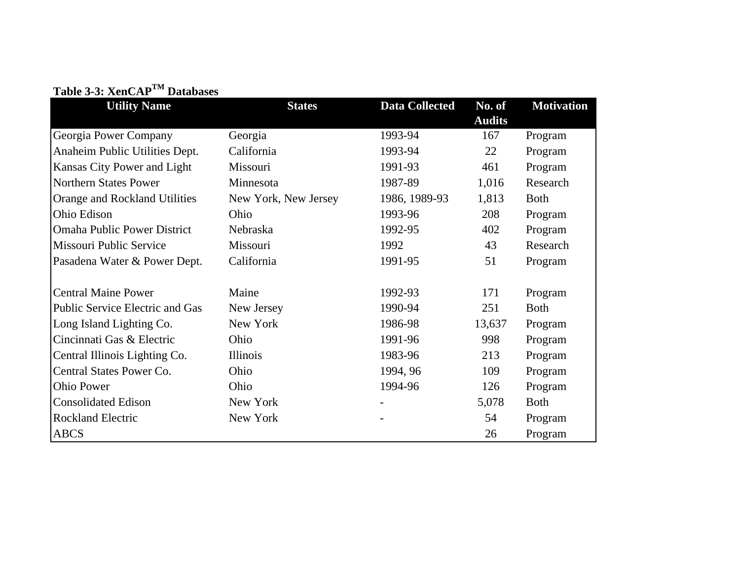**Table 3-3: XenCAP™ Databases**

| Utility Name | States | Data Collected | No. of Audits | Motivation |
|---|---|---|---|---|
| Georgia Power Company | Georgia | 1993-94 | 167 | Program |
| Anaheim Public Utilities Dept. | California | 1993-94 | 22 | Program |
| Kansas City Power and Light | Missouri | 1991-93 | 461 | Program |
| Northern States Power | Minnesota | 1987-89 | 1,016 | Research |
| Orange and Rockland Utilities | New York, New Jersey | 1986, 1989-93 | 1,813 | Both |
| Ohio Edison | Ohio | 1993-96 | 208 | Program |
| Omaha Public Power District | Nebraska | 1992-95 | 402 | Program |
| Missouri Public Service | Missouri | 1992 | 43 | Research |
| Pasadena Water & Power Dept. | California | 1991-95 | 51 | Program |
| Central Maine Power | Maine | 1992-93 | 171 | Program |
| Public Service Electric and Gas | New Jersey | 1990-94 | 251 | Both |
| Long Island Lighting Co. | New York | 1986-98 | 13,637 | Program |
| Cincinnati Gas & Electric | Ohio | 1991-96 | 998 | Program |
| Central Illinois Lighting Co. | Illinois | 1983-96 | 213 | Program |
| Central States Power Co. | Ohio | 1994, 96 | 109 | Program |
| Ohio Power | Ohio | 1994-96 | 126 | Program |
| Consolidated Edison | New York | - | 5,078 | Both |
| Rockland Electric | New York | - | 54 | Program |
| ABCS | | | 26 | Program |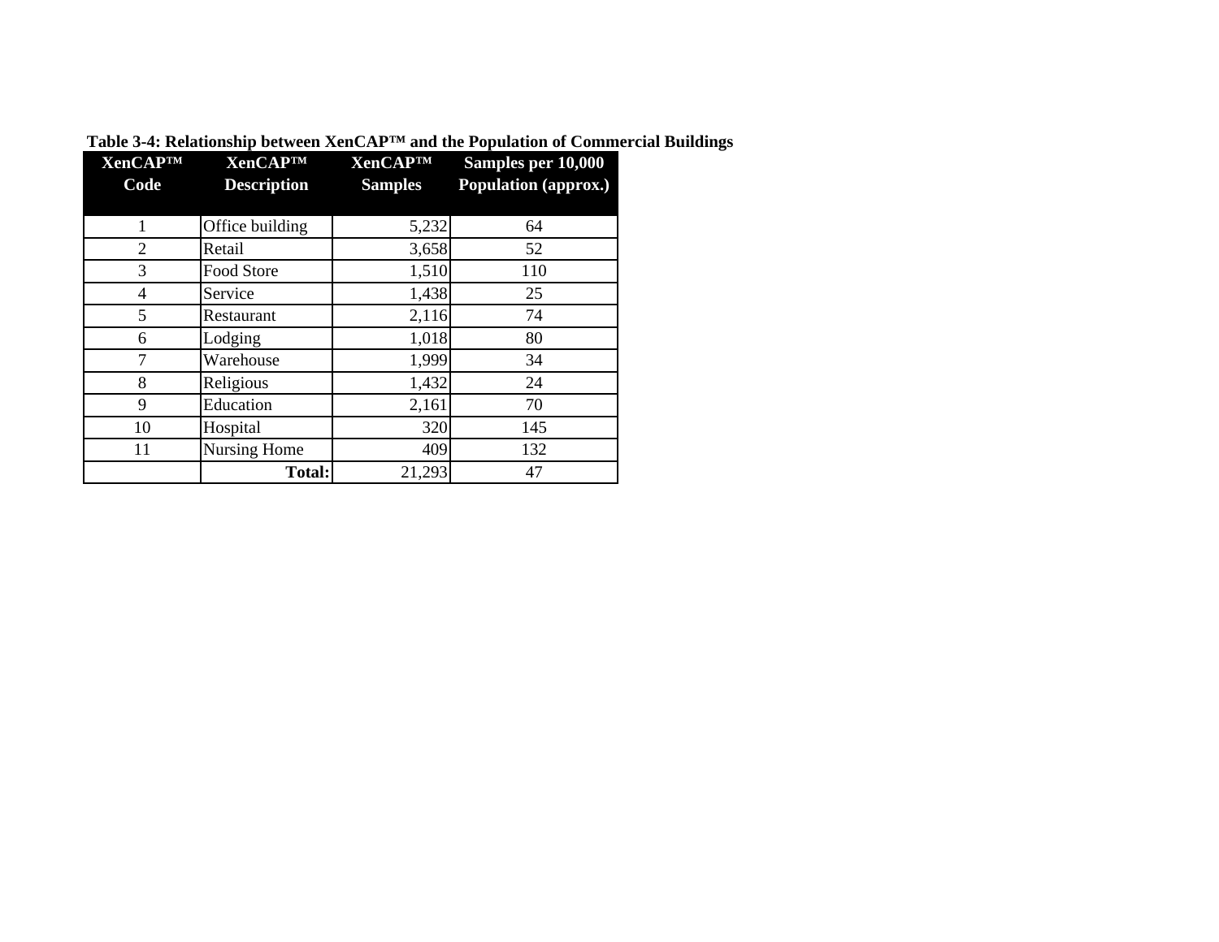**Table 3-4: Relationship between XenCAP™ and the Population of Commercial Buildings**

| XenCAP™ Code | XenCAP™ Description | XenCAP™ Samples | Samples per 10,000 Population (approx.) |
|---|---|---|---|
| 1 | Office building | 5,232 | 64 |
| 2 | Retail | 3,658 | 52 |
| 3 | Food Store | 1,510 | 110 |
| 4 | Service | 1,438 | 25 |
| 5 | Restaurant | 2,116 | 74 |
| 6 | Lodging | 1,018 | 80 |
| 7 | Warehouse | 1,999 | 34 |
| 8 | Religious | 1,432 | 24 |
| 9 | Education | 2,161 | 70 |
| 10 | Hospital | 320 | 145 |
| 11 | Nursing Home | 409 | 132 |
| | **Total:** | 21,293 | 47 |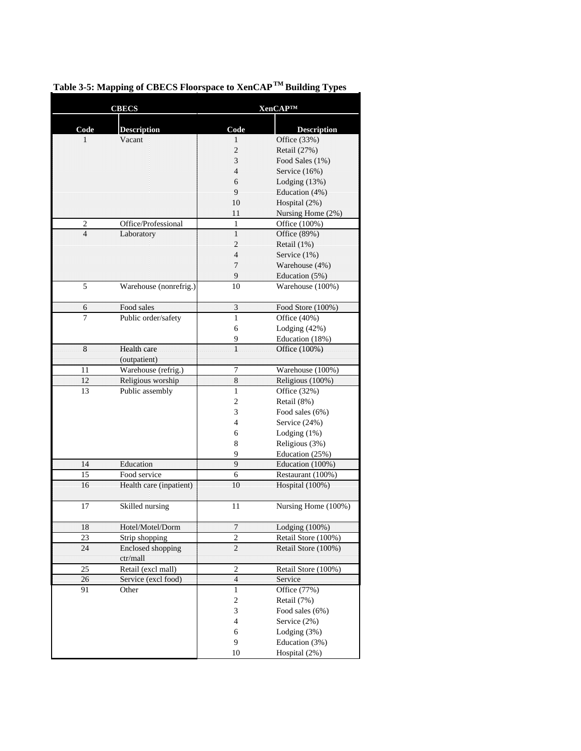**Table 3-5: Mapping of CBECS Floorspace to XenCAP™ Building Types**

| CBECS | | XenCAP™ | |
|---|---|---|---|
| **Code** | **Description** | **Code** | **Description** |
| 1 | Vacant | 1 | Office (33%) |
| | | 2 | Retail (27%) |
| | | 3 | Food Sales (1%) |
| | | 4 | Service (16%) |
| | | 6 | Lodging (13%) |
| | | 9 | Education (4%) |
| | | 10 | Hospital (2%) |
| | | 11 | Nursing Home (2%) |
| 2 | Office/Professional | 1 | Office (100%) |
| 4 | Laboratory | 1 | Office (89%) |
| | | 2 | Retail (1%) |
| | | 4 | Service (1%) |
| | | 7 | Warehouse (4%) |
| | | 9 | Education (5%) |
| 5 | Warehouse (nonrefrig.) | 10 | Warehouse (100%) |
| 6 | Food sales | 3 | Food Store (100%) |
| 7 | Public order/safety | 1 | Office (40%) |
| | | 6 | Lodging (42%) |
| | | 9 | Education (18%) |
| 8 | Health care (outpatient) | 1 | Office (100%) |
| 11 | Warehouse (refrig.) | 7 | Warehouse (100%) |
| 12 | Religious worship | 8 | Religious (100%) |
| 13 | Public assembly | 1 | Office (32%) |
| | | 2 | Retail (8%) |
| | | 3 | Food sales (6%) |
| | | 4 | Service (24%) |
| | | 6 | Lodging (1%) |
| | | 8 | Religious (3%) |
| | | 9 | Education (25%) |
| 14 | Education | 9 | Education (100%) |
| 15 | Food service | 6 | Restaurant (100%) |
| 16 | Health care (inpatient) | 10 | Hospital (100%) |
| 17 | Skilled nursing | 11 | Nursing Home (100%) |
| 18 | Hotel/Motel/Dorm | 7 | Lodging (100%) |
| 23 | Strip shopping | 2 | Retail Store (100%) |
| 24 | Enclosed shopping ctr/mall | 2 | Retail Store (100%) |
| 25 | Retail (excl mall) | 2 | Retail Store (100%) |
| 26 | Service (excl food) | 4 | Service |
| 91 | Other | 1 | Office (77%) |
| | | 2 | Retail (7%) |
| | | 3 | Food sales (6%) |
| | | 4 | Service (2%) |
| | | 6 | Lodging (3%) |
| | | 9 | Education (3%) |
| | | 10 | Hospital (2%) |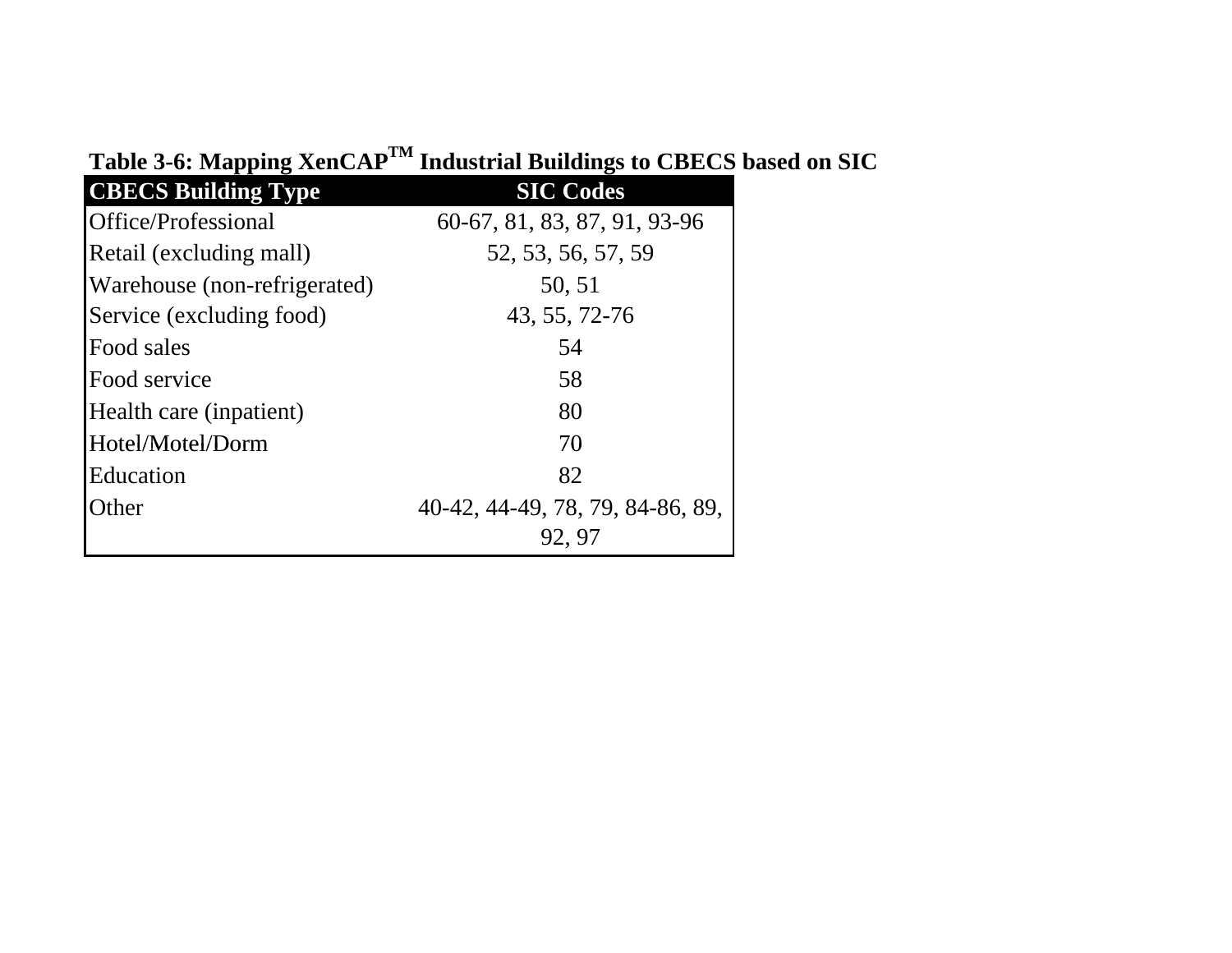**Table 3-6: Mapping XenCAP™ Industrial Buildings to CBECS based on SIC**

| CBECS Building Type | SIC Codes |
| --- | --- |
| Office/Professional | 60-67, 81, 83, 87, 91, 93-96 |
| Retail (excluding mall) | 52, 53, 56, 57, 59 |
| Warehouse (non-refrigerated) | 50, 51 |
| Service (excluding food) | 43, 55, 72-76 |
| Food sales | 54 |
| Food service | 58 |
| Health care (inpatient) | 80 |
| Hotel/Motel/Dorm | 70 |
| Education | 82 |
| Other | 40-42, 44-49, 78, 79, 84-86, 89, 92, 97 |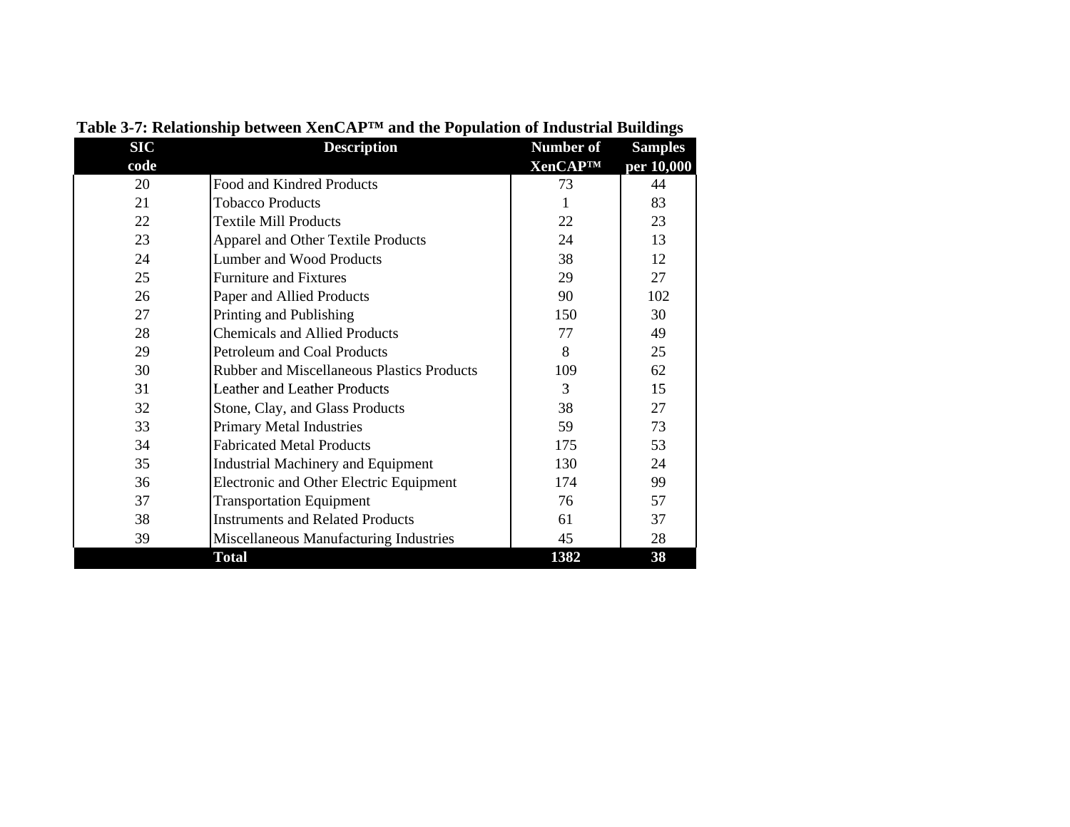**Table 3-7: Relationship between XenCAP™ and the Population of Industrial Buildings**

| SIC code | Description | Number of XenCAP™ | Samples per 10,000 |
|---|---|---|---|
| 20 | Food and Kindred Products | 73 | 44 |
| 21 | Tobacco Products | 1 | 83 |
| 22 | Textile Mill Products | 22 | 23 |
| 23 | Apparel and Other Textile Products | 24 | 13 |
| 24 | Lumber and Wood Products | 38 | 12 |
| 25 | Furniture and Fixtures | 29 | 27 |
| 26 | Paper and Allied Products | 90 | 102 |
| 27 | Printing and Publishing | 150 | 30 |
| 28 | Chemicals and Allied Products | 77 | 49 |
| 29 | Petroleum and Coal Products | 8 | 25 |
| 30 | Rubber and Miscellaneous Plastics Products | 109 | 62 |
| 31 | Leather and Leather Products | 3 | 15 |
| 32 | Stone, Clay, and Glass Products | 38 | 27 |
| 33 | Primary Metal Industries | 59 | 73 |
| 34 | Fabricated Metal Products | 175 | 53 |
| 35 | Industrial Machinery and Equipment | 130 | 24 |
| 36 | Electronic and Other Electric Equipment | 174 | 99 |
| 37 | Transportation Equipment | 76 | 57 |
| 38 | Instruments and Related Products | 61 | 37 |
| 39 | Miscellaneous Manufacturing Industries | 45 | 28 |
| | **Total** | **1382** | **38** |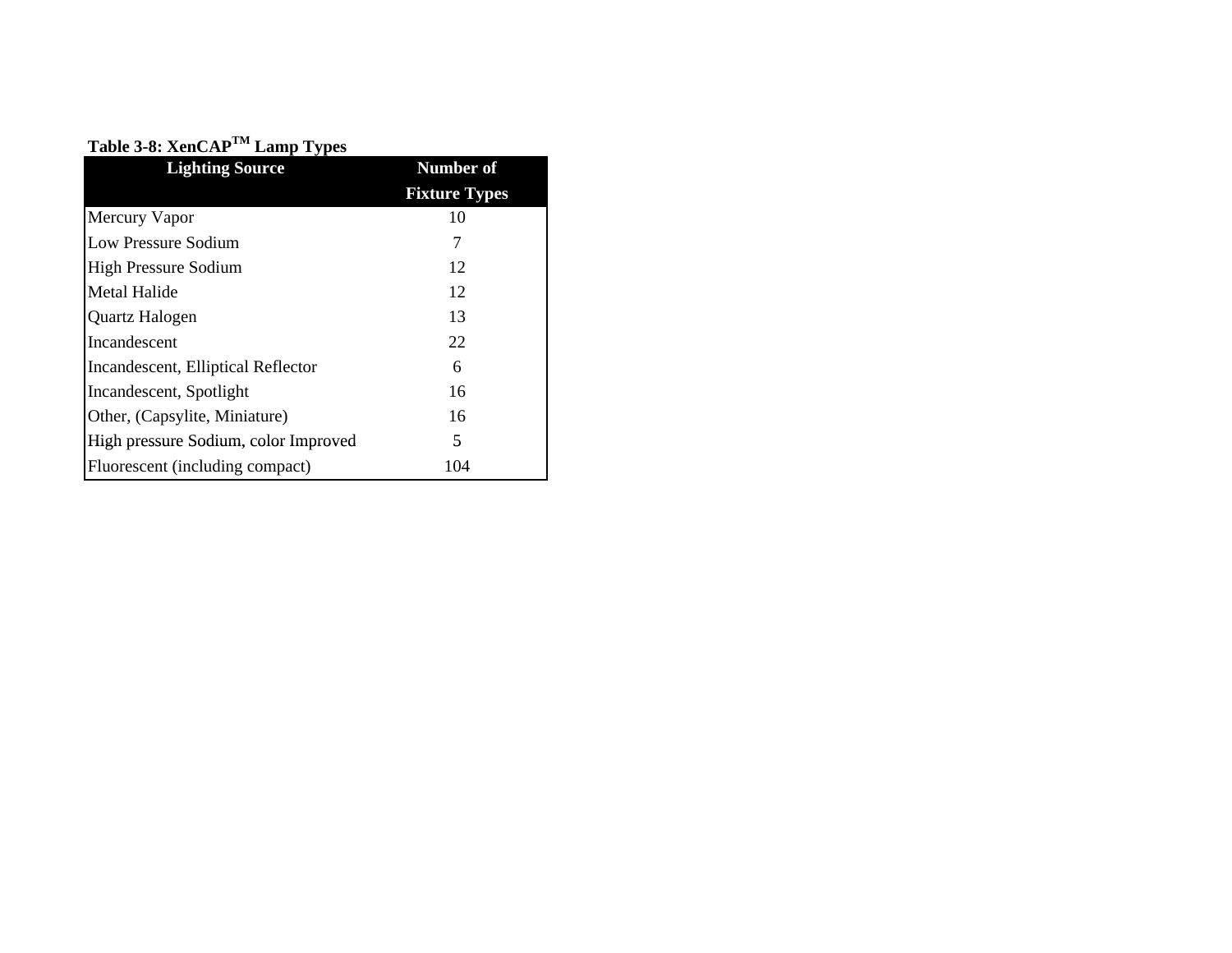**Table 3-8: XenCAP™ Lamp Types**

| Lighting Source | Number of Fixture Types |
|---|---|
| Mercury Vapor | 10 |
| Low Pressure Sodium | 7 |
| High Pressure Sodium | 12 |
| Metal Halide | 12 |
| Quartz Halogen | 13 |
| Incandescent | 22 |
| Incandescent, Elliptical Reflector | 6 |
| Incandescent, Spotlight | 16 |
| Other, (Capsylite, Miniature) | 16 |
| High pressure Sodium, color Improved | 5 |
| Fluorescent (including compact) | 104 |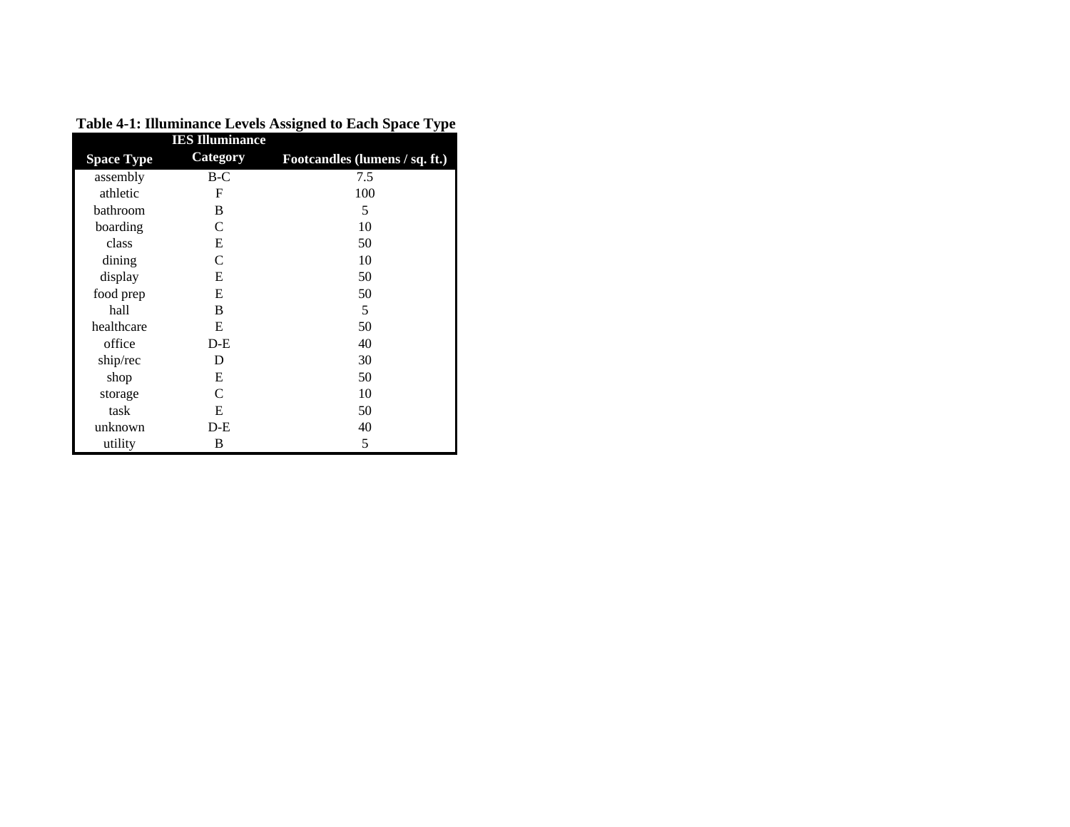**Table 4-1: Illuminance Levels Assigned to Each Space Type**

| Space Type | IES Illuminance Category | Footcandles (lumens / sq. ft.) |
|---|---|---|
| assembly | B-C | 7.5 |
| athletic | F | 100 |
| bathroom | B | 5 |
| boarding | C | 10 |
| class | E | 50 |
| dining | C | 10 |
| display | E | 50 |
| food prep | E | 50 |
| hall | B | 5 |
| healthcare | E | 50 |
| office | D-E | 40 |
| ship/rec | D | 30 |
| shop | E | 50 |
| storage | C | 10 |
| task | E | 50 |
| unknown | D-E | 40 |
| utility | B | 5 |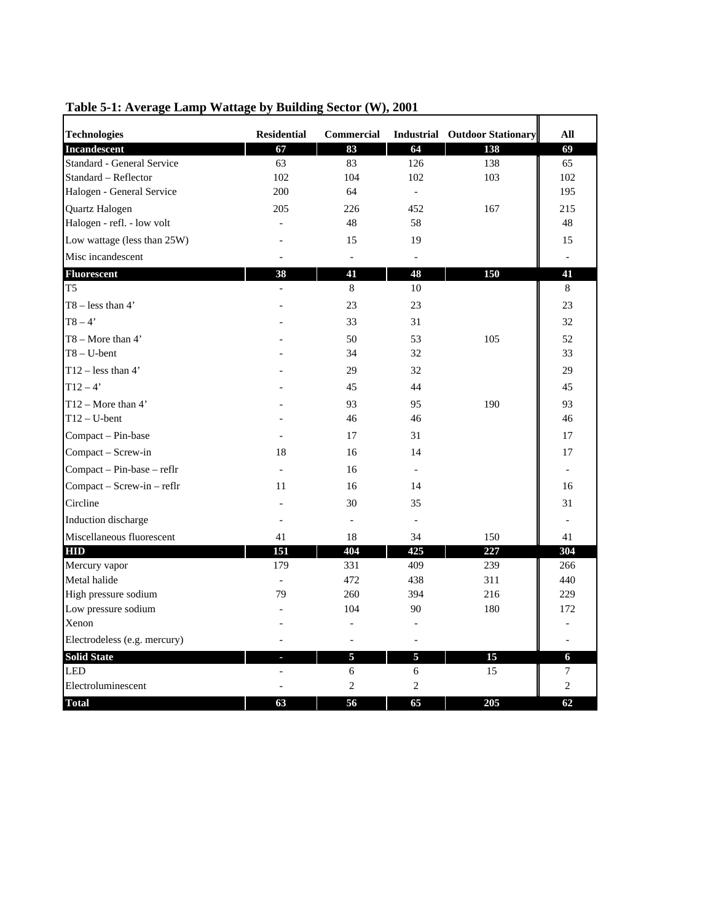**Table 5-1: Average Lamp Wattage by Building Sector (W), 2001**

| Technologies | Residential | Commercial | Industrial | Outdoor Stationary | All |
|---|---|---|---|---|---|
| **Incandescent** | **67** | **83** | **64** | **138** | **69** |
| Standard - General Service | 63 | 83 | 126 | 138 | 65 |
| Standard – Reflector | 102 | 104 | 102 | 103 | 102 |
| Halogen - General Service | 200 | 64 | - | | 195 |
| Quartz Halogen | 205 | 226 | 452 | 167 | 215 |
| Halogen - refl. - low volt | - | 48 | 58 | | 48 |
| Low wattage (less than 25W) | - | 15 | 19 | | 15 |
| Misc incandescent | - | - | - | | - |
| **Fluorescent** | **38** | **41** | **48** | **150** | **41** |
| T5 | - | 8 | 10 | | 8 |
| T8 – less than 4’ | - | 23 | 23 | | 23 |
| T8 – 4’ | - | 33 | 31 | | 32 |
| T8 – More than 4’ | - | 50 | 53 | 105 | 52 |
| T8 – U-bent | - | 34 | 32 | | 33 |
| T12 – less than 4’ | - | 29 | 32 | | 29 |
| T12 – 4’ | - | 45 | 44 | | 45 |
| T12 – More than 4’ | - | 93 | 95 | 190 | 93 |
| T12 – U-bent | - | 46 | 46 | | 46 |
| Compact – Pin-base | - | 17 | 31 | | 17 |
| Compact – Screw-in | 18 | 16 | 14 | | 17 |
| Compact – Pin-base – reflr | - | 16 | - | | - |
| Compact – Screw-in – reflr | 11 | 16 | 14 | | 16 |
| Circline | - | 30 | 35 | | 31 |
| Induction discharge | - | - | - | | - |
| Miscellaneous fluorescent | 41 | 18 | 34 | 150 | 41 |
| **HID** | **151** | **404** | **425** | **227** | **304** |
| Mercury vapor | 179 | 331 | 409 | 239 | 266 |
| Metal halide | - | 472 | 438 | 311 | 440 |
| High pressure sodium | 79 | 260 | 394 | 216 | 229 |
| Low pressure sodium | - | 104 | 90 | 180 | 172 |
| Xenon | - | - | - | | - |
| Electrodeless (e.g. mercury) | - | - | - | | - |
| **Solid State** | **-** | **5** | **5** | **15** | **6** |
| LED | - | 6 | 6 | 15 | 7 |
| Electroluminescent | - | 2 | 2 | | 2 |
| **Total** | **63** | **56** | **65** | **205** | **62** |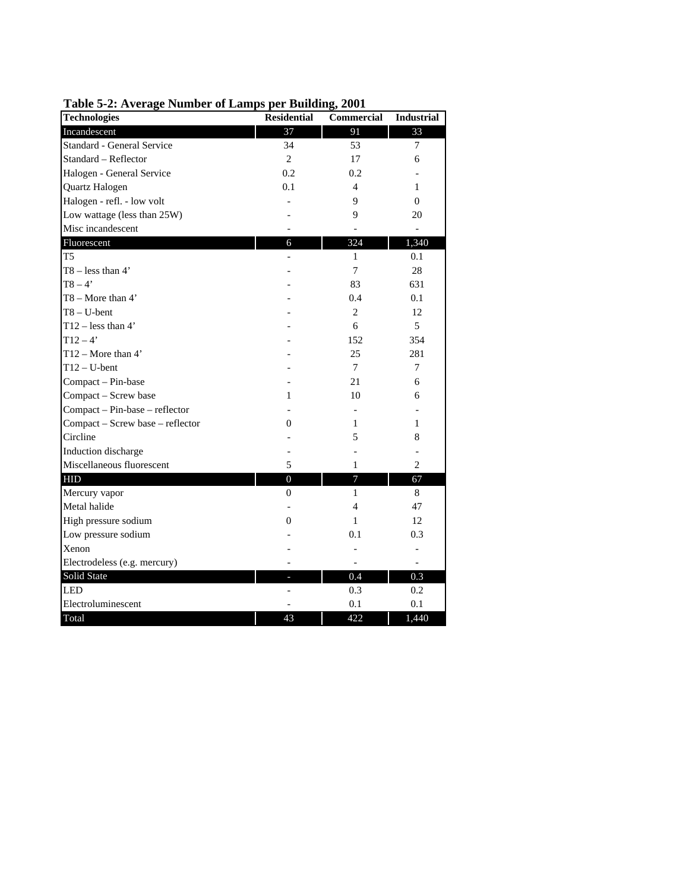**Table 5-2: Average Number of Lamps per Building, 2001**

| Technologies | Residential | Commercial | Industrial |
|---|---|---|---|
| Incandescent | 37 | 91 | 33 |
| Standard - General Service | 34 | 53 | 7 |
| Standard – Reflector | 2 | 17 | 6 |
| Halogen - General Service | 0.2 | 0.2 | - |
| Quartz Halogen | 0.1 | 4 | 1 |
| Halogen - refl. - low volt | - | 9 | 0 |
| Low wattage (less than 25W) | - | 9 | 20 |
| Misc incandescent | - | - | - |
| Fluorescent | 6 | 324 | 1,340 |
| T5 | - | 1 | 0.1 |
| T8 – less than 4’ | - | 7 | 28 |
| T8 – 4’ | - | 83 | 631 |
| T8 – More than 4’ | - | 0.4 | 0.1 |
| T8 – U-bent | - | 2 | 12 |
| T12 – less than 4’ | - | 6 | 5 |
| T12 – 4’ | - | 152 | 354 |
| T12 – More than 4’ | - | 25 | 281 |
| T12 – U-bent | - | 7 | 7 |
| Compact – Pin-base | - | 21 | 6 |
| Compact – Screw base | 1 | 10 | 6 |
| Compact – Pin-base – reflector | - | - | - |
| Compact – Screw base – reflector | 0 | 1 | 1 |
| Circline | - | 5 | 8 |
| Induction discharge | - | - | - |
| Miscellaneous fluorescent | 5 | 1 | 2 |
| HID | 0 | 7 | 67 |
| Mercury vapor | 0 | 1 | 8 |
| Metal halide | - | 4 | 47 |
| High pressure sodium | 0 | 1 | 12 |
| Low pressure sodium | - | 0.1 | 0.3 |
| Xenon | - | - | - |
| Electrodeless (e.g. mercury) | - | - | - |
| Solid State | - | 0.4 | 0.3 |
| LED | - | 0.3 | 0.2 |
| Electroluminescent | - | 0.1 | 0.1 |
| Total | 43 | 422 | 1,440 |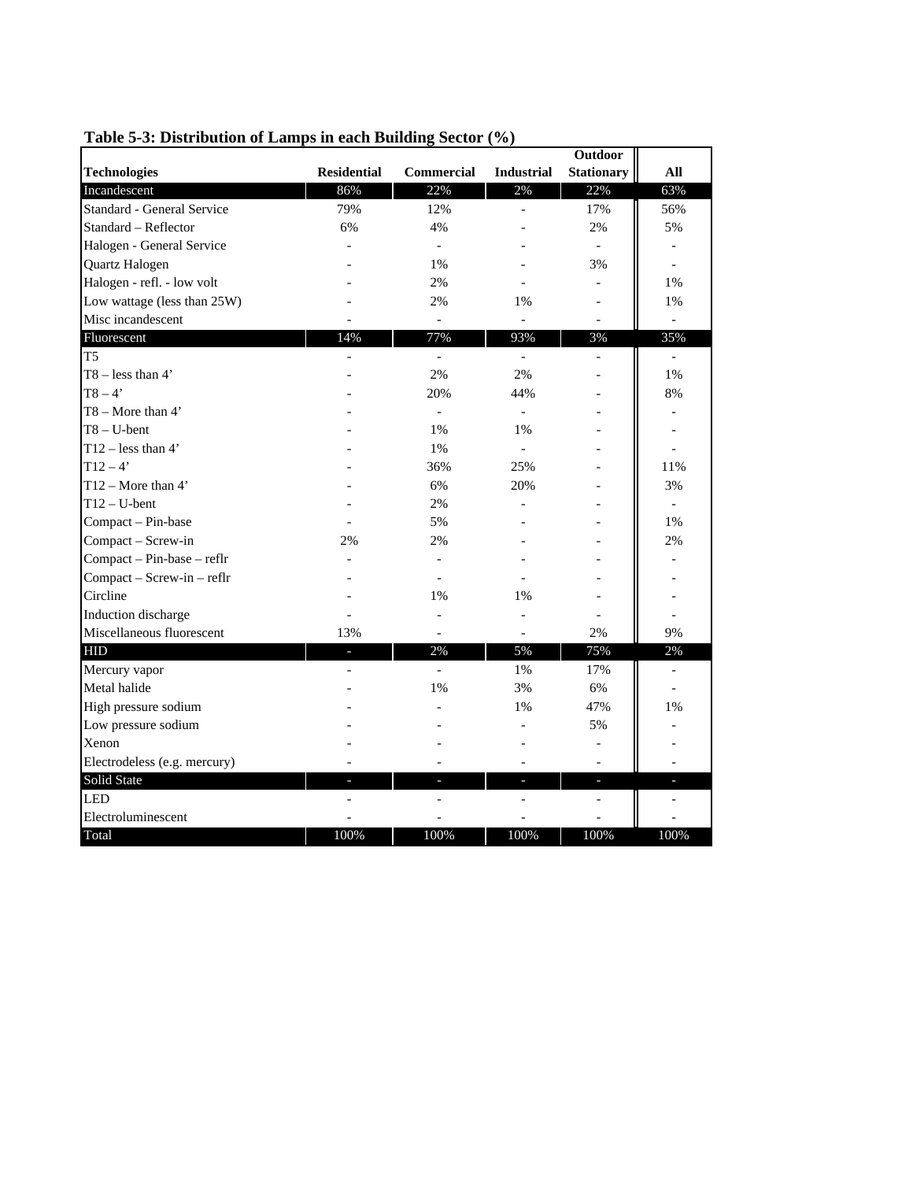**Table 5-3: Distribution of Lamps in each Building Sector (%)**

| Technologies | Residential | Commercial | Industrial | Outdoor Stationary | All |
|---|---|---|---|---|---|
| Incandescent | 86% | 22% | 2% | 22% | 63% |
| Standard - General Service | 79% | 12% | - | 17% | 56% |
| Standard – Reflector | 6% | 4% | - | 2% | 5% |
| Halogen - General Service | - | - | - | - | - |
| Quartz Halogen | - | 1% | - | 3% | - |
| Halogen - refl. - low volt | - | 2% | - | - | 1% |
| Low wattage (less than 25W) | - | 2% | 1% | - | 1% |
| Misc incandescent | - | - | - | - | - |
| Fluorescent | 14% | 77% | 93% | 3% | 35% |
| T5 | - | - | - | - | - |
| T8 – less than 4’ | - | 2% | 2% | - | 1% |
| T8 – 4’ | - | 20% | 44% | - | 8% |
| T8 – More than 4’ | - | - | - | - | - |
| T8 – U-bent | - | 1% | 1% | - | - |
| T12 – less than 4’ | - | 1% | - | - | - |
| T12 – 4’ | - | 36% | 25% | - | 11% |
| T12 – More than 4’ | - | 6% | 20% | - | 3% |
| T12 – U-bent | - | 2% | - | - | - |
| Compact – Pin-base | - | 5% | - | - | 1% |
| Compact – Screw-in | 2% | 2% | - | - | 2% |
| Compact – Pin-base – reflr | - | - | - | - | - |
| Compact – Screw-in – reflr | - | - | - | - | - |
| Circline | - | 1% | 1% | - | - |
| Induction discharge | - | - | - | - | - |
| Miscellaneous fluorescent | 13% | - | - | 2% | 9% |
| HID | - | 2% | 5% | 75% | 2% |
| Mercury vapor | - | - | 1% | 17% | - |
| Metal halide | - | 1% | 3% | 6% | - |
| High pressure sodium | - | - | 1% | 47% | 1% |
| Low pressure sodium | - | - | - | 5% | - |
| Xenon | - | - | - | - | - |
| Electrodeless (e.g. mercury) | - | - | - | - | - |
| Solid State | - | - | - | - | - |
| LED | - | - | - | - | - |
| Electroluminescent | - | - | - | - | - |
| Total | 100% | 100% | 100% | 100% | 100% |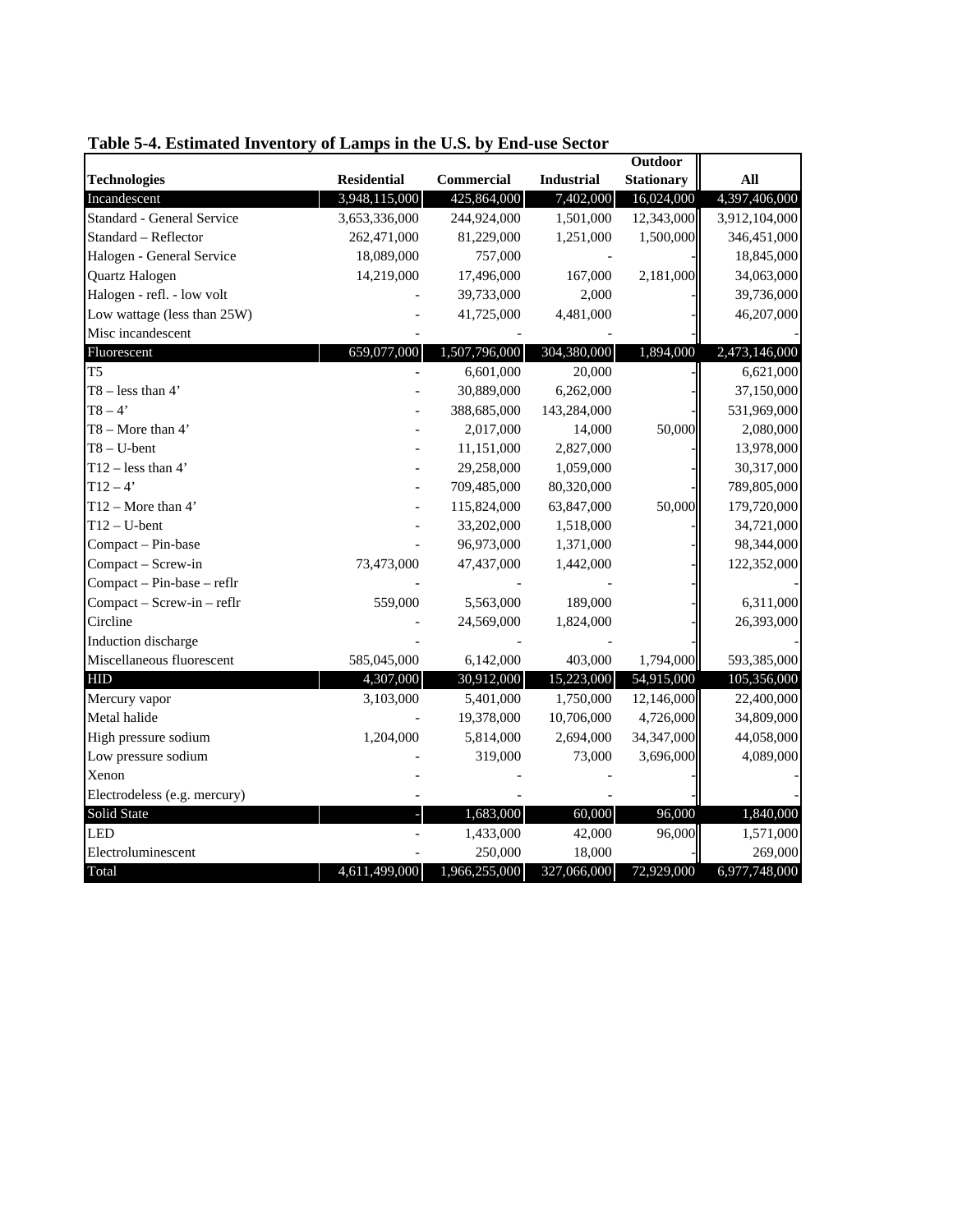**Table 5-4. Estimated Inventory of Lamps in the U.S. by End-use Sector**

| Technologies | Residential | Commercial | Industrial | Outdoor Stationary | All |
|---|---|---|---|---|---|
| Incandescent | 3,948,115,000 | 425,864,000 | 7,402,000 | 16,024,000 | 4,397,406,000 |
| Standard - General Service | 3,653,336,000 | 244,924,000 | 1,501,000 | 12,343,000 | 3,912,104,000 |
| Standard – Reflector | 262,471,000 | 81,229,000 | 1,251,000 | 1,500,000 | 346,451,000 |
| Halogen - General Service | 18,089,000 | 757,000 | - | - | 18,845,000 |
| Quartz Halogen | 14,219,000 | 17,496,000 | 167,000 | 2,181,000 | 34,063,000 |
| Halogen - refl. - low volt | - | 39,733,000 | 2,000 | - | 39,736,000 |
| Low wattage (less than 25W) | - | 41,725,000 | 4,481,000 | - | 46,207,000 |
| Misc incandescent | - | - | - | - | - |
| Fluorescent | 659,077,000 | 1,507,796,000 | 304,380,000 | 1,894,000 | 2,473,146,000 |
| T5 | - | 6,601,000 | 20,000 | - | 6,621,000 |
| T8 – less than 4' | - | 30,889,000 | 6,262,000 | - | 37,150,000 |
| T8 – 4' | - | 388,685,000 | 143,284,000 | - | 531,969,000 |
| T8 – More than 4' | - | 2,017,000 | 14,000 | 50,000 | 2,080,000 |
| T8 – U-bent | - | 11,151,000 | 2,827,000 | - | 13,978,000 |
| T12 – less than 4' | - | 29,258,000 | 1,059,000 | - | 30,317,000 |
| T12 – 4' | - | 709,485,000 | 80,320,000 | - | 789,805,000 |
| T12 – More than 4' | - | 115,824,000 | 63,847,000 | 50,000 | 179,720,000 |
| T12 – U-bent | - | 33,202,000 | 1,518,000 | - | 34,721,000 |
| Compact – Pin-base | - | 96,973,000 | 1,371,000 | - | 98,344,000 |
| Compact – Screw-in | 73,473,000 | 47,437,000 | 1,442,000 | - | 122,352,000 |
| Compact – Pin-base – reflr | - | - | - | - | - |
| Compact – Screw-in – reflr | 559,000 | 5,563,000 | 189,000 | - | 6,311,000 |
| Circline | - | 24,569,000 | 1,824,000 | - | 26,393,000 |
| Induction discharge | - | - | - | - | - |
| Miscellaneous fluorescent | 585,045,000 | 6,142,000 | 403,000 | 1,794,000 | 593,385,000 |
| HID | 4,307,000 | 30,912,000 | 15,223,000 | 54,915,000 | 105,356,000 |
| Mercury vapor | 3,103,000 | 5,401,000 | 1,750,000 | 12,146,000 | 22,400,000 |
| Metal halide | - | 19,378,000 | 10,706,000 | 4,726,000 | 34,809,000 |
| High pressure sodium | 1,204,000 | 5,814,000 | 2,694,000 | 34,347,000 | 44,058,000 |
| Low pressure sodium | - | 319,000 | 73,000 | 3,696,000 | 4,089,000 |
| Xenon | - | - | - | - | - |
| Electrodeless (e.g. mercury) | - | - | - | - | - |
| Solid State | - | 1,683,000 | 60,000 | 96,000 | 1,840,000 |
| LED | - | 1,433,000 | 42,000 | 96,000 | 1,571,000 |
| Electroluminescent | - | 250,000 | 18,000 | - | 269,000 |
| Total | 4,611,499,000 | 1,966,255,000 | 327,066,000 | 72,929,000 | 6,977,748,000 |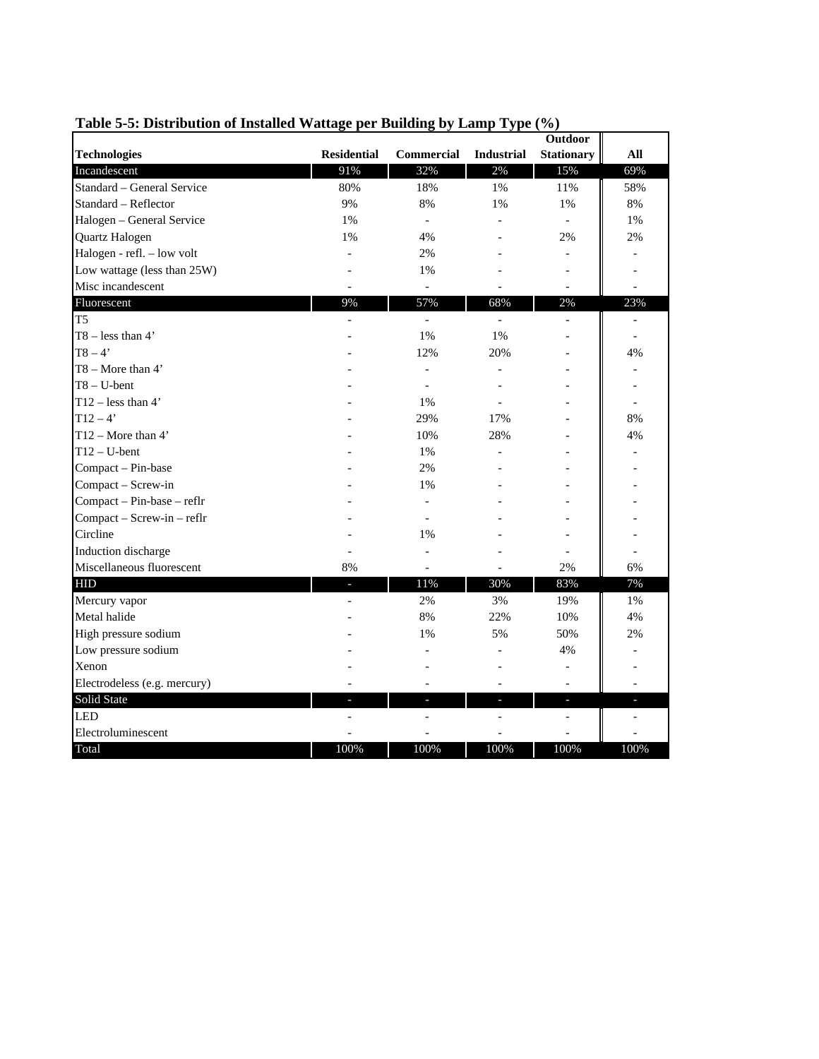**Table 5-5: Distribution of Installed Wattage per Building by Lamp Type (%)**

| Technologies | Residential | Commercial | Industrial | Outdoor Stationary | All |
|---|---|---|---|---|---|
| Incandescent | 91% | 32% | 2% | 15% | 69% |
| Standard – General Service | 80% | 18% | 1% | 11% | 58% |
| Standard – Reflector | 9% | 8% | 1% | 1% | 8% |
| Halogen – General Service | 1% | - | - | - | 1% |
| Quartz Halogen | 1% | 4% | - | 2% | 2% |
| Halogen - refl. – low volt | - | 2% | - | - | - |
| Low wattage (less than 25W) | - | 1% | - | - | - |
| Misc incandescent | - | - | - | - | - |
| Fluorescent | 9% | 57% | 68% | 2% | 23% |
| T5 | - | - | - | - | - |
| T8 – less than 4' | - | 1% | 1% | - | - |
| T8 – 4' | - | 12% | 20% | - | 4% |
| T8 – More than 4' | - | - | - | - | - |
| T8 – U-bent | - | - | - | - | - |
| T12 – less than 4' | - | 1% | - | - | - |
| T12 – 4' | - | 29% | 17% | - | 8% |
| T12 – More than 4' | - | 10% | 28% | - | 4% |
| T12 – U-bent | - | 1% | - | - | - |
| Compact – Pin-base | - | 2% | - | - | - |
| Compact – Screw-in | - | 1% | - | - | - |
| Compact – Pin-base – reflr | - | - | - | - | - |
| Compact – Screw-in – reflr | - | - | - | - | - |
| Circline | - | 1% | - | - | - |
| Induction discharge | - | - | - | - | - |
| Miscellaneous fluorescent | 8% | - | - | 2% | 6% |
| HID | - | 11% | 30% | 83% | 7% |
| Mercury vapor | - | 2% | 3% | 19% | 1% |
| Metal halide | - | 8% | 22% | 10% | 4% |
| High pressure sodium | - | 1% | 5% | 50% | 2% |
| Low pressure sodium | - | - | - | 4% | - |
| Xenon | - | - | - | - | - |
| Electrodeless (e.g. mercury) | - | - | - | - | - |
| Solid State | - | - | - | - | - |
| LED | - | - | - | - | - |
| Electroluminescent | - | - | - | - | - |
| Total | 100% | 100% | 100% | 100% | 100% |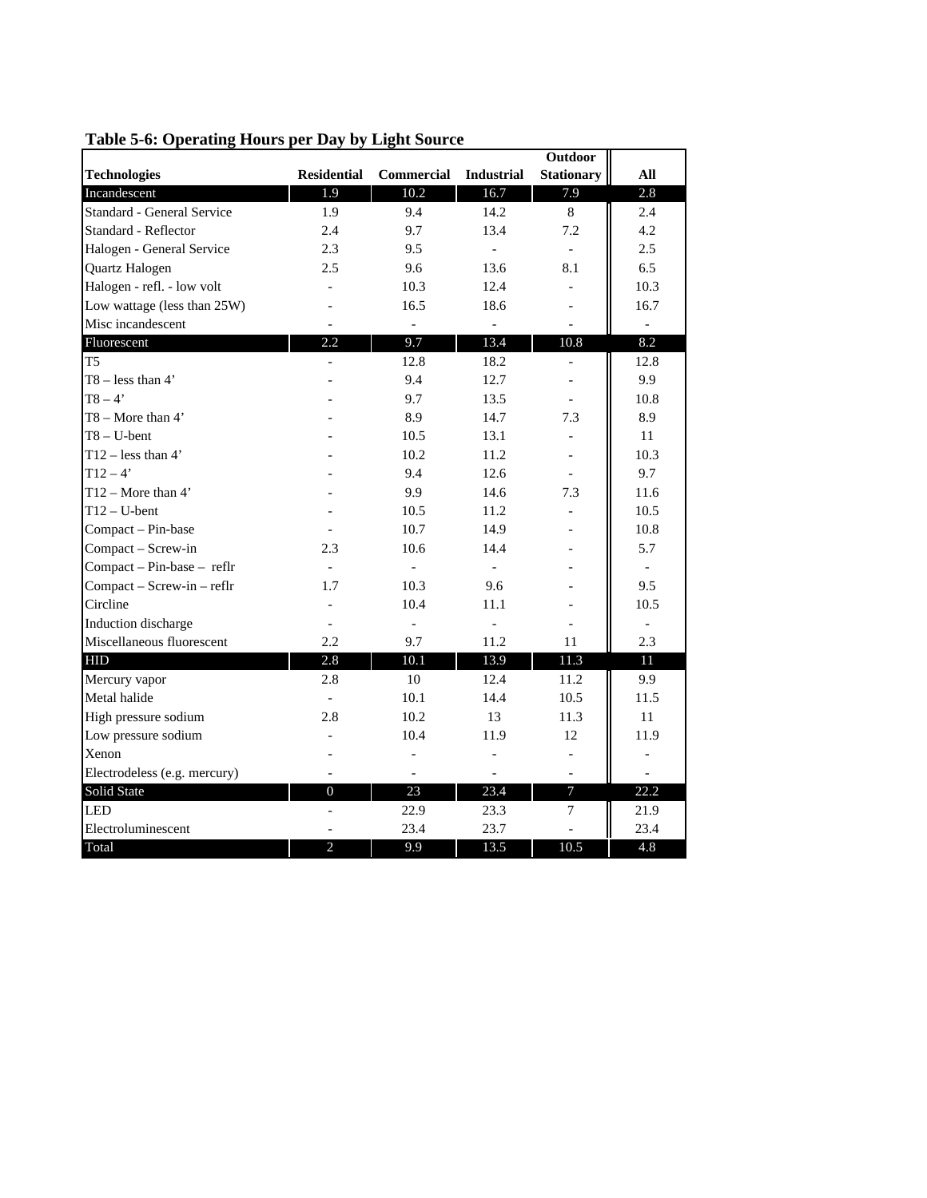**Table 5-6: Operating Hours per Day by Light Source**

| Technologies | Residential | Commercial | Industrial | Outdoor Stationary | All |
|---|---|---|---|---|---|
| Incandescent | 1.9 | 10.2 | 16.7 | 7.9 | 2.8 |
| Standard - General Service | 1.9 | 9.4 | 14.2 | 8 | 2.4 |
| Standard - Reflector | 2.4 | 9.7 | 13.4 | 7.2 | 4.2 |
| Halogen - General Service | 2.3 | 9.5 | - | - | 2.5 |
| Quartz Halogen | 2.5 | 9.6 | 13.6 | 8.1 | 6.5 |
| Halogen - refl. - low volt | - | 10.3 | 12.4 | - | 10.3 |
| Low wattage (less than 25W) | - | 16.5 | 18.6 | - | 16.7 |
| Misc incandescent | - | - | - | - | - |
| Fluorescent | 2.2 | 9.7 | 13.4 | 10.8 | 8.2 |
| T5 | - | 12.8 | 18.2 | - | 12.8 |
| T8 – less than 4’ | - | 9.4 | 12.7 | - | 9.9 |
| T8 – 4’ | - | 9.7 | 13.5 | - | 10.8 |
| T8 – More than 4’ | - | 8.9 | 14.7 | 7.3 | 8.9 |
| T8 – U-bent | - | 10.5 | 13.1 | - | 11 |
| T12 – less than 4’ | - | 10.2 | 11.2 | - | 10.3 |
| T12 – 4’ | - | 9.4 | 12.6 | - | 9.7 |
| T12 – More than 4’ | - | 9.9 | 14.6 | 7.3 | 11.6 |
| T12 – U-bent | - | 10.5 | 11.2 | - | 10.5 |
| Compact – Pin-base | - | 10.7 | 14.9 | - | 10.8 |
| Compact – Screw-in | 2.3 | 10.6 | 14.4 | - | 5.7 |
| Compact – Pin-base – reflr | - | - | - | - | - |
| Compact – Screw-in – reflr | 1.7 | 10.3 | 9.6 | - | 9.5 |
| Circline | - | 10.4 | 11.1 | - | 10.5 |
| Induction discharge | - | - | - | - | - |
| Miscellaneous fluorescent | 2.2 | 9.7 | 11.2 | 11 | 2.3 |
| HID | 2.8 | 10.1 | 13.9 | 11.3 | 11 |
| Mercury vapor | 2.8 | 10 | 12.4 | 11.2 | 9.9 |
| Metal halide | - | 10.1 | 14.4 | 10.5 | 11.5 |
| High pressure sodium | 2.8 | 10.2 | 13 | 11.3 | 11 |
| Low pressure sodium | - | 10.4 | 11.9 | 12 | 11.9 |
| Xenon | - | - | - | - | - |
| Electrodeless (e.g. mercury) | - | - | - | - | - |
| Solid State | 0 | 23 | 23.4 | 7 | 22.2 |
| LED | - | 22.9 | 23.3 | 7 | 21.9 |
| Electroluminescent | - | 23.4 | 23.7 | - | 23.4 |
| Total | 2 | 9.9 | 13.5 | 10.5 | 4.8 |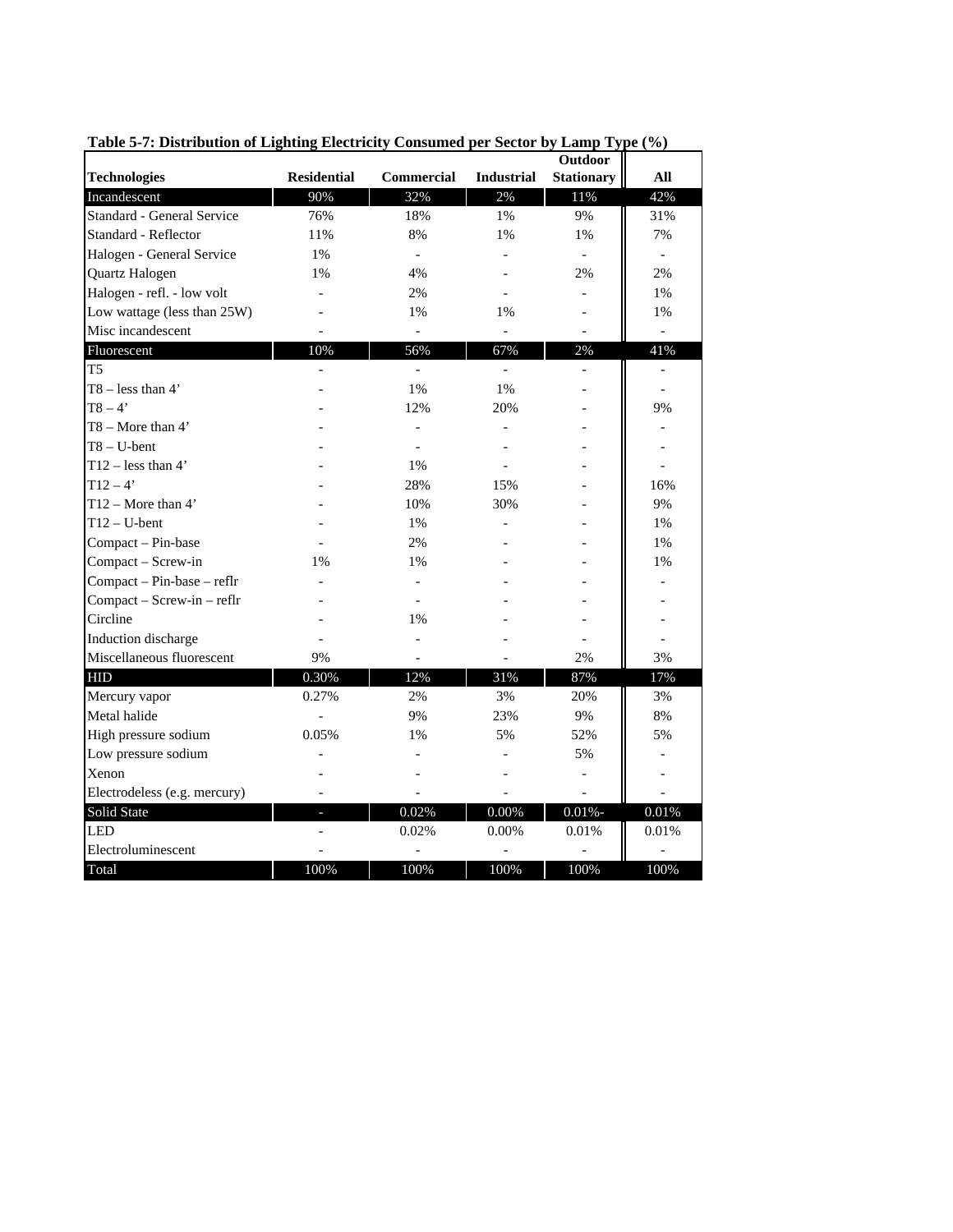**Table 5-7: Distribution of Lighting Electricity Consumed per Sector by Lamp Type (%)**

| Technologies | Residential | Commercial | Industrial | Outdoor Stationary | All |
|---|---|---|---|---|---|
| **Incandescent** | **90%** | **32%** | **2%** | **11%** | **42%** |
| Standard - General Service | 76% | 18% | 1% | 9% | 31% |
| Standard - Reflector | 11% | 8% | 1% | 1% | 7% |
| Halogen - General Service | 1% | - | - | - | - |
| Quartz Halogen | 1% | 4% | - | 2% | 2% |
| Halogen - refl. - low volt | - | 2% | - | - | 1% |
| Low wattage (less than 25W) | - | 1% | 1% | - | 1% |
| Misc incandescent | - | - | - | - | - |
| **Fluorescent** | **10%** | **56%** | **67%** | **2%** | **41%** |
| T5 | - | - | - | - | - |
| T8 – less than 4’ | - | 1% | 1% | - | - |
| T8 – 4’ | - | 12% | 20% | - | 9% |
| T8 – More than 4’ | - | - | - | - | - |
| T8 – U-bent | - | - | - | - | - |
| T12 – less than 4’ | - | 1% | - | - | - |
| T12 – 4’ | - | 28% | 15% | - | 16% |
| T12 – More than 4’ | - | 10% | 30% | - | 9% |
| T12 – U-bent | - | 1% | - | - | 1% |
| Compact – Pin-base | - | 2% | - | - | 1% |
| Compact – Screw-in | 1% | 1% | - | - | 1% |
| Compact – Pin-base – reflr | - | - | - | - | - |
| Compact – Screw-in – reflr | - | - | - | - | - |
| Circline | - | 1% | - | - | - |
| Induction discharge | - | - | - | - | - |
| Miscellaneous fluorescent | 9% | - | - | 2% | 3% |
| **HID** | **0.30%** | **12%** | **31%** | **87%** | **17%** |
| Mercury vapor | 0.27% | 2% | 3% | 20% | 3% |
| Metal halide | - | 9% | 23% | 9% | 8% |
| High pressure sodium | 0.05% | 1% | 5% | 52% | 5% |
| Low pressure sodium | - | - | - | 5% | - |
| Xenon | - | - | - | - | - |
| Electrodeless (e.g. mercury) | - | - | - | - | - |
| **Solid State** | **-** | **0.02%** | **0.00%** | **0.01%-** | **0.01%** |
| LED | - | 0.02% | 0.00% | 0.01% | 0.01% |
| Electroluminescent | - | - | - | - | - |
| **Total** | **100%** | **100%** | **100%** | **100%** | **100%** |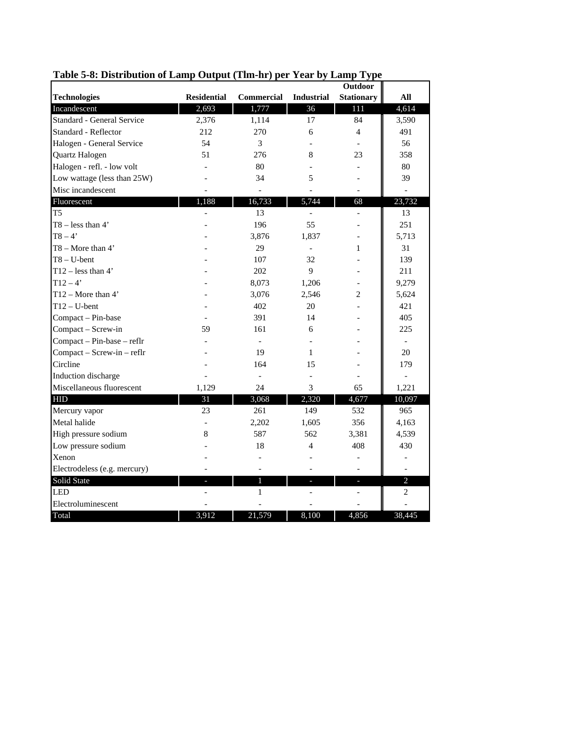**Table 5-8: Distribution of Lamp Output (Tlm-hr) per Year by Lamp Type**

| Technologies | Residential | Commercial | Industrial | Outdoor Stationary | All |
|---|---|---|---|---|---|
| Incandescent | 2,693 | 1,777 | 36 | 111 | 4,614 |
| Standard - General Service | 2,376 | 1,114 | 17 | 84 | 3,590 |
| Standard - Reflector | 212 | 270 | 6 | 4 | 491 |
| Halogen - General Service | 54 | 3 | - | - | 56 |
| Quartz Halogen | 51 | 276 | 8 | 23 | 358 |
| Halogen - refl. - low volt | - | 80 | - | - | 80 |
| Low wattage (less than 25W) | - | 34 | 5 | - | 39 |
| Misc incandescent | - | - | - | - | - |
| Fluorescent | 1,188 | 16,733 | 5,744 | 68 | 23,732 |
| T5 | - | 13 | - | - | 13 |
| T8 – less than 4' | - | 196 | 55 | - | 251 |
| T8 – 4' | - | 3,876 | 1,837 | - | 5,713 |
| T8 – More than 4' | - | 29 | - | 1 | 31 |
| T8 – U-bent | - | 107 | 32 | - | 139 |
| T12 – less than 4' | - | 202 | 9 | - | 211 |
| T12 – 4' | - | 8,073 | 1,206 | - | 9,279 |
| T12 – More than 4' | - | 3,076 | 2,546 | 2 | 5,624 |
| T12 – U-bent | - | 402 | 20 | - | 421 |
| Compact – Pin-base | - | 391 | 14 | - | 405 |
| Compact – Screw-in | 59 | 161 | 6 | - | 225 |
| Compact – Pin-base – reflr | - | - | - | - | - |
| Compact – Screw-in – reflr | - | 19 | 1 | - | 20 |
| Circline | - | 164 | 15 | - | 179 |
| Induction discharge | - | - | - | - | - |
| Miscellaneous fluorescent | 1,129 | 24 | 3 | 65 | 1,221 |
| HID | 31 | 3,068 | 2,320 | 4,677 | 10,097 |
| Mercury vapor | 23 | 261 | 149 | 532 | 965 |
| Metal halide | - | 2,202 | 1,605 | 356 | 4,163 |
| High pressure sodium | 8 | 587 | 562 | 3,381 | 4,539 |
| Low pressure sodium | - | 18 | 4 | 408 | 430 |
| Xenon | - | - | - | - | - |
| Electrodeless (e.g. mercury) | - | - | - | - | - |
| Solid State | - | 1 | - | - | 2 |
| LED | - | 1 | - | - | 2 |
| Electroluminescent | - | - | - | - | - |
| Total | 3,912 | 21,579 | 8,100 | 4,856 | 38,445 |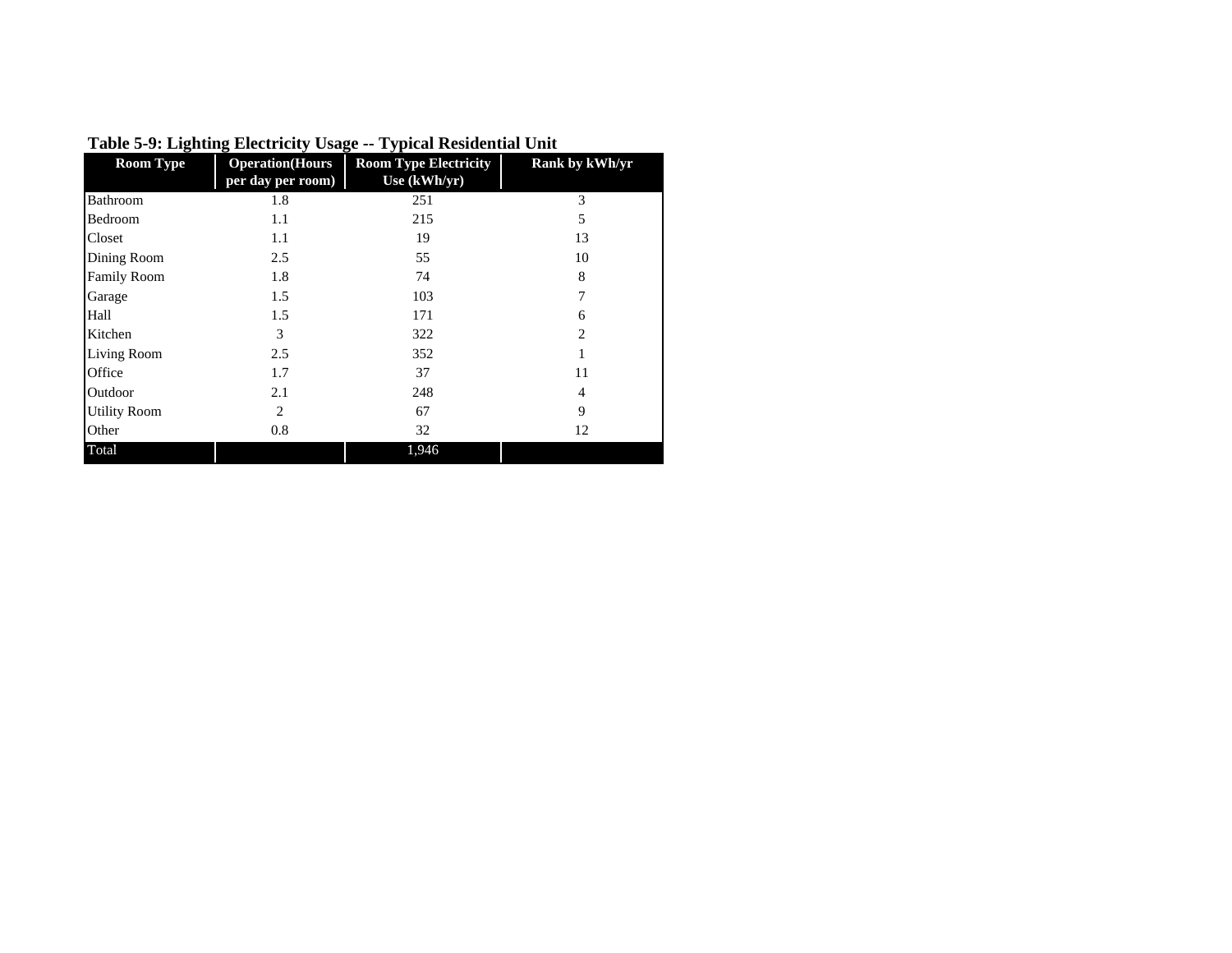**Table 5-9: Lighting Electricity Usage -- Typical Residential Unit**

| Room Type | Operation(Hours per day per room) | Room Type Electricity Use (kWh/yr) | Rank by kWh/yr |
|---|---|---|---|
| Bathroom | 1.8 | 251 | 3 |
| Bedroom | 1.1 | 215 | 5 |
| Closet | 1.1 | 19 | 13 |
| Dining Room | 2.5 | 55 | 10 |
| Family Room | 1.8 | 74 | 8 |
| Garage | 1.5 | 103 | 7 |
| Hall | 1.5 | 171 | 6 |
| Kitchen | 3 | 322 | 2 |
| Living Room | 2.5 | 352 | 1 |
| Office | 1.7 | 37 | 11 |
| Outdoor | 2.1 | 248 | 4 |
| Utility Room | 2 | 67 | 9 |
| Other | 0.8 | 32 | 12 |
| Total | | 1,946 | |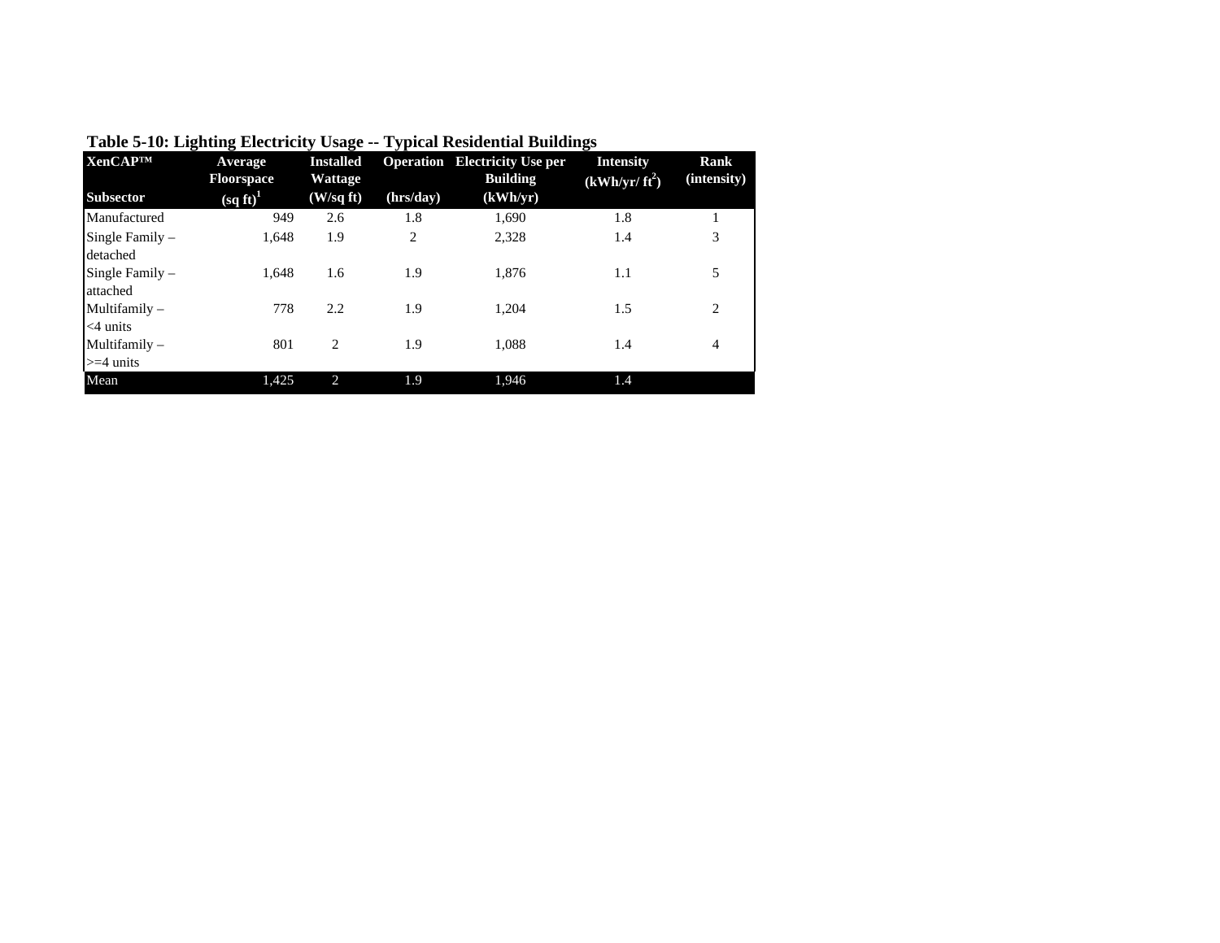**Table 5-10: Lighting Electricity Usage -- Typical Residential Buildings**

| XenCAP™ Subsector | Average Floorspace (sq ft)[1] | Installed Wattage (W/sq ft) | Operation (hrs/day) | Electricity Use per Building (kWh/yr) | Intensity (kWh/yr/ $ft^2$) | Rank (intensity) |
|---|---|---|---|---|---|---|
| Manufactured | 949 | 2.6 | 1.8 | 1,690 | 1.8 | 1 |
| Single Family – detached | 1,648 | 1.9 | 2 | 2,328 | 1.4 | 3 |
| Single Family – attached | 1,648 | 1.6 | 1.9 | 1,876 | 1.1 | 5 |
| Multifamily – <4 units | 778 | 2.2 | 1.9 | 1,204 | 1.5 | 2 |
| Multifamily – >=4 units | 801 | 2 | 1.9 | 1,088 | 1.4 | 4 |
| Mean | 1,425 | 2 | 1.9 | 1,946 | 1.4 | |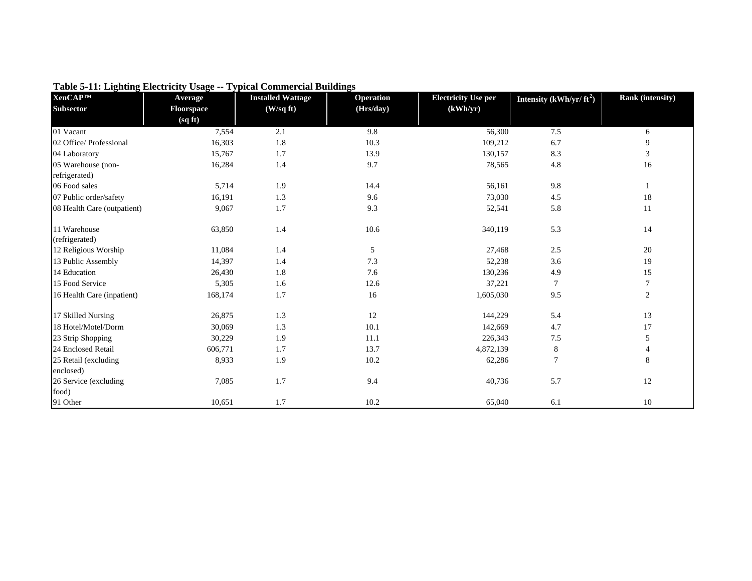**Table 5-11: Lighting Electricity Usage -- Typical Commercial Buildings**

| XenCAP™ Subsector | Average Floorspace (sq ft) | Installed Wattage (W/sq ft) | Operation (Hrs/day) | Electricity Use per (kWh/yr) | Intensity (kWh/yr/ $ft^2$) | Rank (intensity) |
|---|---|---|---|---|---|---|
| 01 Vacant | 7,554 | 2.1 | 9.8 | 56,300 | 7.5 | 6 |
| 02 Office/ Professional | 16,303 | 1.8 | 10.3 | 109,212 | 6.7 | 9 |
| 04 Laboratory | 15,767 | 1.7 | 13.9 | 130,157 | 8.3 | 3 |
| 05 Warehouse (non-refrigerated) | 16,284 | 1.4 | 9.7 | 78,565 | 4.8 | 16 |
| 06 Food sales | 5,714 | 1.9 | 14.4 | 56,161 | 9.8 | 1 |
| 07 Public order/safety | 16,191 | 1.3 | 9.6 | 73,030 | 4.5 | 18 |
| 08 Health Care (outpatient) | 9,067 | 1.7 | 9.3 | 52,541 | 5.8 | 11 |
| 11 Warehouse (refrigerated) | 63,850 | 1.4 | 10.6 | 340,119 | 5.3 | 14 |
| 12 Religious Worship | 11,084 | 1.4 | 5 | 27,468 | 2.5 | 20 |
| 13 Public Assembly | 14,397 | 1.4 | 7.3 | 52,238 | 3.6 | 19 |
| 14 Education | 26,430 | 1.8 | 7.6 | 130,236 | 4.9 | 15 |
| 15 Food Service | 5,305 | 1.6 | 12.6 | 37,221 | 7 | 7 |
| 16 Health Care (inpatient) | 168,174 | 1.7 | 16 | 1,605,030 | 9.5 | 2 |
| 17 Skilled Nursing | 26,875 | 1.3 | 12 | 144,229 | 5.4 | 13 |
| 18 Hotel/Motel/Dorm | 30,069 | 1.3 | 10.1 | 142,669 | 4.7 | 17 |
| 23 Strip Shopping | 30,229 | 1.9 | 11.1 | 226,343 | 7.5 | 5 |
| 24 Enclosed Retail | 606,771 | 1.7 | 13.7 | 4,872,139 | 8 | 4 |
| 25 Retail (excluding enclosed) | 8,933 | 1.9 | 10.2 | 62,286 | 7 | 8 |
| 26 Service (excluding food) | 7,085 | 1.7 | 9.4 | 40,736 | 5.7 | 12 |
| 91 Other | 10,651 | 1.7 | 10.2 | 65,040 | 6.1 | 10 |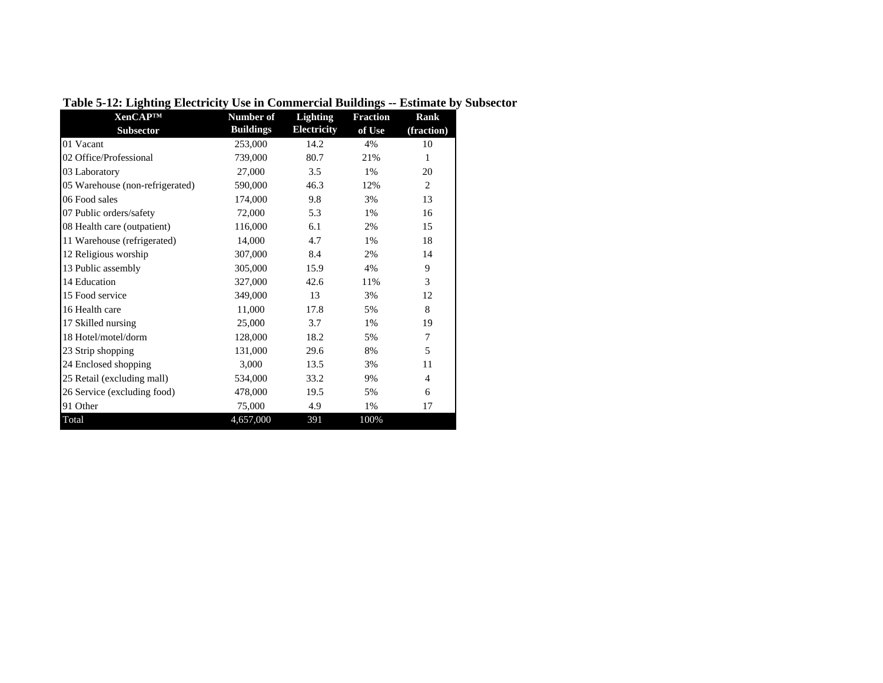**Table 5-12: Lighting Electricity Use in Commercial Buildings -- Estimate by Subsector**

| XenCAP™ Subsector | Number of Buildings | Lighting Electricity | Fraction of Use | Rank (fraction) |
|---|---|---|---|---|
| 01 Vacant | 253,000 | 14.2 | 4% | 10 |
| 02 Office/Professional | 739,000 | 80.7 | 21% | 1 |
| 03 Laboratory | 27,000 | 3.5 | 1% | 20 |
| 05 Warehouse (non-refrigerated) | 590,000 | 46.3 | 12% | 2 |
| 06 Food sales | 174,000 | 9.8 | 3% | 13 |
| 07 Public orders/safety | 72,000 | 5.3 | 1% | 16 |
| 08 Health care (outpatient) | 116,000 | 6.1 | 2% | 15 |
| 11 Warehouse (refrigerated) | 14,000 | 4.7 | 1% | 18 |
| 12 Religious worship | 307,000 | 8.4 | 2% | 14 |
| 13 Public assembly | 305,000 | 15.9 | 4% | 9 |
| 14 Education | 327,000 | 42.6 | 11% | 3 |
| 15 Food service | 349,000 | 13 | 3% | 12 |
| 16 Health care | 11,000 | 17.8 | 5% | 8 |
| 17 Skilled nursing | 25,000 | 3.7 | 1% | 19 |
| 18 Hotel/motel/dorm | 128,000 | 18.2 | 5% | 7 |
| 23 Strip shopping | 131,000 | 29.6 | 8% | 5 |
| 24 Enclosed shopping | 3,000 | 13.5 | 3% | 11 |
| 25 Retail (excluding mall) | 534,000 | 33.2 | 9% | 4 |
| 26 Service (excluding food) | 478,000 | 19.5 | 5% | 6 |
| 91 Other | 75,000 | 4.9 | 1% | 17 |
| Total | 4,657,000 | 391 | 100% | |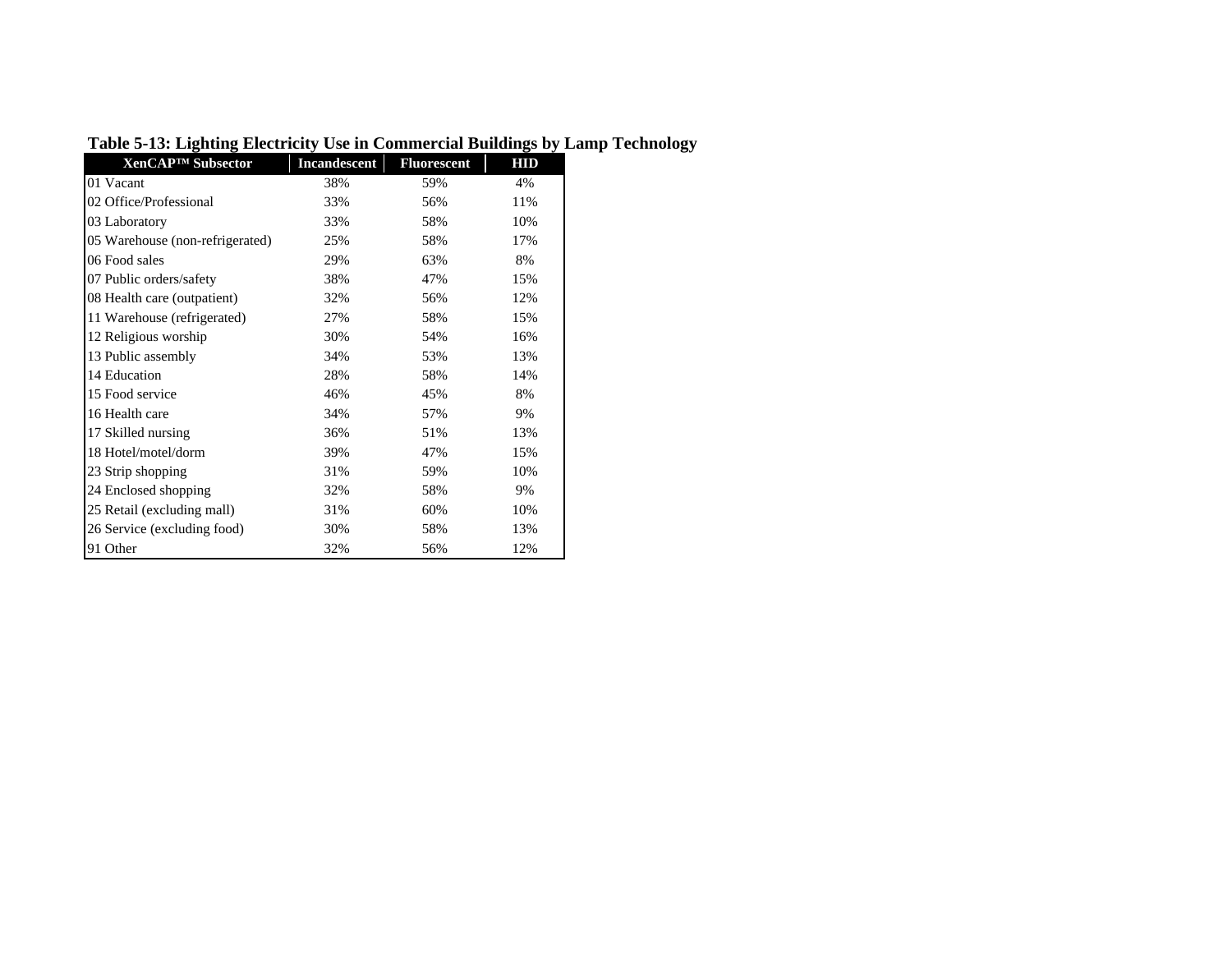**Table 5-13: Lighting Electricity Use in Commercial Buildings by Lamp Technology**

| XenCAP™ Subsector | Incandescent | Fluorescent | HID |
|---|---|---|---|
| 01 Vacant | 38% | 59% | 4% |
| 02 Office/Professional | 33% | 56% | 11% |
| 03 Laboratory | 33% | 58% | 10% |
| 05 Warehouse (non-refrigerated) | 25% | 58% | 17% |
| 06 Food sales | 29% | 63% | 8% |
| 07 Public orders/safety | 38% | 47% | 15% |
| 08 Health care (outpatient) | 32% | 56% | 12% |
| 11 Warehouse (refrigerated) | 27% | 58% | 15% |
| 12 Religious worship | 30% | 54% | 16% |
| 13 Public assembly | 34% | 53% | 13% |
| 14 Education | 28% | 58% | 14% |
| 15 Food service | 46% | 45% | 8% |
| 16 Health care | 34% | 57% | 9% |
| 17 Skilled nursing | 36% | 51% | 13% |
| 18 Hotel/motel/dorm | 39% | 47% | 15% |
| 23 Strip shopping | 31% | 59% | 10% |
| 24 Enclosed shopping | 32% | 58% | 9% |
| 25 Retail (excluding mall) | 31% | 60% | 10% |
| 26 Service (excluding food) | 30% | 58% | 13% |
| 91 Other | 32% | 56% | 12% |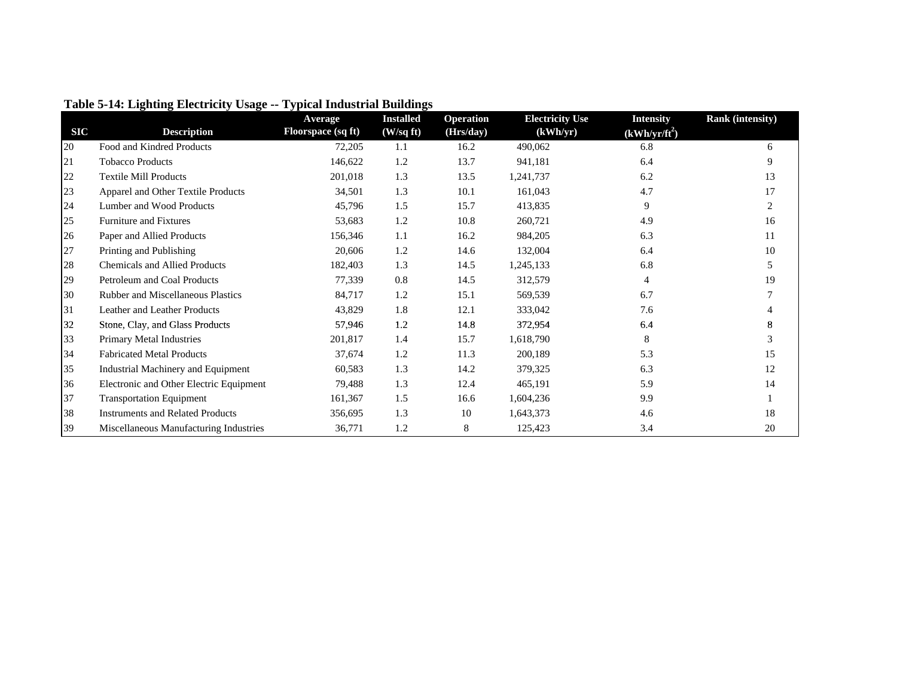**Table 5-14: Lighting Electricity Usage -- Typical Industrial Buildings**

| SIC | Description | Average Floorspace (sq ft) | Installed (W/sq ft) | Operation (Hrs/day) | Electricity Use (kWh/yr) | Intensity ($kWh/yr/ft^2$) | Rank (intensity) |
|---|---|---|---|---|---|---|---|
| 20 | Food and Kindred Products | 72,205 | 1.1 | 16.2 | 490,062 | 6.8 | 6 |
| 21 | Tobacco Products | 146,622 | 1.2 | 13.7 | 941,181 | 6.4 | 9 |
| 22 | Textile Mill Products | 201,018 | 1.3 | 13.5 | 1,241,737 | 6.2 | 13 |
| 23 | Apparel and Other Textile Products | 34,501 | 1.3 | 10.1 | 161,043 | 4.7 | 17 |
| 24 | Lumber and Wood Products | 45,796 | 1.5 | 15.7 | 413,835 | 9 | 2 |
| 25 | Furniture and Fixtures | 53,683 | 1.2 | 10.8 | 260,721 | 4.9 | 16 |
| 26 | Paper and Allied Products | 156,346 | 1.1 | 16.2 | 984,205 | 6.3 | 11 |
| 27 | Printing and Publishing | 20,606 | 1.2 | 14.6 | 132,004 | 6.4 | 10 |
| 28 | Chemicals and Allied Products | 182,403 | 1.3 | 14.5 | 1,245,133 | 6.8 | 5 |
| 29 | Petroleum and Coal Products | 77,339 | 0.8 | 14.5 | 312,579 | 4 | 19 |
| 30 | Rubber and Miscellaneous Plastics | 84,717 | 1.2 | 15.1 | 569,539 | 6.7 | 7 |
| 31 | Leather and Leather Products | 43,829 | 1.8 | 12.1 | 333,042 | 7.6 | 4 |
| 32 | Stone, Clay, and Glass Products | 57,946 | 1.2 | 14.8 | 372,954 | 6.4 | 8 |
| 33 | Primary Metal Industries | 201,817 | 1.4 | 15.7 | 1,618,790 | 8 | 3 |
| 34 | Fabricated Metal Products | 37,674 | 1.2 | 11.3 | 200,189 | 5.3 | 15 |
| 35 | Industrial Machinery and Equipment | 60,583 | 1.3 | 14.2 | 379,325 | 6.3 | 12 |
| 36 | Electronic and Other Electric Equipment | 79,488 | 1.3 | 12.4 | 465,191 | 5.9 | 14 |
| 37 | Transportation Equipment | 161,367 | 1.5 | 16.6 | 1,604,236 | 9.9 | 1 |
| 38 | Instruments and Related Products | 356,695 | 1.3 | 10 | 1,643,373 | 4.6 | 18 |
| 39 | Miscellaneous Manufacturing Industries | 36,771 | 1.2 | 8 | 125,423 | 3.4 | 20 |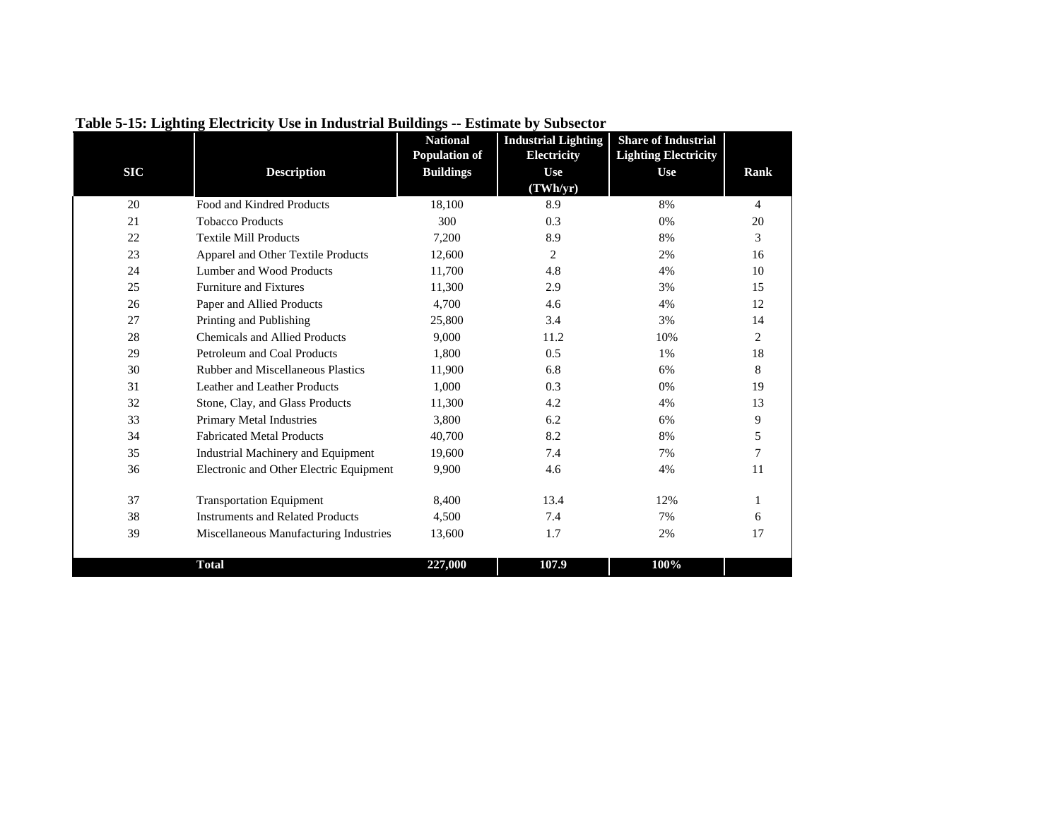**Table 5-15: Lighting Electricity Use in Industrial Buildings -- Estimate by Subsector**

| SIC | Description | National Population of Buildings | Industrial Lighting Electricity Use (TWh/yr) | Share of Industrial Lighting Electricity Use | Rank |
|---|---|---|---|---|---|
| 20 | Food and Kindred Products | 18,100 | 8.9 | 8% | 4 |
| 21 | Tobacco Products | 300 | 0.3 | 0% | 20 |
| 22 | Textile Mill Products | 7,200 | 8.9 | 8% | 3 |
| 23 | Apparel and Other Textile Products | 12,600 | 2 | 2% | 16 |
| 24 | Lumber and Wood Products | 11,700 | 4.8 | 4% | 10 |
| 25 | Furniture and Fixtures | 11,300 | 2.9 | 3% | 15 |
| 26 | Paper and Allied Products | 4,700 | 4.6 | 4% | 12 |
| 27 | Printing and Publishing | 25,800 | 3.4 | 3% | 14 |
| 28 | Chemicals and Allied Products | 9,000 | 11.2 | 10% | 2 |
| 29 | Petroleum and Coal Products | 1,800 | 0.5 | 1% | 18 |
| 30 | Rubber and Miscellaneous Plastics | 11,900 | 6.8 | 6% | 8 |
| 31 | Leather and Leather Products | 1,000 | 0.3 | 0% | 19 |
| 32 | Stone, Clay, and Glass Products | 11,300 | 4.2 | 4% | 13 |
| 33 | Primary Metal Industries | 3,800 | 6.2 | 6% | 9 |
| 34 | Fabricated Metal Products | 40,700 | 8.2 | 8% | 5 |
| 35 | Industrial Machinery and Equipment | 19,600 | 7.4 | 7% | 7 |
| 36 | Electronic and Other Electric Equipment | 9,900 | 4.6 | 4% | 11 |
| 37 | Transportation Equipment | 8,400 | 13.4 | 12% | 1 |
| 38 | Instruments and Related Products | 4,500 | 7.4 | 7% | 6 |
| 39 | Miscellaneous Manufacturing Industries | 13,600 | 1.7 | 2% | 17 |
| | **Total** | **227,000** | **107.9** | **100%** | |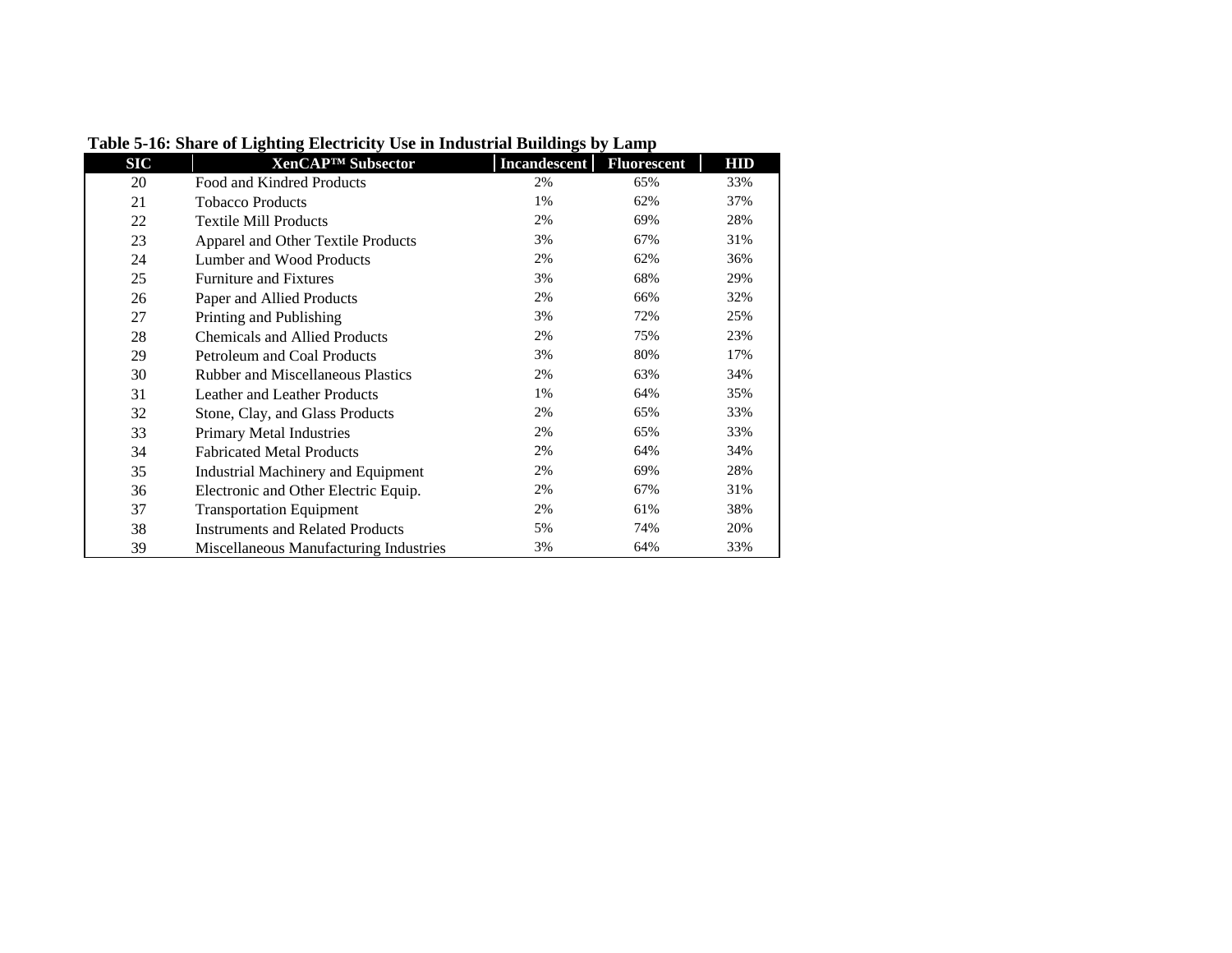**Table 5-16: Share of Lighting Electricity Use in Industrial Buildings by Lamp**

| SIC | XenCAP™ Subsector | Incandescent | Fluorescent | HID |
|---|---|---|---|---|
| 20 | Food and Kindred Products | 2% | 65% | 33% |
| 21 | Tobacco Products | 1% | 62% | 37% |
| 22 | Textile Mill Products | 2% | 69% | 28% |
| 23 | Apparel and Other Textile Products | 3% | 67% | 31% |
| 24 | Lumber and Wood Products | 2% | 62% | 36% |
| 25 | Furniture and Fixtures | 3% | 68% | 29% |
| 26 | Paper and Allied Products | 2% | 66% | 32% |
| 27 | Printing and Publishing | 3% | 72% | 25% |
| 28 | Chemicals and Allied Products | 2% | 75% | 23% |
| 29 | Petroleum and Coal Products | 3% | 80% | 17% |
| 30 | Rubber and Miscellaneous Plastics | 2% | 63% | 34% |
| 31 | Leather and Leather Products | 1% | 64% | 35% |
| 32 | Stone, Clay, and Glass Products | 2% | 65% | 33% |
| 33 | Primary Metal Industries | 2% | 65% | 33% |
| 34 | Fabricated Metal Products | 2% | 64% | 34% |
| 35 | Industrial Machinery and Equipment | 2% | 69% | 28% |
| 36 | Electronic and Other Electric Equip. | 2% | 67% | 31% |
| 37 | Transportation Equipment | 2% | 61% | 38% |
| 38 | Instruments and Related Products | 5% | 74% | 20% |
| 39 | Miscellaneous Manufacturing Industries | 3% | 64% | 33% |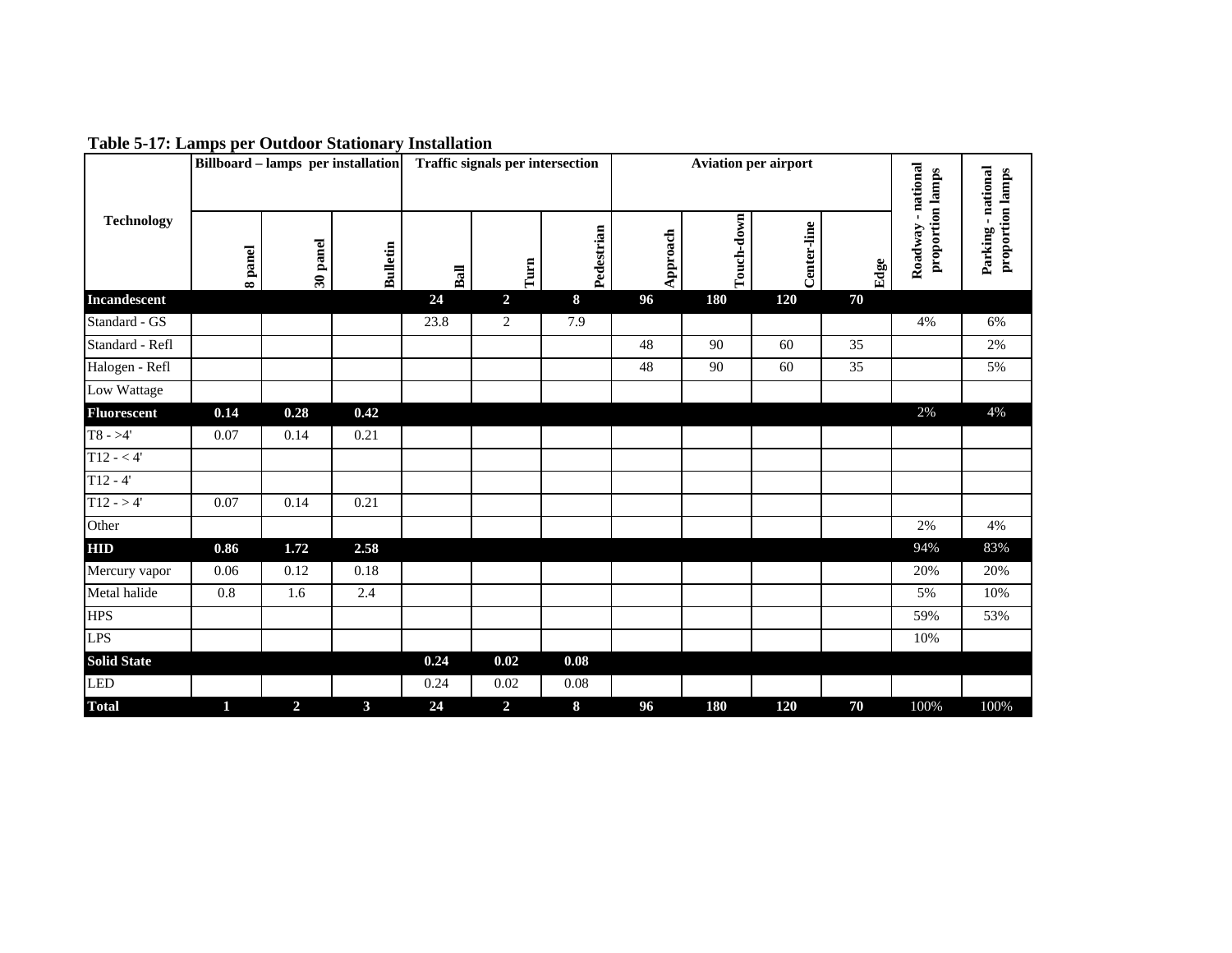**Table 5-17: Lamps per Outdoor Stationary Installation**

| Technology | Billboard – lamps per installation | | | Traffic signals per intersection | | | Aviation per airport | | | | Roadway - national proportion lamps | Parking - national proportion lamps |
|---|---|---|---|---|---|---|---|---|---|---|---|---|
| | 8 panel | 30 panel | Bulletin | Ball | Turn | Pedestrian | Approach | Touch-down | Center-line | Edge | | |
| **Incandescent** | | | | **24** | **2** | **8** | **96** | **180** | **120** | **70** | | |
| Standard - GS | | | | 23.8 | 2 | 7.9 | | | | | 4% | 6% |
| Standard - Refl | | | | | | | 48 | 90 | 60 | 35 | | 2% |
| Halogen - Refl | | | | | | | 48 | 90 | 60 | 35 | | 5% |
| Low Wattage | | | | | | | | | | | | |
| **Fluorescent** | **0.14** | **0.28** | **0.42** | | | | | | | | 2% | 4% |
| T8 - >4' | 0.07 | 0.14 | 0.21 | | | | | | | | | |
| T12 - < 4' | | | | | | | | | | | | |
| T12 - 4' | | | | | | | | | | | | |
| T12 - > 4' | 0.07 | 0.14 | 0.21 | | | | | | | | | |
| Other | | | | | | | | | | | 2% | 4% |
| **HID** | **0.86** | **1.72** | **2.58** | | | | | | | | 94% | 83% |
| Mercury vapor | 0.06 | 0.12 | 0.18 | | | | | | | | 20% | 20% |
| Metal halide | 0.8 | 1.6 | 2.4 | | | | | | | | 5% | 10% |
| HPS | | | | | | | | | | | 59% | 53% |
| LPS | | | | | | | | | | | 10% | |
| **Solid State** | | | | **0.24** | **0.02** | **0.08** | | | | | | |
| LED | | | | 0.24 | 0.02 | 0.08 | | | | | | |
| **Total** | **1** | **2** | **3** | **24** | **2** | **8** | **96** | **180** | **120** | **70** | 100% | 100% |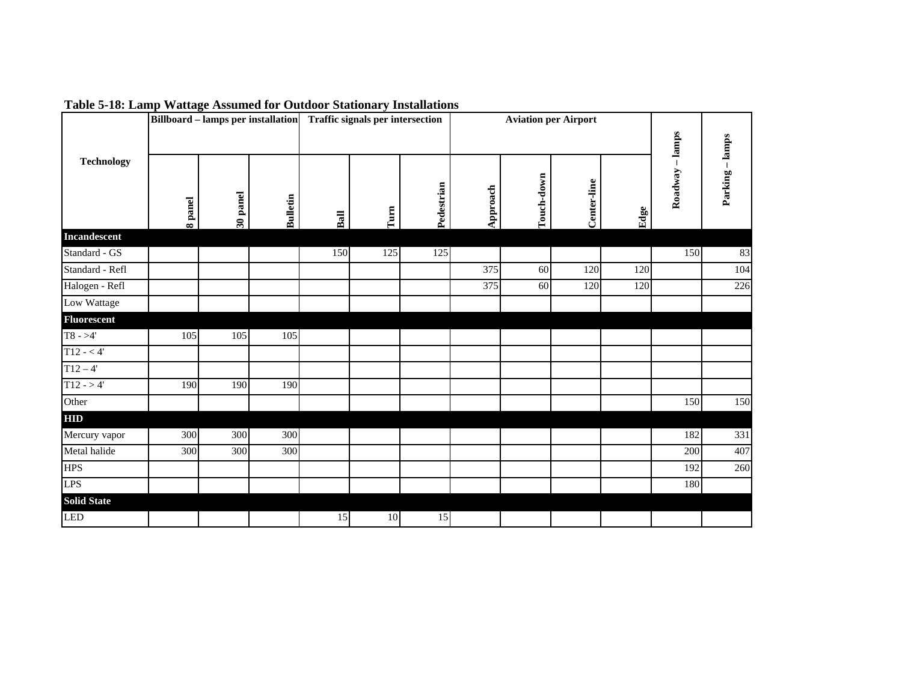**Table 5-18: Lamp Wattage Assumed for Outdoor Stationary Installations**

| Technology | Billboard – lamps per installation | | | Traffic signals per intersection | | | Aviation per Airport | | | | Roadway – lamps | Parking – lamps |
|---|---|---|---|---|---|---|---|---|---|---|---|---|
| | 8 panel | 30 panel | Bulletin | Ball | Turn | Pedestrian | Approach | Touch-down | Center-line | Edge | | |
| **Incandescent** | | | | | | | | | | | | |
| Standard - GS | | | | 150 | 125 | 125 | | | | | 150 | 83 |
| Standard - Refl | | | | | | | 375 | 60 | 120 | 120 | | 104 |
| Halogen - Refl | | | | | | | 375 | 60 | 120 | 120 | | 226 |
| Low Wattage | | | | | | | | | | | | |
| **Fluorescent** | | | | | | | | | | | | |
| T8 - >4' | 105 | 105 | 105 | | | | | | | | | |
| T12 - < 4' | | | | | | | | | | | | |
| T12 – 4' | | | | | | | | | | | | |
| T12 - > 4' | 190 | 190 | 190 | | | | | | | | | |
| Other | | | | | | | | | | | 150 | 150 |
| **HID** | | | | | | | | | | | | |
| Mercury vapor | 300 | 300 | 300 | | | | | | | | 182 | 331 |
| Metal halide | 300 | 300 | 300 | | | | | | | | 200 | 407 |
| HPS | | | | | | | | | | | 192 | 260 |
| LPS | | | | | | | | | | | 180 | |
| **Solid State** | | | | | | | | | | | | |
| LED | | | | 15 | 10 | 15 | | | | | | |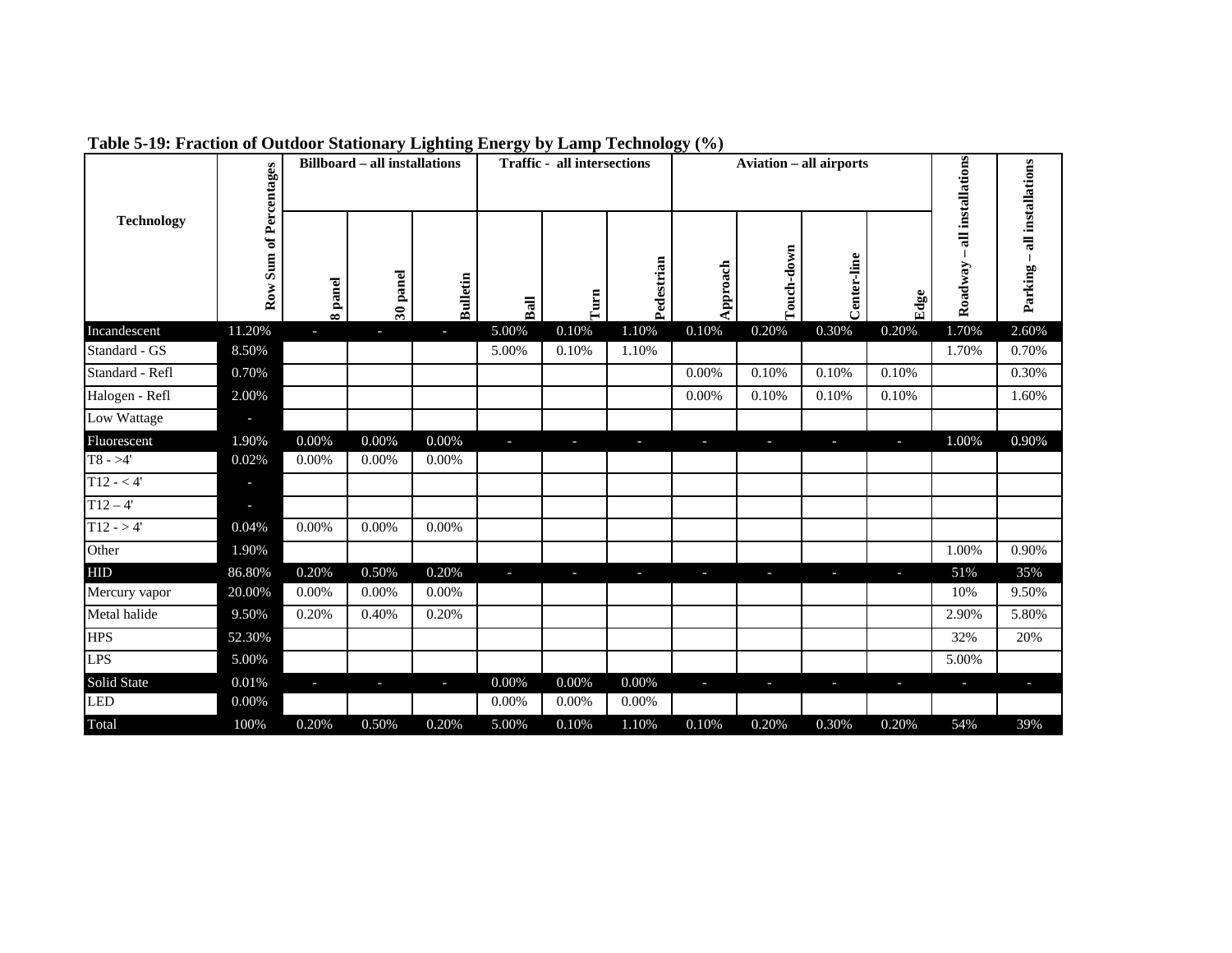**Table 5-19: Fraction of Outdoor Stationary Lighting Energy by Lamp Technology (%)**

| Technology | Row Sum of Percentages | Billboard – all installations | | | Traffic - all intersections | | | Aviation – all airports | | | | Roadway – all installations | Parking – all installations |
|---|---|---|---|---|---|---|---|---|---|---|---|---|---|
| | | 8 panel | 30 panel | Bulletin | Ball | Turn | Pedestrian | Approach | Touch-down | Center-line | Edge | | |
| Incandescent | 11.20% | - | - | - | 5.00% | 0.10% | 1.10% | 0.10% | 0.20% | 0.30% | 0.20% | 1.70% | 2.60% |
| Standard - GS | 8.50% | | | | 5.00% | 0.10% | 1.10% | | | | | 1.70% | 0.70% |
| Standard - Refl | 0.70% | | | | | | | 0.00% | 0.10% | 0.10% | 0.10% | | 0.30% |
| Halogen - Refl | 2.00% | | | | | | | 0.00% | 0.10% | 0.10% | 0.10% | | 1.60% |
| Low Wattage | - | | | | | | | | | | | | |
| Fluorescent | 1.90% | 0.00% | 0.00% | 0.00% | - | - | - | - | - | - | - | 1.00% | 0.90% |
| T8 - >4' | 0.02% | 0.00% | 0.00% | 0.00% | | | | | | | | | |
| T12 - < 4' | - | | | | | | | | | | | | |
| T12 – 4' | - | | | | | | | | | | | | |
| T12 - > 4' | 0.04% | 0.00% | 0.00% | 0.00% | | | | | | | | | |
| Other | 1.90% | | | | | | | | | | | 1.00% | 0.90% |
| HID | 86.80% | 0.20% | 0.50% | 0.20% | - | - | - | - | - | - | - | 51% | 35% |
| Mercury vapor | 20.00% | 0.00% | 0.00% | 0.00% | | | | | | | | 10% | 9.50% |
| Metal halide | 9.50% | 0.20% | 0.40% | 0.20% | | | | | | | | 2.90% | 5.80% |
| HPS | 52.30% | | | | | | | | | | | 32% | 20% |
| LPS | 5.00% | | | | | | | | | | | 5.00% | |
| Solid State | 0.01% | - | - | - | 0.00% | 0.00% | 0.00% | - | - | - | - | - | - |
| LED | 0.00% | | | | 0.00% | 0.00% | 0.00% | | | | | | |
| Total | 100% | 0.20% | 0.50% | 0.20% | 5.00% | 0.10% | 1.10% | 0.10% | 0.20% | 0.30% | 0.20% | 54% | 39% |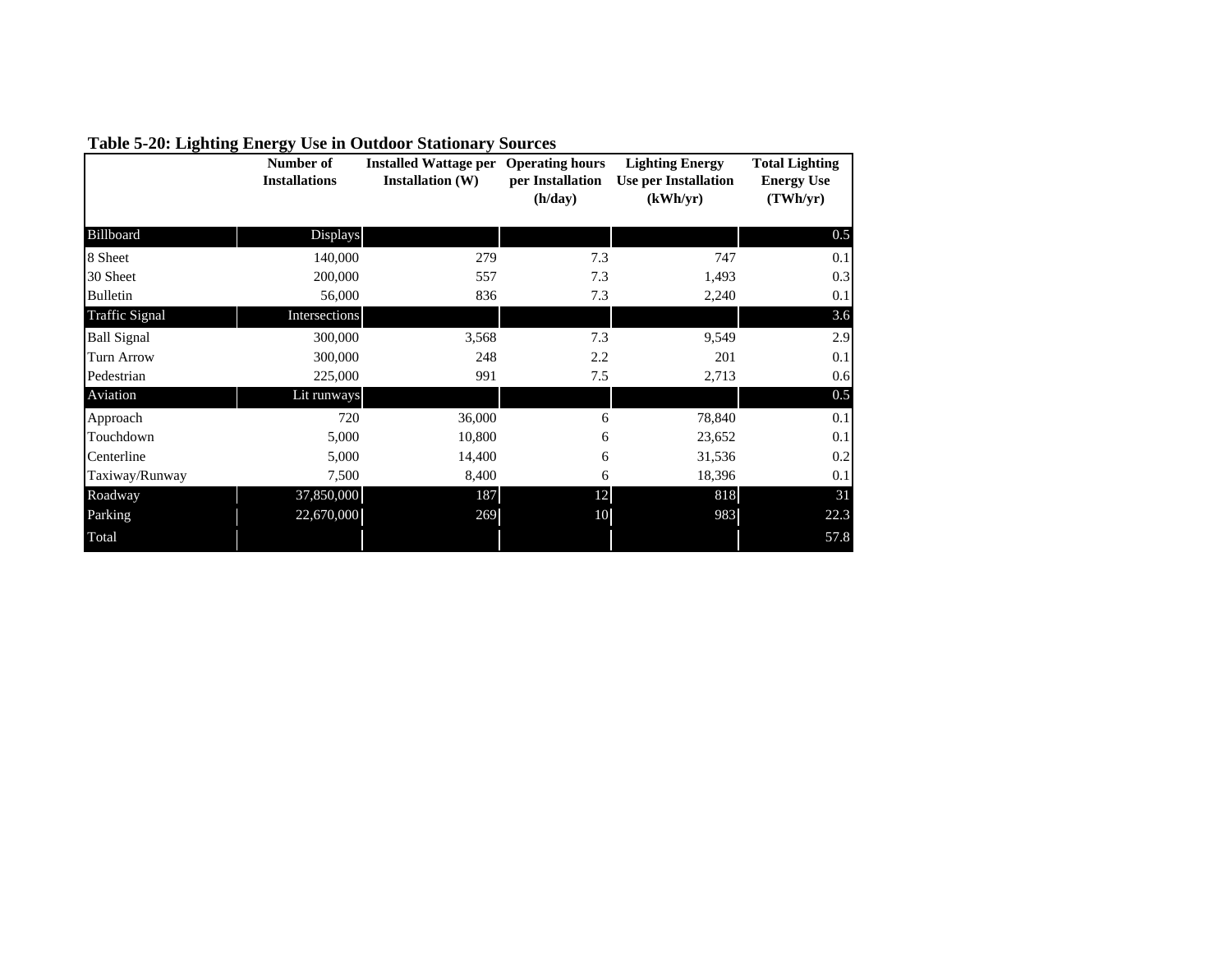**Table 5-20: Lighting Energy Use in Outdoor Stationary Sources**

| | Number of Installations | Installed Wattage per Installation (W) | Operating hours per Installation (h/day) | Lighting Energy Use per Installation (kWh/yr) | Total Lighting Energy Use (TWh/yr) |
|---|---|---|---|---|---|
| Billboard | Displays | | | | 0.5 |
| 8 Sheet | 140,000 | 279 | 7.3 | 747 | 0.1 |
| 30 Sheet | 200,000 | 557 | 7.3 | 1,493 | 0.3 |
| Bulletin | 56,000 | 836 | 7.3 | 2,240 | 0.1 |
| Traffic Signal | Intersections | | | | 3.6 |
| Ball Signal | 300,000 | 3,568 | 7.3 | 9,549 | 2.9 |
| Turn Arrow | 300,000 | 248 | 2.2 | 201 | 0.1 |
| Pedestrian | 225,000 | 991 | 7.5 | 2,713 | 0.6 |
| Aviation | Lit runways | | | | 0.5 |
| Approach | 720 | 36,000 | 6 | 78,840 | 0.1 |
| Touchdown | 5,000 | 10,800 | 6 | 23,652 | 0.1 |
| Centerline | 5,000 | 14,400 | 6 | 31,536 | 0.2 |
| Taxiway/Runway | 7,500 | 8,400 | 6 | 18,396 | 0.1 |
| Roadway | 37,850,000 | 187 | 12 | 818 | 31 |
| Parking | 22,670,000 | 269 | 10 | 983 | 22.3 |
| Total | | | | | 57.8 |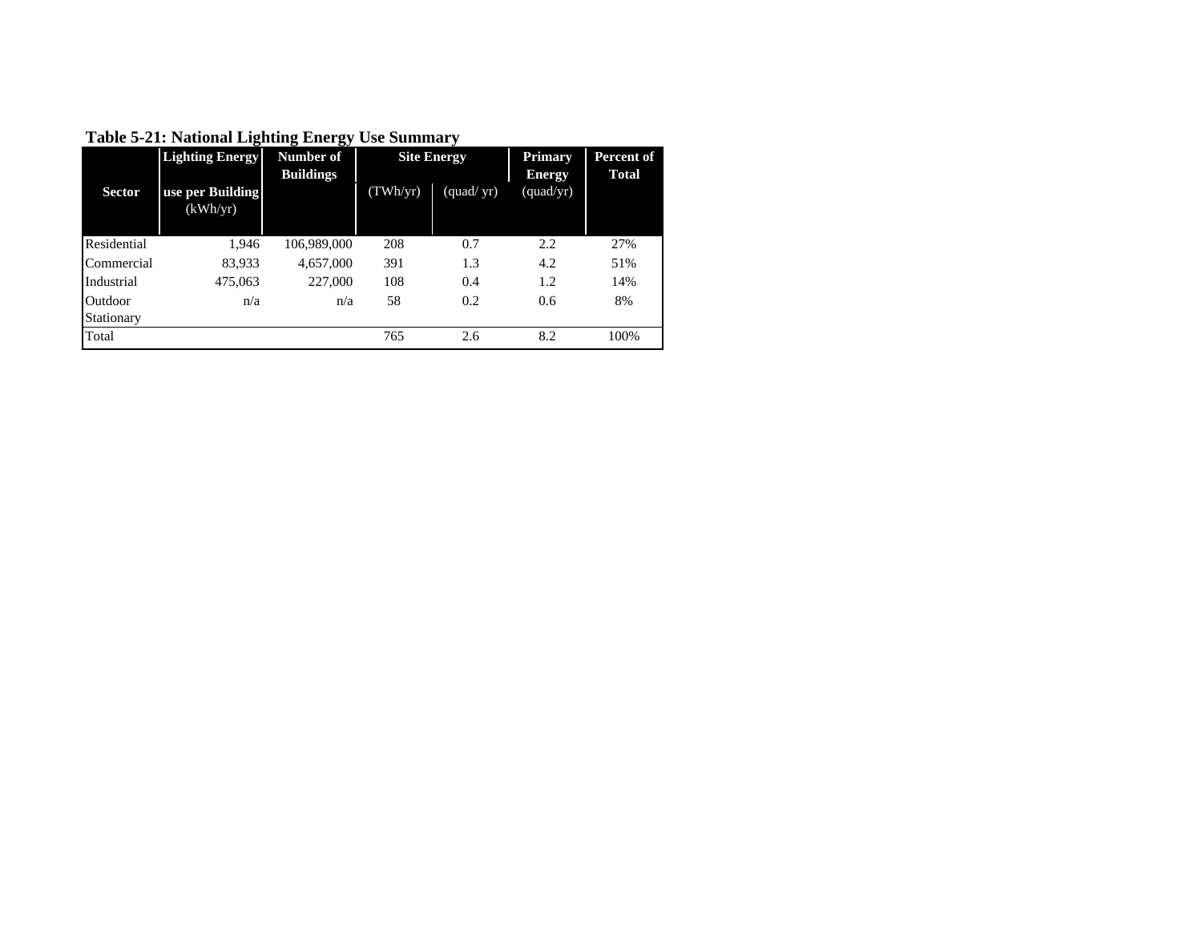**Table 5-21: National Lighting Energy Use Summary**

| Sector | Lighting Energy use per Building (kWh/yr) | Number of Buildings | Site Energy | | Primary Energy | Percent of Total |
|---|---|---|---|---|---|---|
| | | | (TWh/yr) | (quad/ yr) | (quad/yr) | |
| Residential | 1,946 | 106,989,000 | 208 | 0.7 | 2.2 | 27% |
| Commercial | 83,933 | 4,657,000 | 391 | 1.3 | 4.2 | 51% |
| Industrial | 475,063 | 227,000 | 108 | 0.4 | 1.2 | 14% |
| Outdoor Stationary | n/a | n/a | 58 | 0.2 | 0.6 | 8% |
| Total | | | 765 | 2.6 | 8.2 | 100% |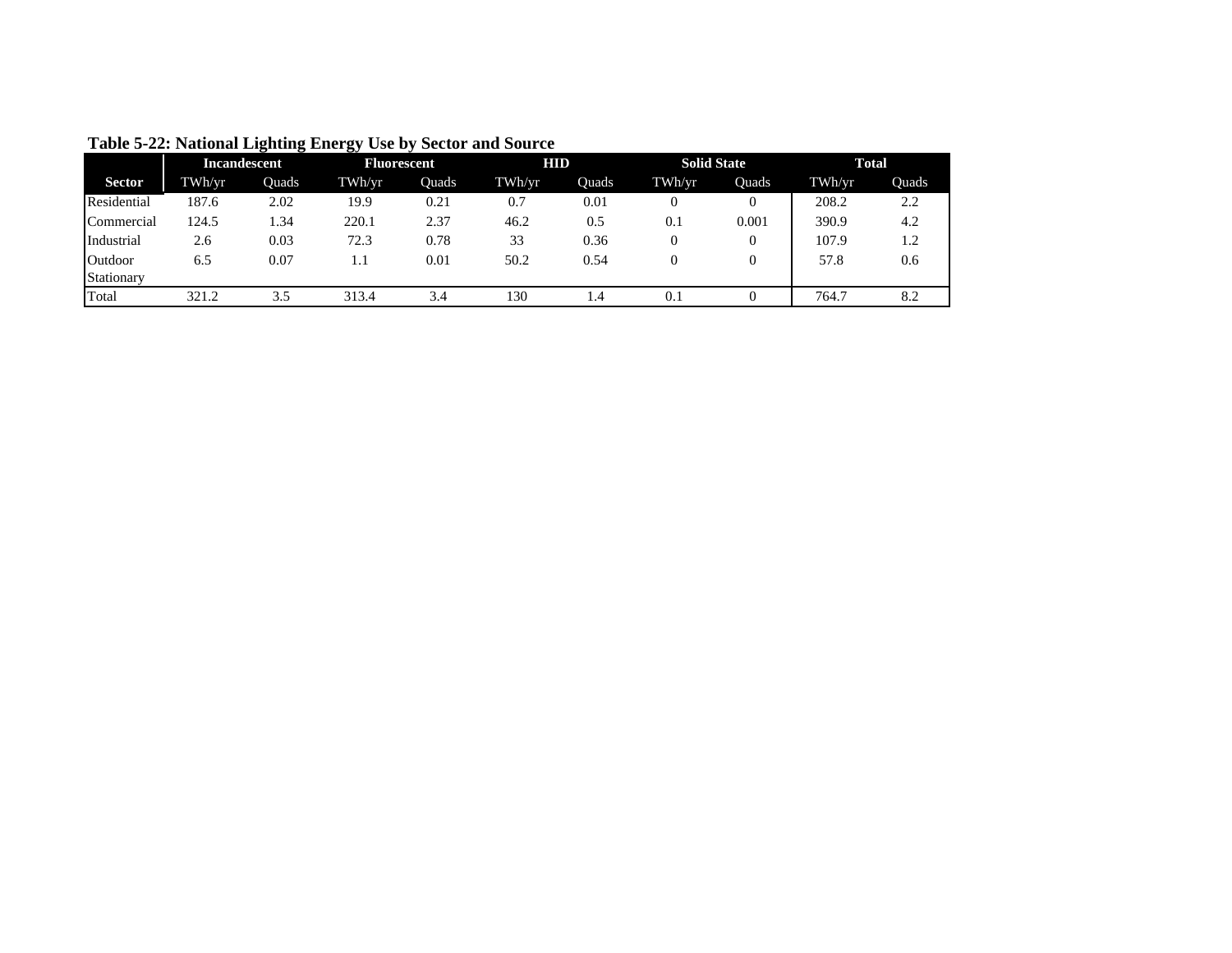**Table 5-22: National Lighting Energy Use by Sector and Source**

| | Incandescent | | Fluorescent | | HID | | Solid State | | Total | |
|---|---|---|---|---|---|---|---|---|---|---|
| **Sector** | TWh/yr | Quads | TWh/yr | Quads | TWh/yr | Quads | TWh/yr | Quads | TWh/yr | Quads |
| Residential | 187.6 | 2.02 | 19.9 | 0.21 | 0.7 | 0.01 | 0 | 0 | 208.2 | 2.2 |
| Commercial | 124.5 | 1.34 | 220.1 | 2.37 | 46.2 | 0.5 | 0.1 | 0.001 | 390.9 | 4.2 |
| Industrial | 2.6 | 0.03 | 72.3 | 0.78 | 33 | 0.36 | 0 | 0 | 107.9 | 1.2 |
| Outdoor Stationary | 6.5 | 0.07 | 1.1 | 0.01 | 50.2 | 0.54 | 0 | 0 | 57.8 | 0.6 |
| Total | 321.2 | 3.5 | 313.4 | 3.4 | 130 | 1.4 | 0.1 | 0 | 764.7 | 8.2 |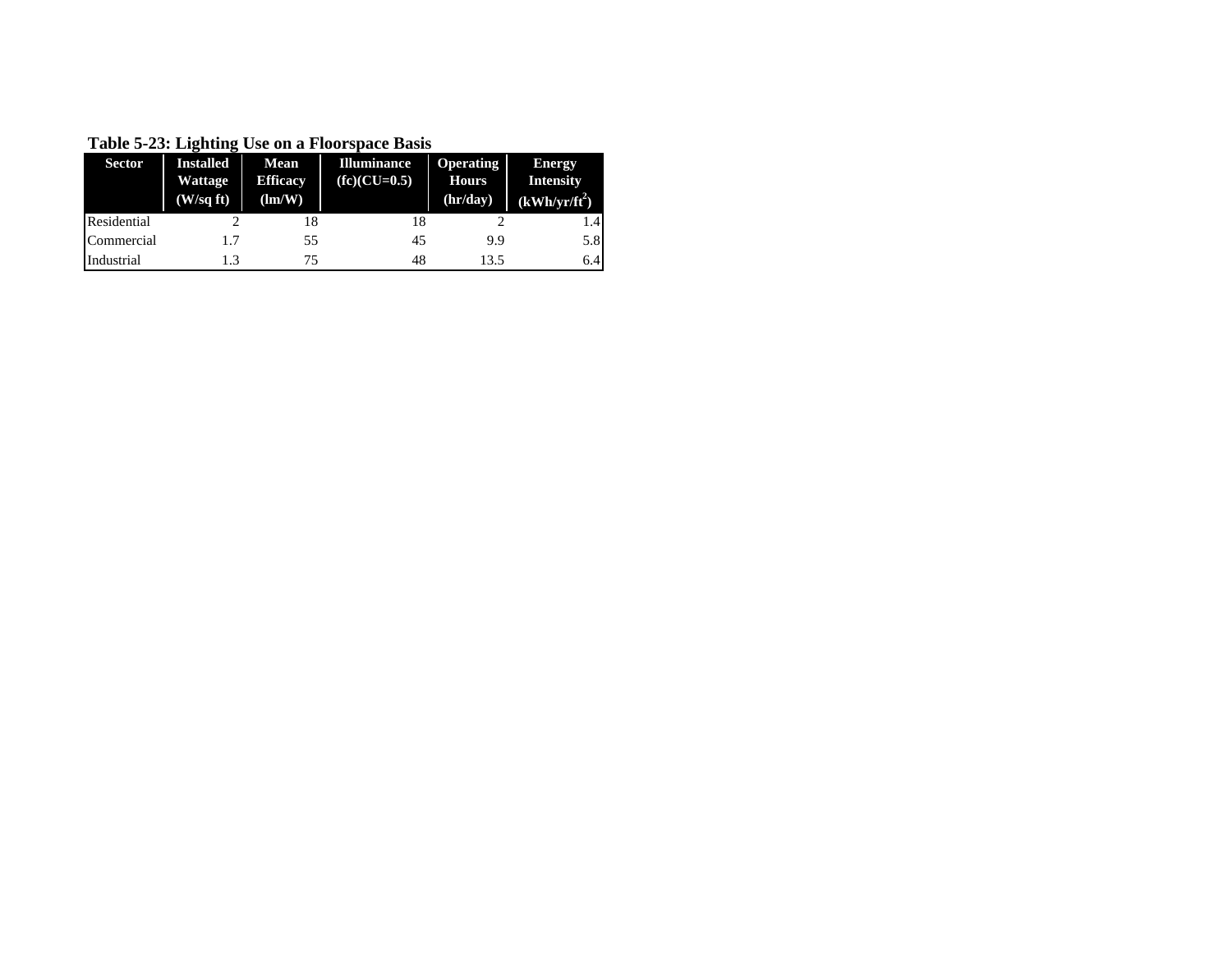**Table 5-23: Lighting Use on a Floorspace Basis**

| Sector | Installed Wattage (W/sq ft) | Mean Efficacy (lm/W) | Illuminance (fc)(CU=0.5) | Operating Hours (hr/day) | Energy Intensity ($kWh/yr/ft^2$) |
|---|---|---|---|---|---|
| Residential | 2 | 18 | 18 | 2 | 1.4 |
| Commercial | 1.7 | 55 | 45 | 9.9 | 5.8 |
| Industrial | 1.3 | 75 | 48 | 13.5 | 6.4 |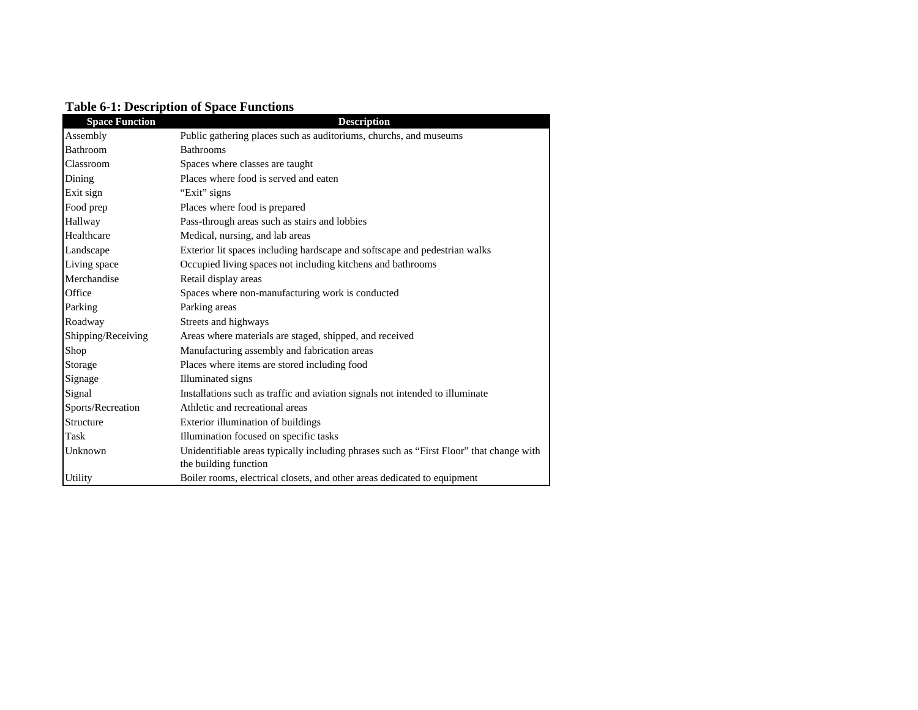**Table 6-1: Description of Space Functions**

| Space Function | Description |
|---|---|
| Assembly | Public gathering places such as auditoriums, churchs, and museums |
| Bathroom | Bathrooms |
| Classroom | Spaces where classes are taught |
| Dining | Places where food is served and eaten |
| Exit sign | “Exit” signs |
| Food prep | Places where food is prepared |
| Hallway | Pass-through areas such as stairs and lobbies |
| Healthcare | Medical, nursing, and lab areas |
| Landscape | Exterior lit spaces including hardscape and softscape and pedestrian walks |
| Living space | Occupied living spaces not including kitchens and bathrooms |
| Merchandise | Retail display areas |
| Office | Spaces where non-manufacturing work is conducted |
| Parking | Parking areas |
| Roadway | Streets and highways |
| Shipping/Receiving | Areas where materials are staged, shipped, and received |
| Shop | Manufacturing assembly and fabrication areas |
| Storage | Places where items are stored including food |
| Signage | Illuminated signs |
| Signal | Installations such as traffic and aviation signals not intended to illuminate |
| Sports/Recreation | Athletic and recreational areas |
| Structure | Exterior illumination of buildings |
| Task | Illumination focused on specific tasks |
| Unknown | Unidentifiable areas typically including phrases such as “First Floor” that change with the building function |
| Utility | Boiler rooms, electrical closets, and other areas dedicated to equipment |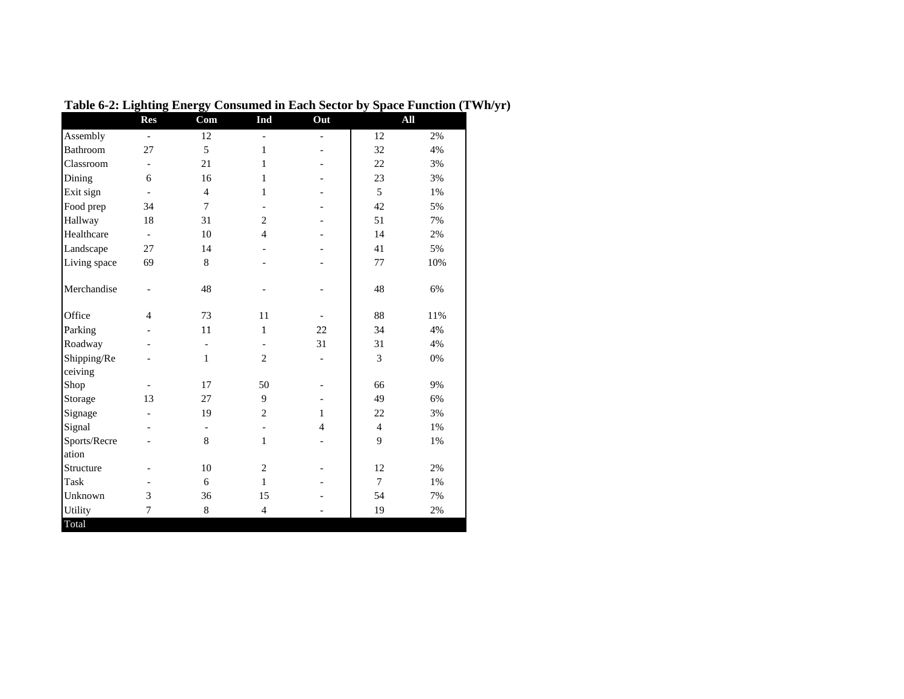**Table 6-2: Lighting Energy Consumed in Each Sector by Space Function (TWh/yr)**

| | Res | Com | Ind | Out | All | |
|---|---|---|---|---|---|---|
| Assembly | - | 12 | - | - | 12 | 2% |
| Bathroom | 27 | 5 | 1 | - | 32 | 4% |
| Classroom | - | 21 | 1 | - | 22 | 3% |
| Dining | 6 | 16 | 1 | - | 23 | 3% |
| Exit sign | - | 4 | 1 | - | 5 | 1% |
| Food prep | 34 | 7 | - | - | 42 | 5% |
| Hallway | 18 | 31 | 2 | - | 51 | 7% |
| Healthcare | - | 10 | 4 | - | 14 | 2% |
| Landscape | 27 | 14 | - | - | 41 | 5% |
| Living space | 69 | 8 | - | - | 77 | 10% |
| Merchandise | - | 48 | - | - | 48 | 6% |
| Office | 4 | 73 | 11 | - | 88 | 11% |
| Parking | - | 11 | 1 | 22 | 34 | 4% |
| Roadway | - | - | - | 31 | 31 | 4% |
| Shipping/Receiving | - | 1 | 2 | - | 3 | 0% |
| Shop | - | 17 | 50 | - | 66 | 9% |
| Storage | 13 | 27 | 9 | - | 49 | 6% |
| Signage | - | 19 | 2 | 1 | 22 | 3% |
| Signal | - | - | - | 4 | 4 | 1% |
| Sports/Recreation | - | 8 | 1 | - | 9 | 1% |
| Structure | - | 10 | 2 | - | 12 | 2% |
| Task | - | 6 | 1 | - | 7 | 1% |
| Unknown | 3 | 36 | 15 | - | 54 | 7% |
| Utility | 7 | 8 | 4 | - | 19 | 2% |
| Total | | | | | | |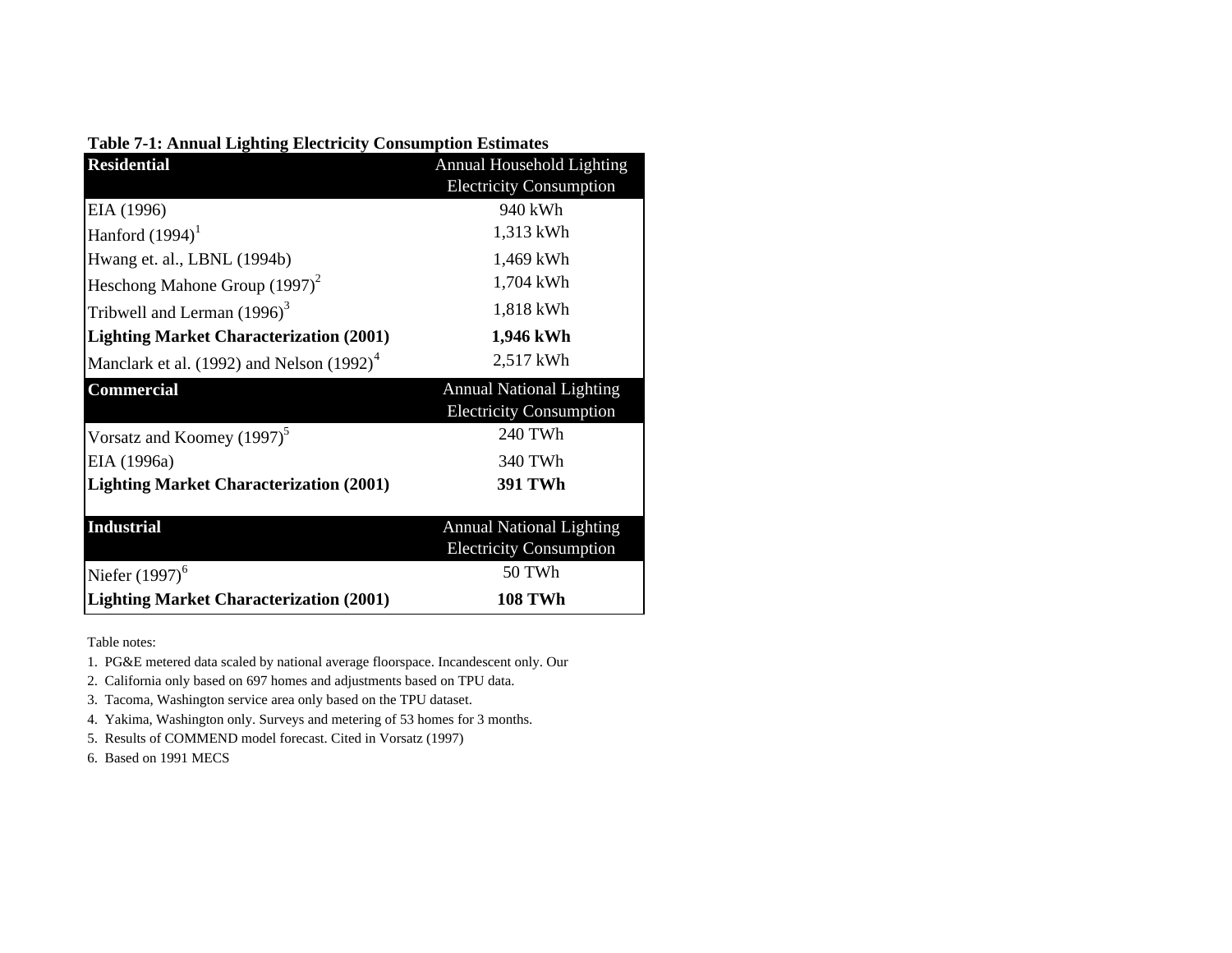**Table 7-1: Annual Lighting Electricity Consumption Estimates**

| **Residential** | Annual Household Lighting Electricity Consumption |
|---|---|
| EIA (1996) | 940 kWh |
| Hanford (1994)[1] | 1,313 kWh |
| Hwang et. al., LBNL (1994b) | 1,469 kWh |
| Heschong Mahone Group (1997)[2] | 1,704 kWh |
| Tribwell and Lerman (1996)[3] | 1,818 kWh |
| **Lighting Market Characterization (2001)** | **1,946 kWh** |
| Manclark et al. (1992) and Nelson (1992)[4] | 2,517 kWh |
| **Commercial** | Annual National Lighting Electricity Consumption |
| Vorsatz and Koomey (1997)[5] | 240 TWh |
| EIA (1996a) | 340 TWh |
| **Lighting Market Characterization (2001)** | **391 TWh** |
| **Industrial** | Annual National Lighting Electricity Consumption |
| Niefer (1997)[6] | 50 TWh |
| **Lighting Market Characterization (2001)** | **108 TWh** |

Table notes:

1. PG&E metered data scaled by national average floorspace. Incandescent only. Our
2. California only based on 697 homes and adjustments based on TPU data.
3. Tacoma, Washington service area only based on the TPU dataset.
4. Yakima, Washington only. Surveys and metering of 53 homes for 3 months.
5. Results of COMMEND model forecast. Cited in Vorsatz (1997)
6. Based on 1991 MECS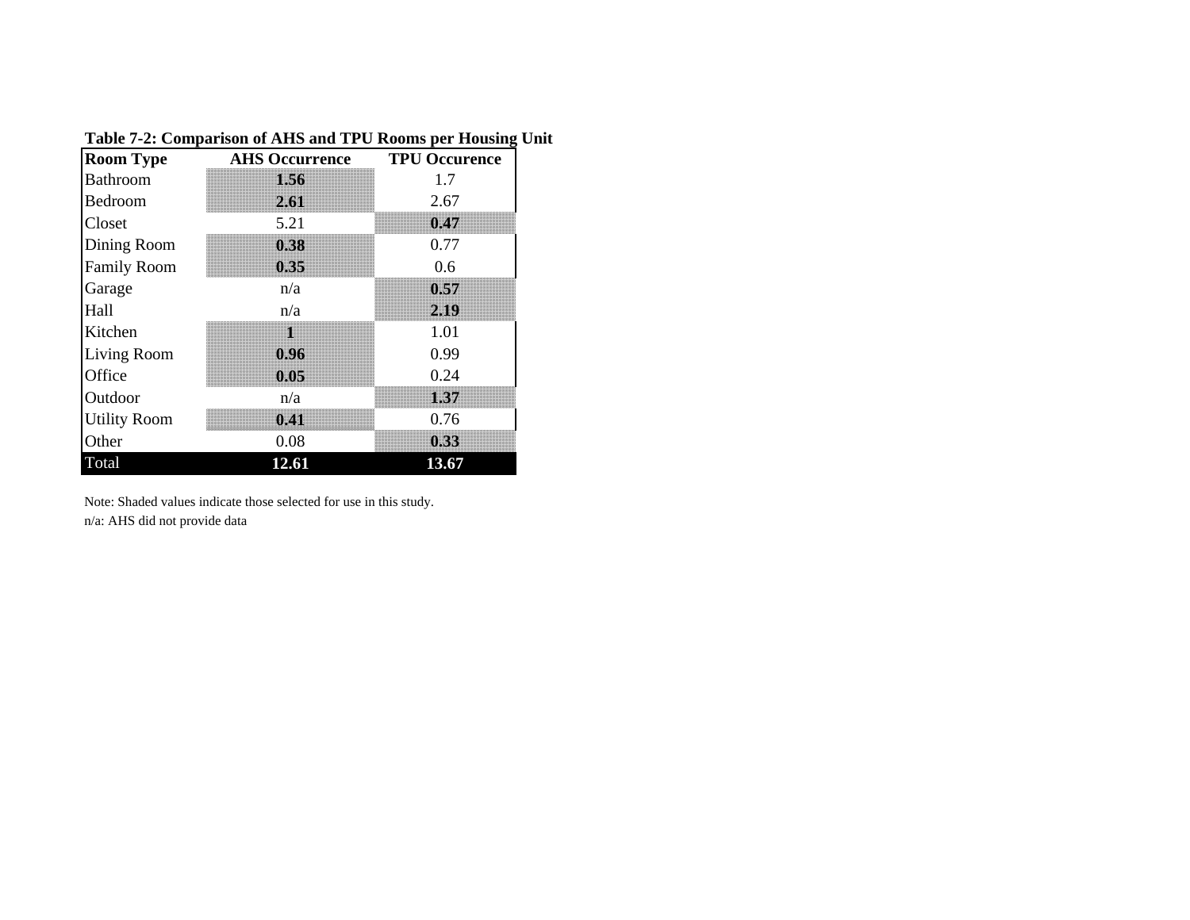**Table 7-2: Comparison of AHS and TPU Rooms per Housing Unit**

| Room Type | AHS Occurrence | TPU Occurence |
|---|---|---|
| Bathroom | **1.56** | 1.7 |
| Bedroom | **2.61** | 2.67 |
| Closet | 5.21 | **0.47** |
| Dining Room | **0.38** | 0.77 |
| Family Room | **0.35** | 0.6 |
| Garage | n/a | **0.57** |
| Hall | n/a | **2.19** |
| Kitchen | **1** | 1.01 |
| Living Room | **0.96** | 0.99 |
| Office | **0.05** | 0.24 |
| Outdoor | n/a | **1.37** |
| Utility Room | **0.41** | 0.76 |
| Other | 0.08 | **0.33** |
| Total | **12.61** | **13.67** |

Note: Shaded values indicate those selected for use in this study.
n/a: AHS did not provide data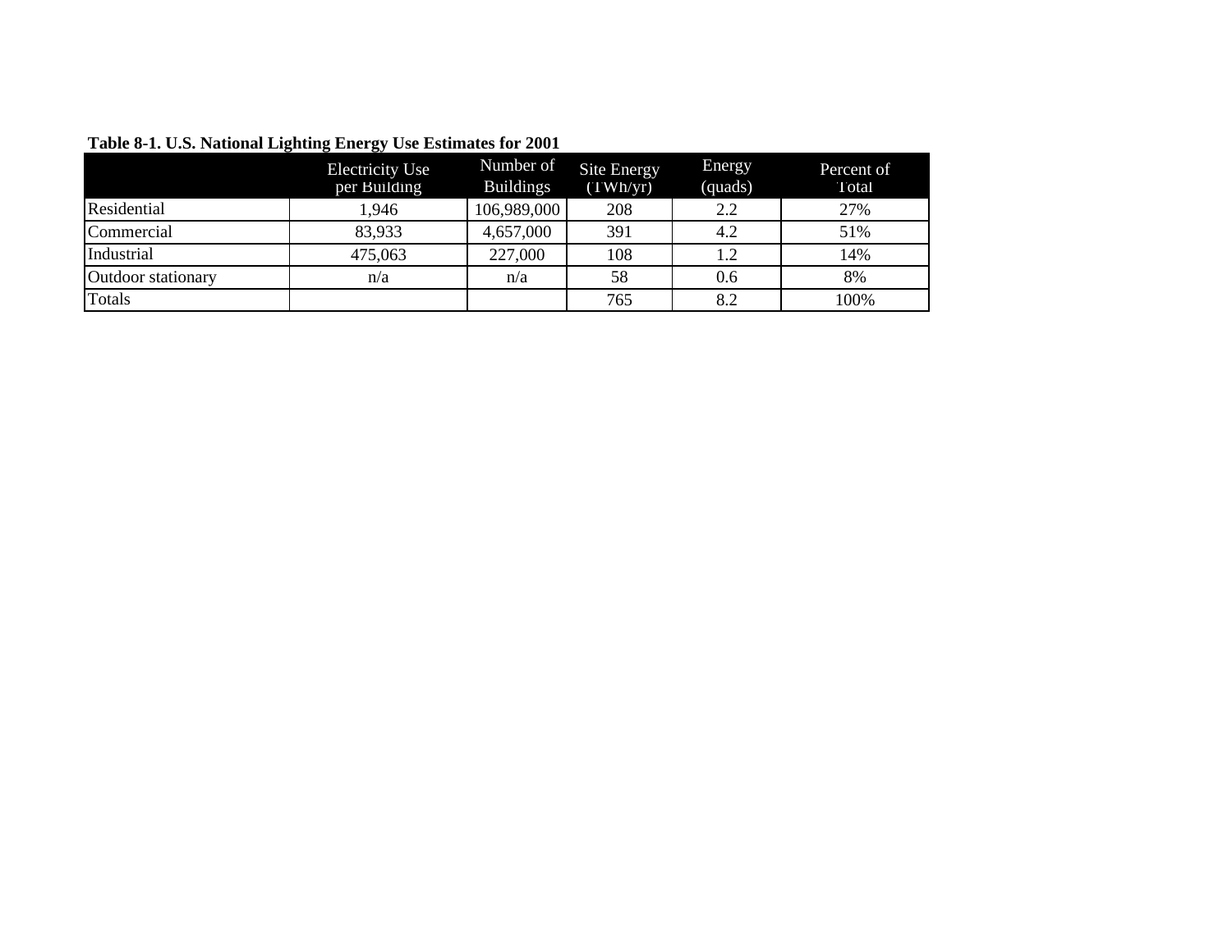**Table 8-1. U.S. National Lighting Energy Use Estimates for 2001**

| | Electricity Use per Building | Number of Buildings | Site Energy (TWh/yr) | Energy (quads) | Percent of Total |
|---|---|---|---|---|---|
| Residential | 1,946 | 106,989,000 | 208 | 2.2 | 27% |
| Commercial | 83,933 | 4,657,000 | 391 | 4.2 | 51% |
| Industrial | 475,063 | 227,000 | 108 | 1.2 | 14% |
| Outdoor stationary | n/a | n/a | 58 | 0.6 | 8% |
| Totals | | | 765 | 8.2 | 100% |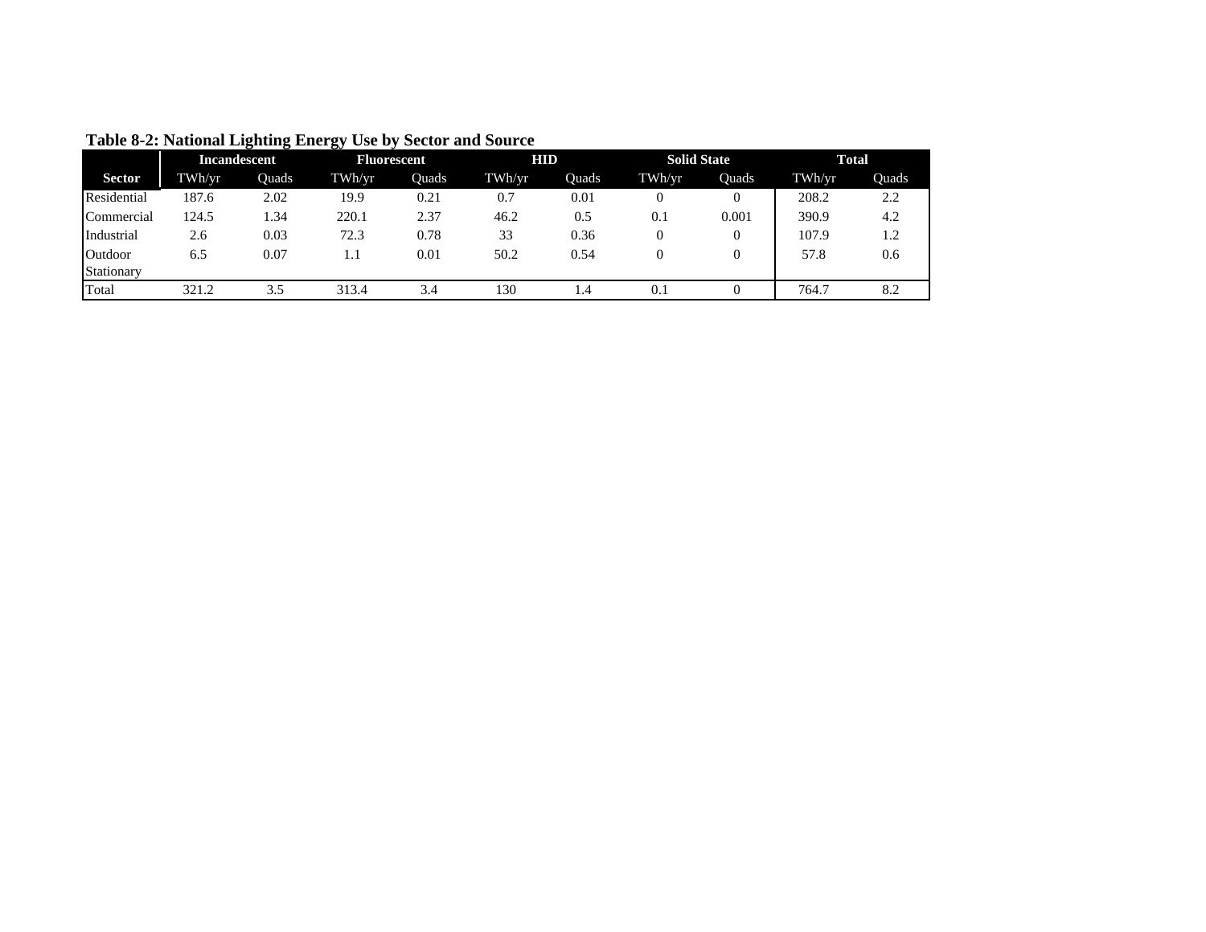**Table 8-2: National Lighting Energy Use by Sector and Source**

| | Incandescent | | Fluorescent | | HID | | Solid State | | Total | |
|---|---|---|---|---|---|---|---|---|---|---|
| **Sector** | TWh/yr | Quads | TWh/yr | Quads | TWh/yr | Quads | TWh/yr | Quads | TWh/yr | Quads |
| Residential | 187.6 | 2.02 | 19.9 | 0.21 | 0.7 | 0.01 | 0 | 0 | 208.2 | 2.2 |
| Commercial | 124.5 | 1.34 | 220.1 | 2.37 | 46.2 | 0.5 | 0.1 | 0.001 | 390.9 | 4.2 |
| Industrial | 2.6 | 0.03 | 72.3 | 0.78 | 33 | 0.36 | 0 | 0 | 107.9 | 1.2 |
| Outdoor Stationary | 6.5 | 0.07 | 1.1 | 0.01 | 50.2 | 0.54 | 0 | 0 | 57.8 | 0.6 |
| Total | 321.2 | 3.5 | 313.4 | 3.4 | 130 | 1.4 | 0.1 | 0 | 764.7 | 8.2 |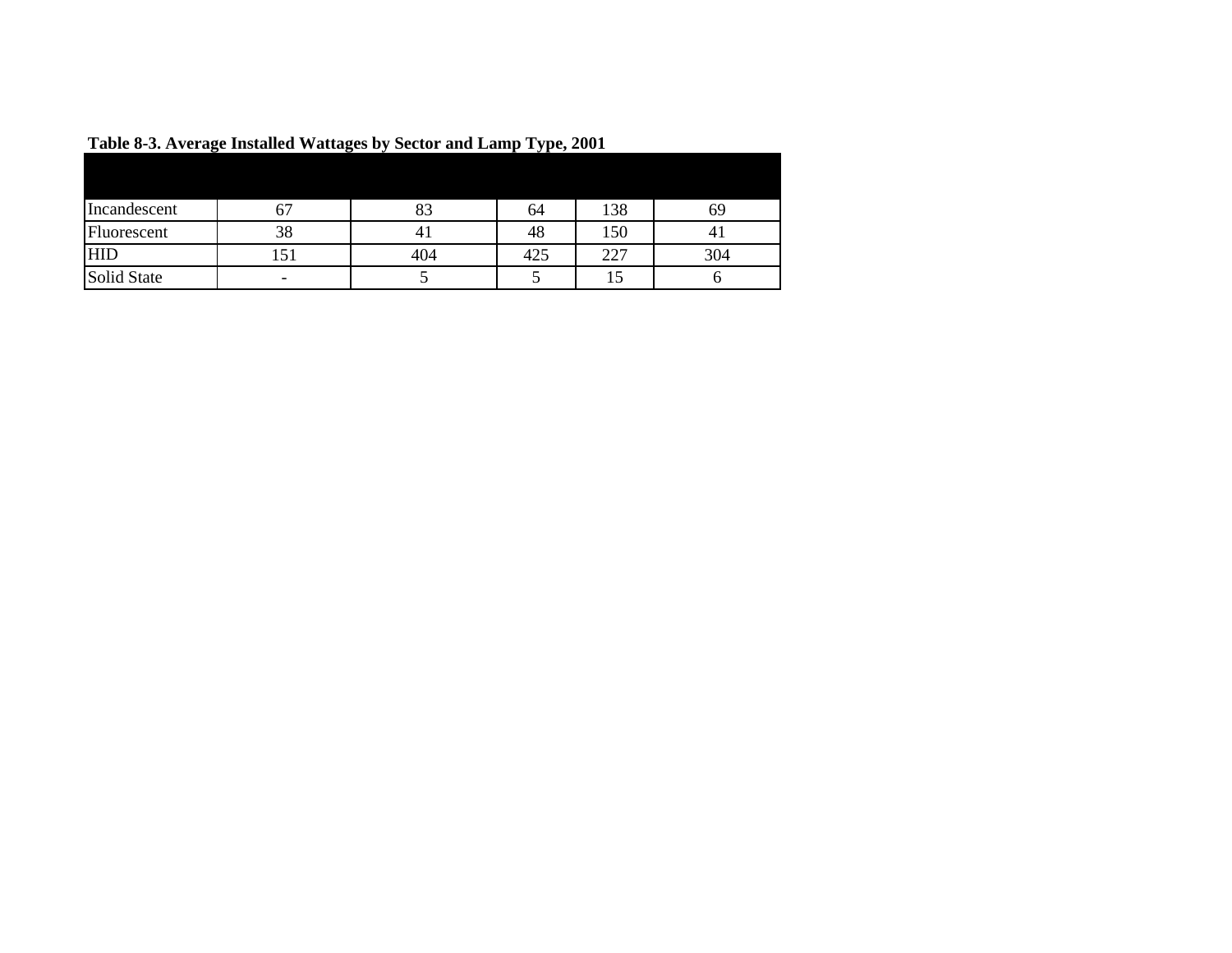**Table 8-3. Average Installed Wattages by Sector and Lamp Type, 2001**

| | | | | | |
|---|---|---|---|---|---|
| Incandescent | 67 | 83 | 64 | 138 | 69 |
| Fluorescent | 38 | 41 | 48 | 150 | 41 |
| HID | 151 | 404 | 425 | 227 | 304 |
| Solid State | - | 5 | 5 | 15 | 6 |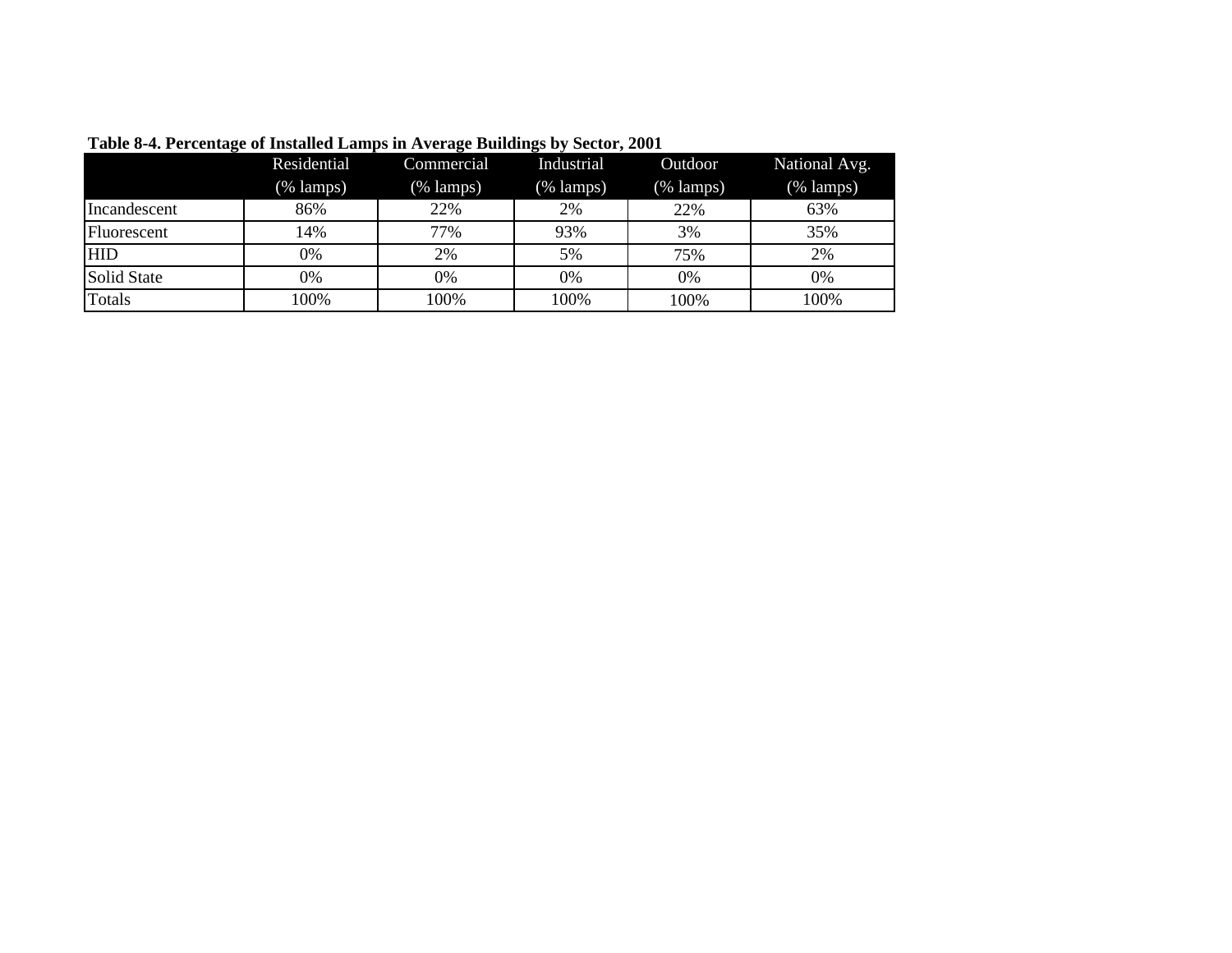**Table 8-4. Percentage of Installed Lamps in Average Buildings by Sector, 2001**

| | Residential (% lamps) | Commercial (% lamps) | Industrial (% lamps) | Outdoor (% lamps) | National Avg. (% lamps) |
|---|---|---|---|---|---|
| Incandescent | 86% | 22% | 2% | 22% | 63% |
| Fluorescent | 14% | 77% | 93% | 3% | 35% |
| HID | 0% | 2% | 5% | 75% | 2% |
| Solid State | 0% | 0% | 0% | 0% | 0% |
| Totals | 100% | 100% | 100% | 100% | 100% |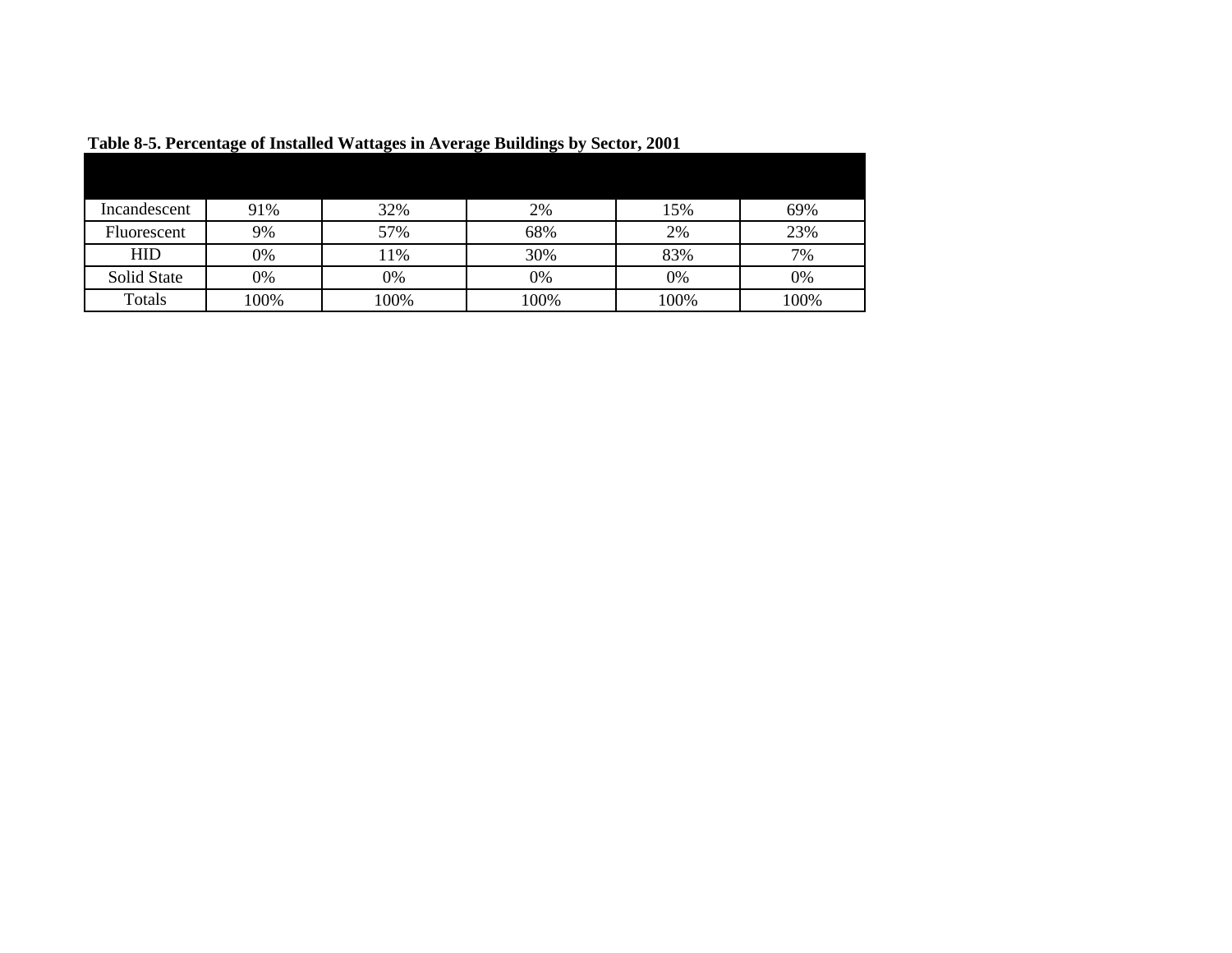**Table 8-5. Percentage of Installed Wattages in Average Buildings by Sector, 2001**

| | | | | | |
|---|---|---|---|---|---|
| Incandescent | 91% | 32% | 2% | 15% | 69% |
| Fluorescent | 9% | 57% | 68% | 2% | 23% |
| HID | 0% | 11% | 30% | 83% | 7% |
| Solid State | 0% | 0% | 0% | 0% | 0% |
| Totals | 100% | 100% | 100% | 100% | 100% |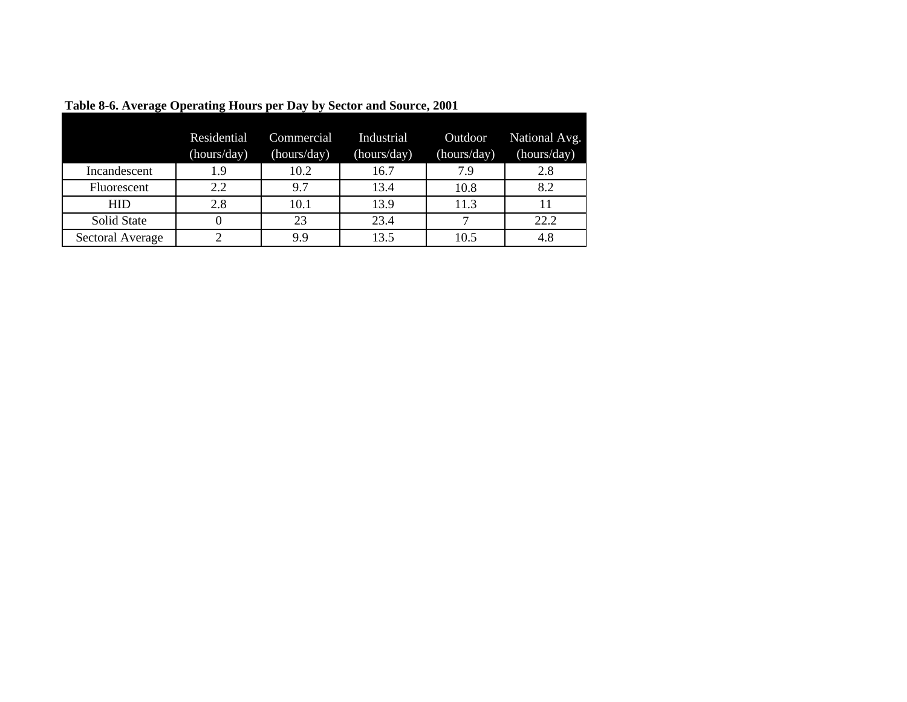**Table 8-6. Average Operating Hours per Day by Sector and Source, 2001**

| | Residential (hours/day) | Commercial (hours/day) | Industrial (hours/day) | Outdoor (hours/day) | National Avg. (hours/day) |
|---|---|---|---|---|---|
| Incandescent | 1.9 | 10.2 | 16.7 | 7.9 | 2.8 |
| Fluorescent | 2.2 | 9.7 | 13.4 | 10.8 | 8.2 |
| HID | 2.8 | 10.1 | 13.9 | 11.3 | 11 |
| Solid State | 0 | 23 | 23.4 | 7 | 22.2 |
| Sectoral Average | 2 | 9.9 | 13.5 | 10.5 | 4.8 |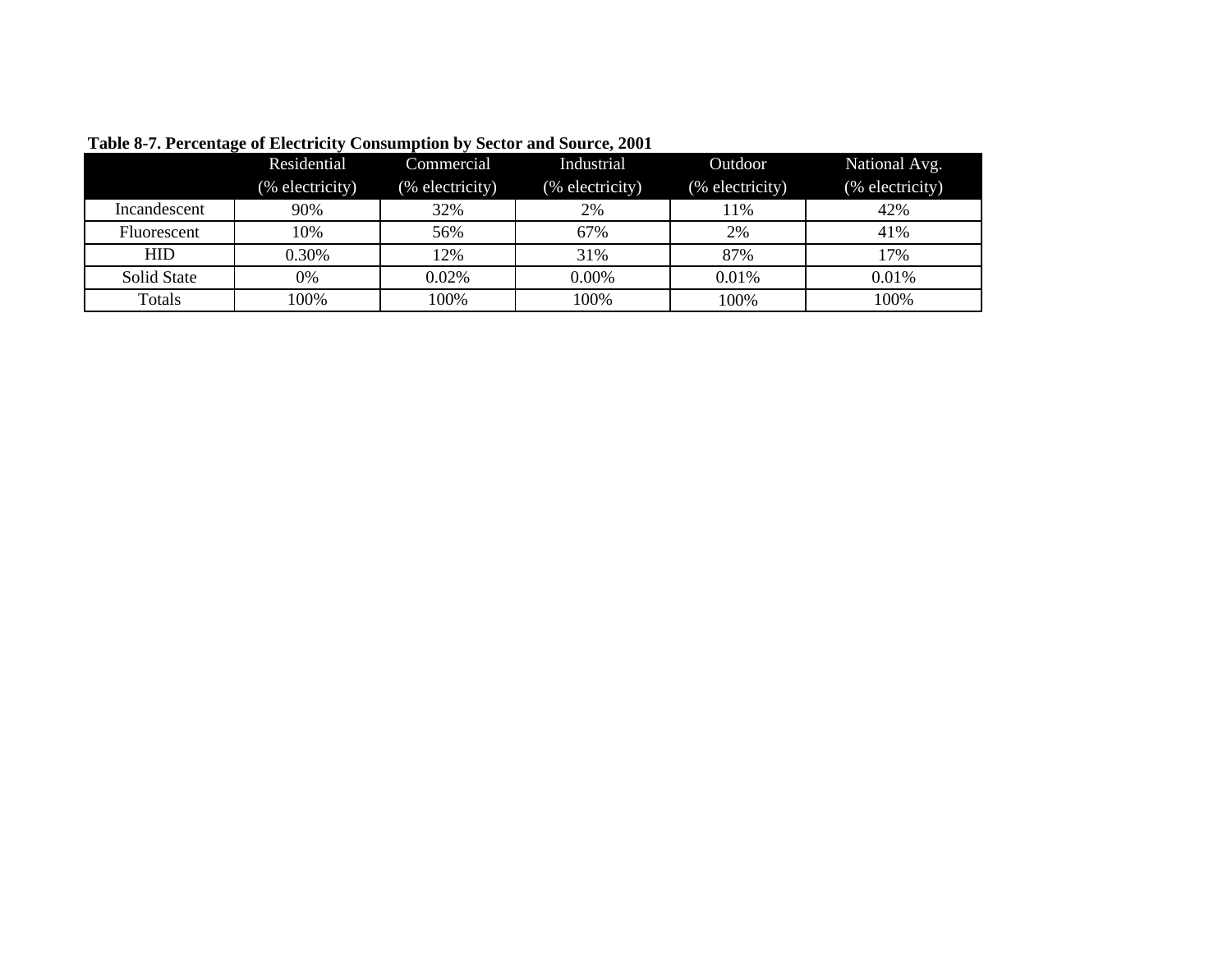**Table 8-7. Percentage of Electricity Consumption by Sector and Source, 2001**

| | Residential (% electricity) | Commercial (% electricity) | Industrial (% electricity) | Outdoor (% electricity) | National Avg. (% electricity) |
|---|---|---|---|---|---|
| Incandescent | 90% | 32% | 2% | 11% | 42% |
| Fluorescent | 10% | 56% | 67% | 2% | 41% |
| HID | 0.30% | 12% | 31% | 87% | 17% |
| Solid State | 0% | 0.02% | 0.00% | 0.01% | 0.01% |
| Totals | 100% | 100% | 100% | 100% | 100% |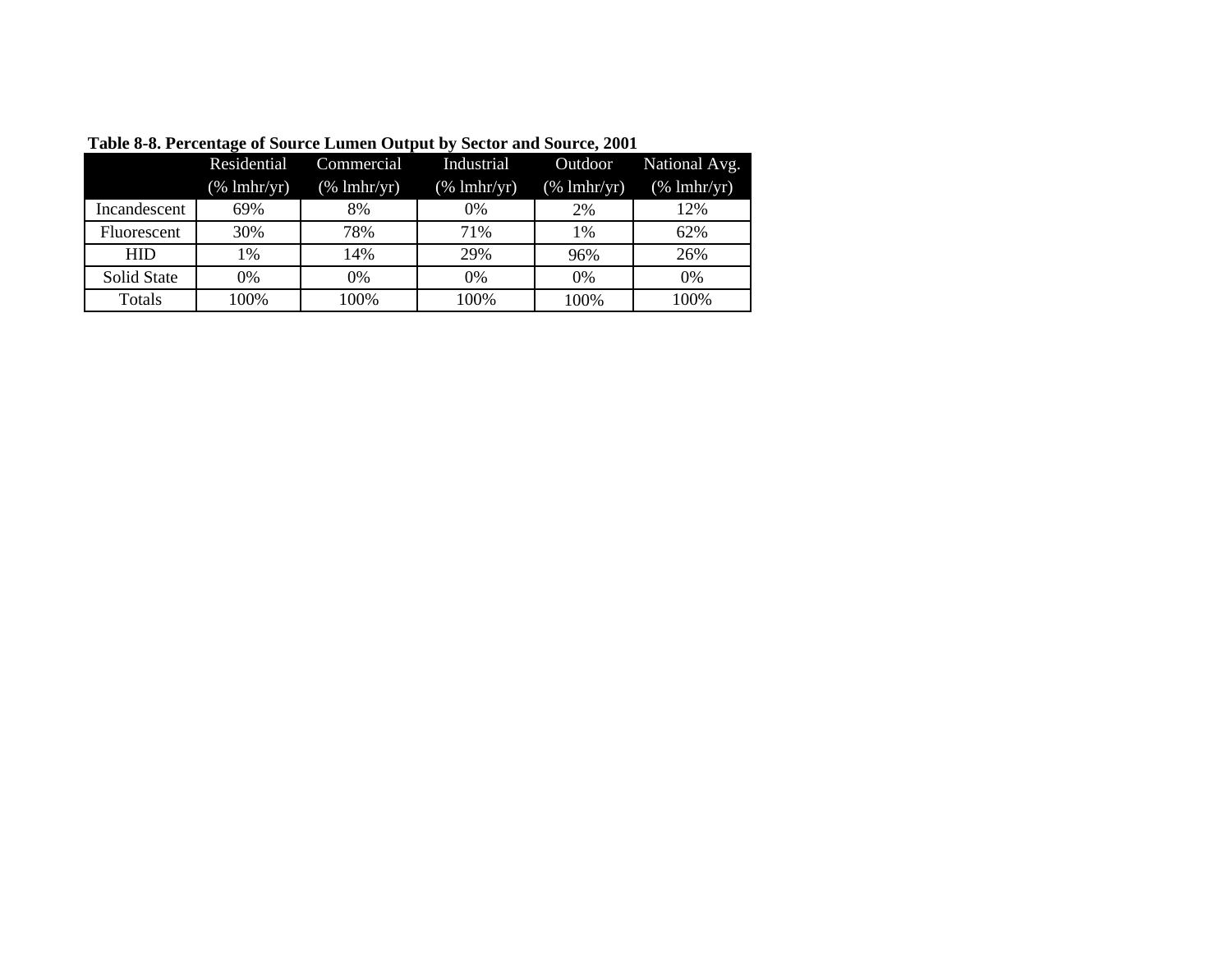**Table 8-8. Percentage of Source Lumen Output by Sector and Source, 2001**

| | Residential (% lmhr/yr) | Commercial (% lmhr/yr) | Industrial (% lmhr/yr) | Outdoor (% lmhr/yr) | National Avg. (% lmhr/yr) |
|---|---|---|---|---|---|
| Incandescent | 69% | 8% | 0% | 2% | 12% |
| Fluorescent | 30% | 78% | 71% | 1% | 62% |
| HID | 1% | 14% | 29% | 96% | 26% |
| Solid State | 0% | 0% | 0% | 0% | 0% |
| Totals | 100% | 100% | 100% | 100% | 100% |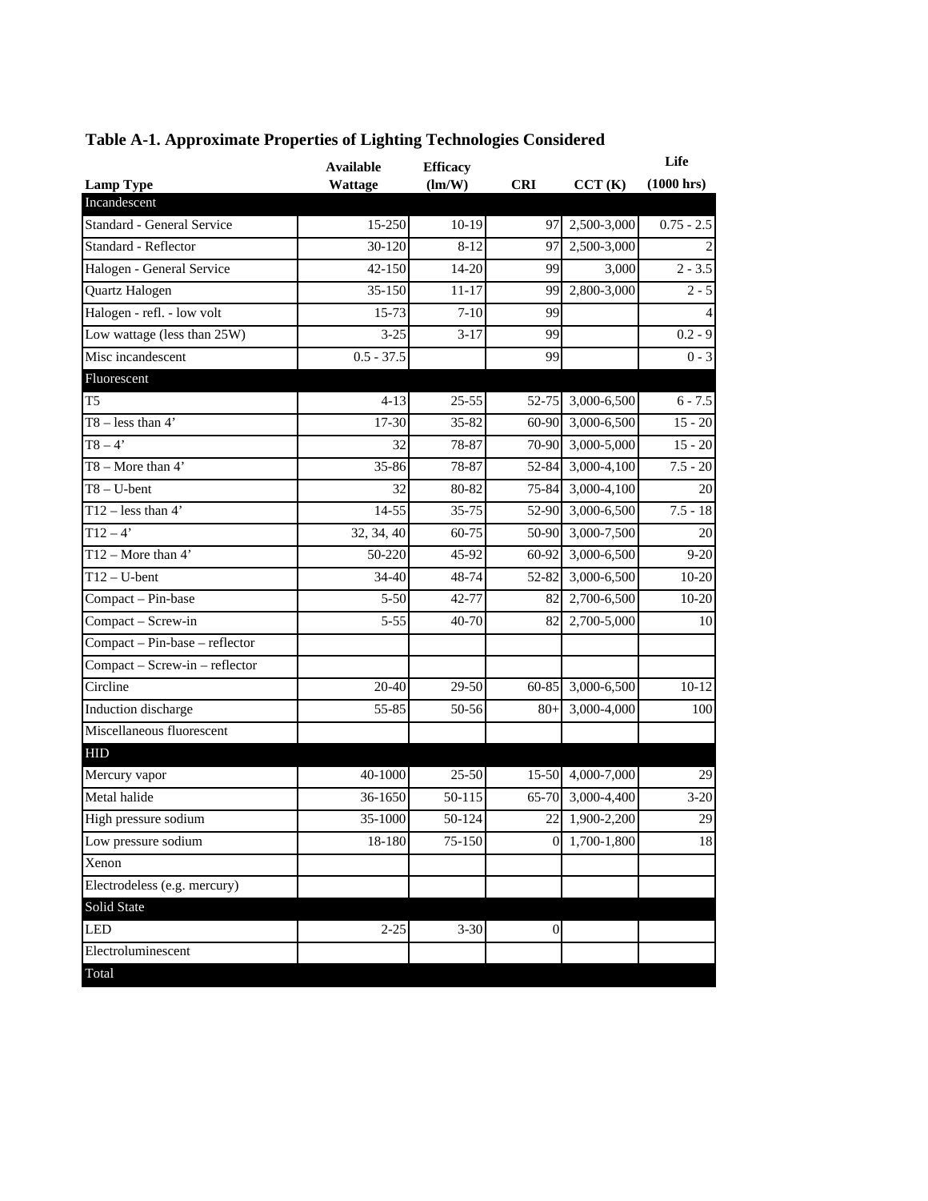**Table A-1. Approximate Properties of Lighting Technologies Considered**

| Lamp Type | Available Wattage | Efficacy (lm/W) | CRI | CCT (K) | Life (1000 hrs) |
|---|---|---|---|---|---|
| Incandescent | | | | | |
| Standard - General Service | 15-250 | 10-19 | 97 | 2,500-3,000 | 0.75 - 2.5 |
| Standard - Reflector | 30-120 | 8-12 | 97 | 2,500-3,000 | 2 |
| Halogen - General Service | 42-150 | 14-20 | 99 | 3,000 | 2 - 3.5 |
| Quartz Halogen | 35-150 | 11-17 | 99 | 2,800-3,000 | 2 - 5 |
| Halogen - refl. - low volt | 15-73 | 7-10 | 99 | | 4 |
| Low wattage (less than 25W) | 3-25 | 3-17 | 99 | | 0.2 - 9 |
| Misc incandescent | 0.5 - 37.5 | | 99 | | 0 - 3 |
| Fluorescent | | | | | |
| T5 | 4-13 | 25-55 | 52-75 | 3,000-6,500 | 6 - 7.5 |
| T8 – less than 4’ | 17-30 | 35-82 | 60-90 | 3,000-6,500 | 15 - 20 |
| T8 – 4’ | 32 | 78-87 | 70-90 | 3,000-5,000 | 15 - 20 |
| T8 – More than 4’ | 35-86 | 78-87 | 52-84 | 3,000-4,100 | 7.5 - 20 |
| T8 – U-bent | 32 | 80-82 | 75-84 | 3,000-4,100 | 20 |
| T12 – less than 4’ | 14-55 | 35-75 | 52-90 | 3,000-6,500 | 7.5 - 18 |
| T12 – 4’ | 32, 34, 40 | 60-75 | 50-90 | 3,000-7,500 | 20 |
| T12 – More than 4’ | 50-220 | 45-92 | 60-92 | 3,000-6,500 | 9-20 |
| T12 – U-bent | 34-40 | 48-74 | 52-82 | 3,000-6,500 | 10-20 |
| Compact – Pin-base | 5-50 | 42-77 | 82 | 2,700-6,500 | 10-20 |
| Compact – Screw-in | 5-55 | 40-70 | 82 | 2,700-5,000 | 10 |
| Compact – Pin-base – reflector | | | | | |
| Compact – Screw-in – reflector | | | | | |
| Circline | 20-40 | 29-50 | 60-85 | 3,000-6,500 | 10-12 |
| Induction discharge | 55-85 | 50-56 | 80+ | 3,000-4,000 | 100 |
| Miscellaneous fluorescent | | | | | |
| HID | | | | | |
| Mercury vapor | 40-1000 | 25-50 | 15-50 | 4,000-7,000 | 29 |
| Metal halide | 36-1650 | 50-115 | 65-70 | 3,000-4,400 | 3-20 |
| High pressure sodium | 35-1000 | 50-124 | 22 | 1,900-2,200 | 29 |
| Low pressure sodium | 18-180 | 75-150 | 0 | 1,700-1,800 | 18 |
| Xenon | | | | | |
| Electrodeless (e.g. mercury) | | | | | |
| Solid State | | | | | |
| LED | 2-25 | 3-30 | 0 | | |
| Electroluminescent | | | | | |
| Total | | | | | |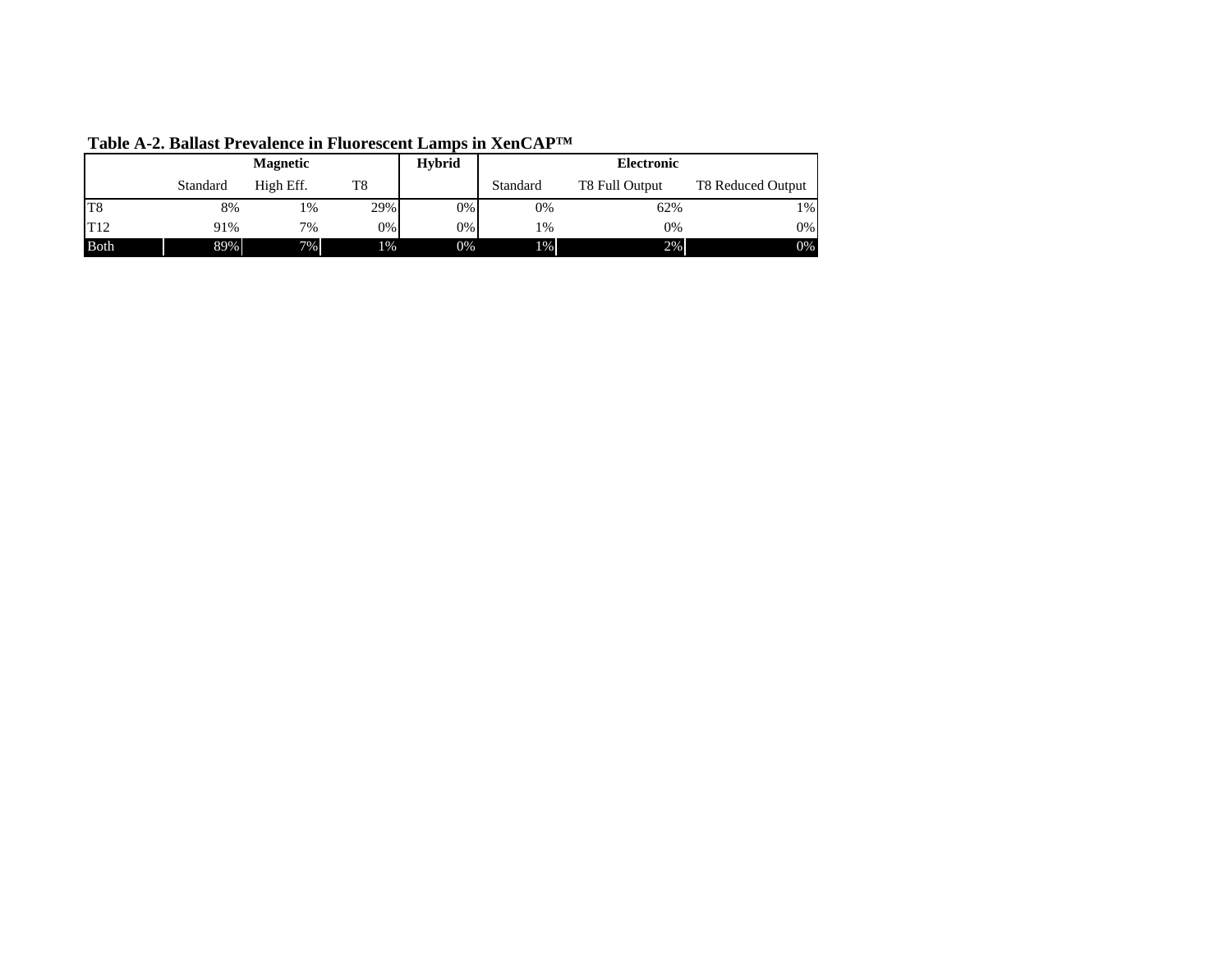**Table A-2. Ballast Prevalence in Fluorescent Lamps in XenCAP™**

| | Magnetic | | | Hybrid | Electronic | | |
|---|---|---|---|---|---|---|---|
| | Standard | High Eff. | T8 | | Standard | T8 Full Output | T8 Reduced Output |
| T8 | 8% | 1% | 29% | 0% | 0% | 62% | 1% |
| T12 | 91% | 7% | 0% | 0% | 1% | 0% | 0% |
| Both | 89% | 7% | 1% | 0% | 1% | 2% | 0% |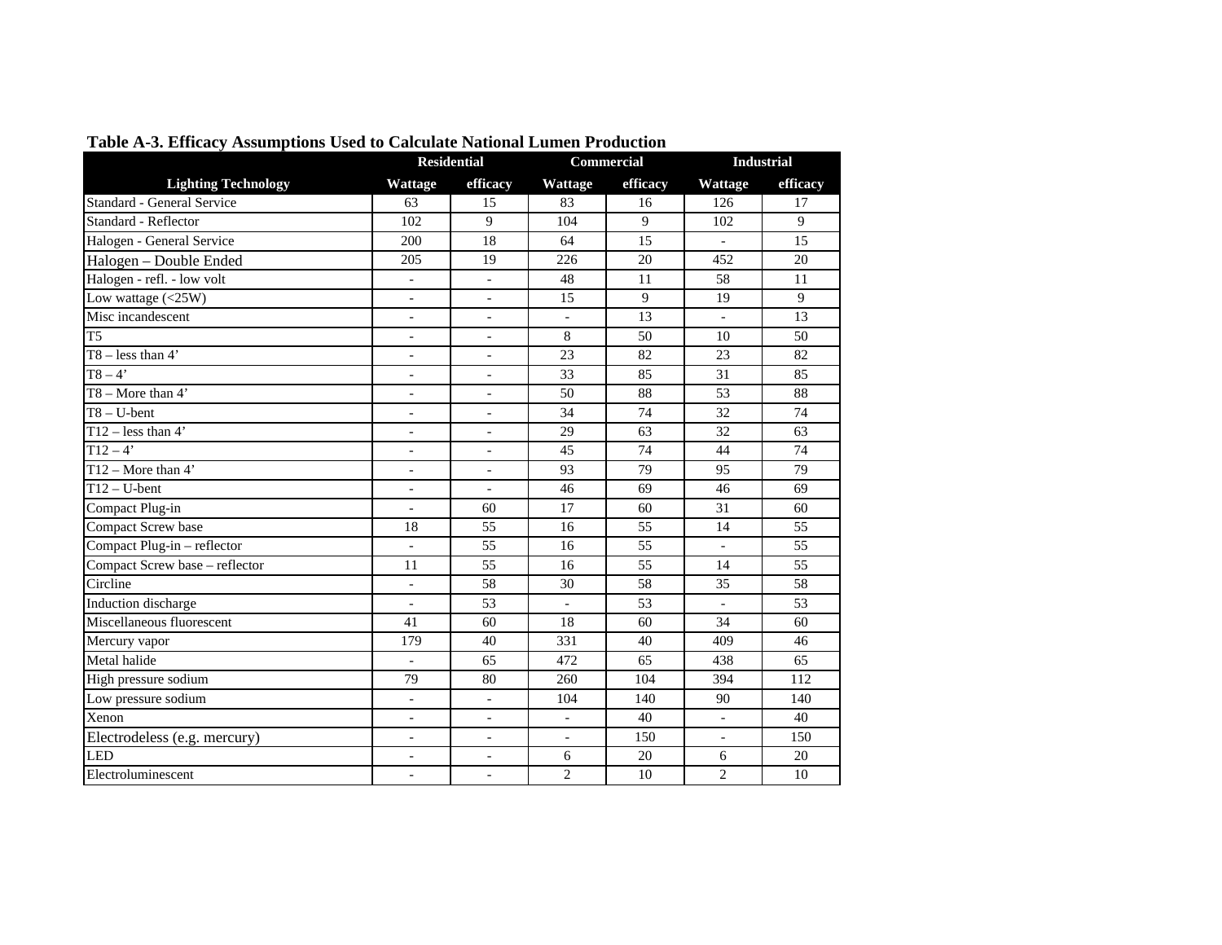**Table A-3. Efficacy Assumptions Used to Calculate National Lumen Production**

| | Residential | | Commercial | | Industrial | |
|---|---|---|---|---|---|---|
| Lighting Technology | Wattage | efficacy | Wattage | efficacy | Wattage | efficacy |
| Standard - General Service | 63 | 15 | 83 | 16 | 126 | 17 |
| Standard - Reflector | 102 | 9 | 104 | 9 | 102 | 9 |
| Halogen - General Service | 200 | 18 | 64 | 15 | - | 15 |
| Halogen – Double Ended | 205 | 19 | 226 | 20 | 452 | 20 |
| Halogen - refl. - low volt | - | - | 48 | 11 | 58 | 11 |
| Low wattage (<25W) | - | - | 15 | 9 | 19 | 9 |
| Misc incandescent | - | - | - | 13 | - | 13 |
| T5 | - | - | 8 | 50 | 10 | 50 |
| T8 – less than 4' | - | - | 23 | 82 | 23 | 82 |
| T8 – 4' | - | - | 33 | 85 | 31 | 85 |
| T8 – More than 4' | - | - | 50 | 88 | 53 | 88 |
| T8 – U-bent | - | - | 34 | 74 | 32 | 74 |
| T12 – less than 4' | - | - | 29 | 63 | 32 | 63 |
| T12 – 4' | - | - | 45 | 74 | 44 | 74 |
| T12 – More than 4' | - | - | 93 | 79 | 95 | 79 |
| T12 – U-bent | - | - | 46 | 69 | 46 | 69 |
| Compact Plug-in | - | 60 | 17 | 60 | 31 | 60 |
| Compact Screw base | 18 | 55 | 16 | 55 | 14 | 55 |
| Compact Plug-in – reflector | - | 55 | 16 | 55 | - | 55 |
| Compact Screw base – reflector | 11 | 55 | 16 | 55 | 14 | 55 |
| Circline | - | 58 | 30 | 58 | 35 | 58 |
| Induction discharge | - | 53 | - | 53 | - | 53 |
| Miscellaneous fluorescent | 41 | 60 | 18 | 60 | 34 | 60 |
| Mercury vapor | 179 | 40 | 331 | 40 | 409 | 46 |
| Metal halide | - | 65 | 472 | 65 | 438 | 65 |
| High pressure sodium | 79 | 80 | 260 | 104 | 394 | 112 |
| Low pressure sodium | - | - | 104 | 140 | 90 | 140 |
| Xenon | - | - | - | 40 | - | 40 |
| Electrodeless (e.g. mercury) | - | - | - | 150 | - | 150 |
| LED | - | - | 6 | 20 | 6 | 20 |
| Electroluminescent | - | - | 2 | 10 | 2 | 10 |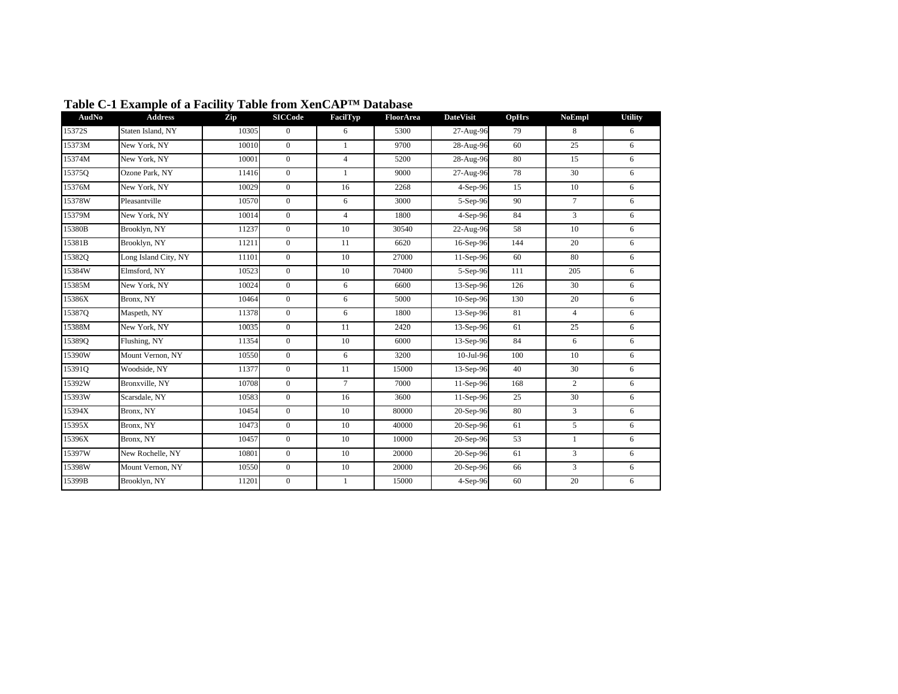**Table C-1 Example of a Facility Table from XenCAP™ Database**

| AudNo | Address | Zip | SICCode | FacilTyp | FloorArea | DateVisit | OpHrs | NoEmpl | Utility |
|---|---|---|---|---|---|---|---|---|---|
| 15372S | Staten Island, NY | 10305 | 0 | 6 | 5300 | 27-Aug-96 | 79 | 8 | 6 |
| 15373M | New York, NY | 10010 | 0 | 1 | 9700 | 28-Aug-96 | 60 | 25 | 6 |
| 15374M | New York, NY | 10001 | 0 | 4 | 5200 | 28-Aug-96 | 80 | 15 | 6 |
| 15375Q | Ozone Park, NY | 11416 | 0 | 1 | 9000 | 27-Aug-96 | 78 | 30 | 6 |
| 15376M | New York, NY | 10029 | 0 | 16 | 2268 | 4-Sep-96 | 15 | 10 | 6 |
| 15378W | Pleasantville | 10570 | 0 | 6 | 3000 | 5-Sep-96 | 90 | 7 | 6 |
| 15379M | New York, NY | 10014 | 0 | 4 | 1800 | 4-Sep-96 | 84 | 3 | 6 |
| 15380B | Brooklyn, NY | 11237 | 0 | 10 | 30540 | 22-Aug-96 | 58 | 10 | 6 |
| 15381B | Brooklyn, NY | 11211 | 0 | 11 | 6620 | 16-Sep-96 | 144 | 20 | 6 |
| 15382Q | Long Island City, NY | 11101 | 0 | 10 | 27000 | 11-Sep-96 | 60 | 80 | 6 |
| 15384W | Elmsford, NY | 10523 | 0 | 10 | 70400 | 5-Sep-96 | 111 | 205 | 6 |
| 15385M | New York, NY | 10024 | 0 | 6 | 6600 | 13-Sep-96 | 126 | 30 | 6 |
| 15386X | Bronx, NY | 10464 | 0 | 6 | 5000 | 10-Sep-96 | 130 | 20 | 6 |
| 15387Q | Maspeth, NY | 11378 | 0 | 6 | 1800 | 13-Sep-96 | 81 | 4 | 6 |
| 15388M | New York, NY | 10035 | 0 | 11 | 2420 | 13-Sep-96 | 61 | 25 | 6 |
| 15389Q | Flushing, NY | 11354 | 0 | 10 | 6000 | 13-Sep-96 | 84 | 6 | 6 |
| 15390W | Mount Vernon, NY | 10550 | 0 | 6 | 3200 | 10-Jul-96 | 100 | 10 | 6 |
| 15391Q | Woodside, NY | 11377 | 0 | 11 | 15000 | 13-Sep-96 | 40 | 30 | 6 |
| 15392W | Bronxville, NY | 10708 | 0 | 7 | 7000 | 11-Sep-96 | 168 | 2 | 6 |
| 15393W | Scarsdale, NY | 10583 | 0 | 16 | 3600 | 11-Sep-96 | 25 | 30 | 6 |
| 15394X | Bronx, NY | 10454 | 0 | 10 | 80000 | 20-Sep-96 | 80 | 3 | 6 |
| 15395X | Bronx, NY | 10473 | 0 | 10 | 40000 | 20-Sep-96 | 61 | 5 | 6 |
| 15396X | Bronx, NY | 10457 | 0 | 10 | 10000 | 20-Sep-96 | 53 | 1 | 6 |
| 15397W | New Rochelle, NY | 10801 | 0 | 10 | 20000 | 20-Sep-96 | 61 | 3 | 6 |
| 15398W | Mount Vernon, NY | 10550 | 0 | 10 | 20000 | 20-Sep-96 | 66 | 3 | 6 |
| 15399B | Brooklyn, NY | 11201 | 0 | 1 | 15000 | 4-Sep-96 | 60 | 20 | 6 |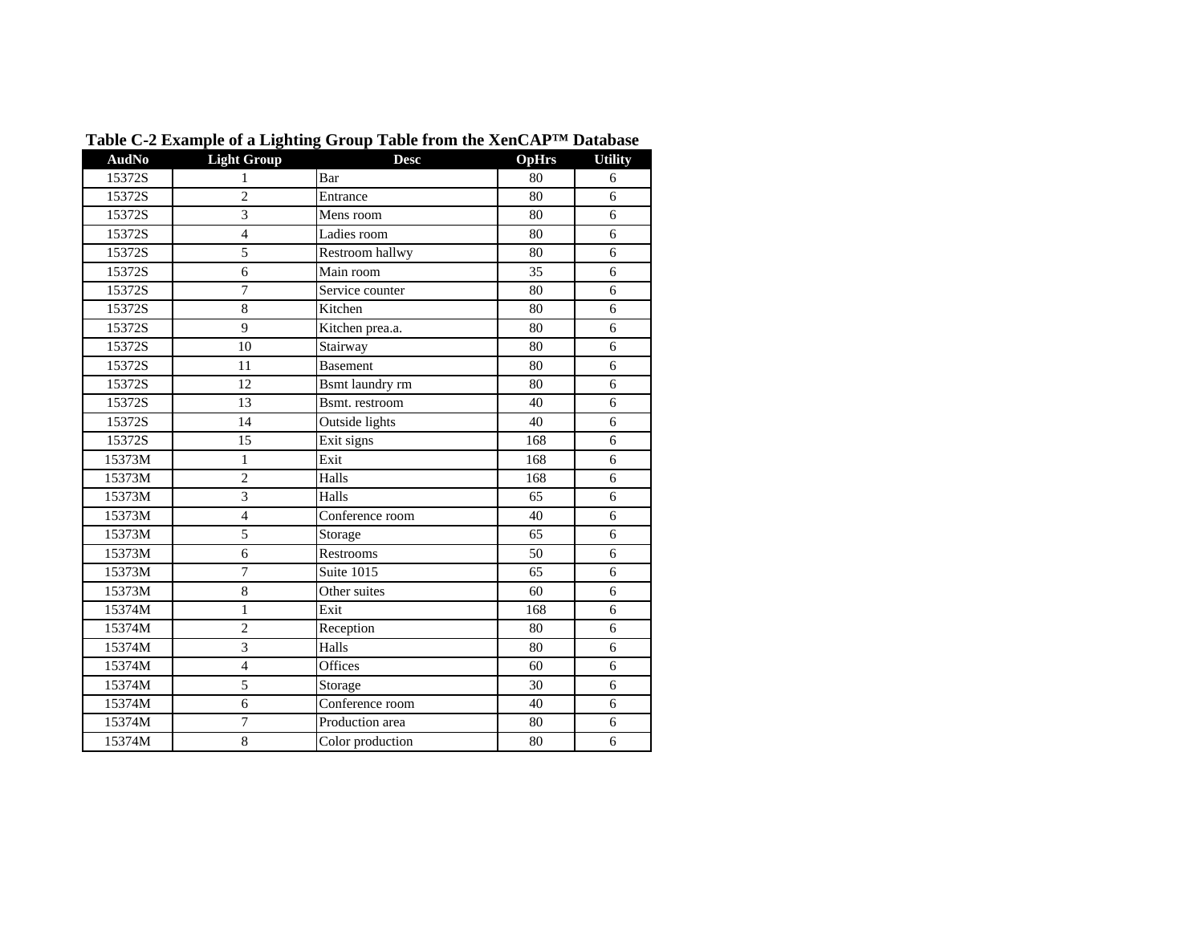**Table C-2 Example of a Lighting Group Table from the XenCAP™ Database**

| AudNo | Light Group | Desc | OpHrs | Utility |
|---|---|---|---|---|
| 15372S | 1 | Bar | 80 | 6 |
| 15372S | 2 | Entrance | 80 | 6 |
| 15372S | 3 | Mens room | 80 | 6 |
| 15372S | 4 | Ladies room | 80 | 6 |
| 15372S | 5 | Restroom hallwy | 80 | 6 |
| 15372S | 6 | Main room | 35 | 6 |
| 15372S | 7 | Service counter | 80 | 6 |
| 15372S | 8 | Kitchen | 80 | 6 |
| 15372S | 9 | Kitchen prea.a. | 80 | 6 |
| 15372S | 10 | Stairway | 80 | 6 |
| 15372S | 11 | Basement | 80 | 6 |
| 15372S | 12 | Bsmt laundry rm | 80 | 6 |
| 15372S | 13 | Bsmt. restroom | 40 | 6 |
| 15372S | 14 | Outside lights | 40 | 6 |
| 15372S | 15 | Exit signs | 168 | 6 |
| 15373M | 1 | Exit | 168 | 6 |
| 15373M | 2 | Halls | 168 | 6 |
| 15373M | 3 | Halls | 65 | 6 |
| 15373M | 4 | Conference room | 40 | 6 |
| 15373M | 5 | Storage | 65 | 6 |
| 15373M | 6 | Restrooms | 50 | 6 |
| 15373M | 7 | Suite 1015 | 65 | 6 |
| 15373M | 8 | Other suites | 60 | 6 |
| 15374M | 1 | Exit | 168 | 6 |
| 15374M | 2 | Reception | 80 | 6 |
| 15374M | 3 | Halls | 80 | 6 |
| 15374M | 4 | Offices | 60 | 6 |
| 15374M | 5 | Storage | 30 | 6 |
| 15374M | 6 | Conference room | 40 | 6 |
| 15374M | 7 | Production area | 80 | 6 |
| 15374M | 8 | Color production | 80 | 6 |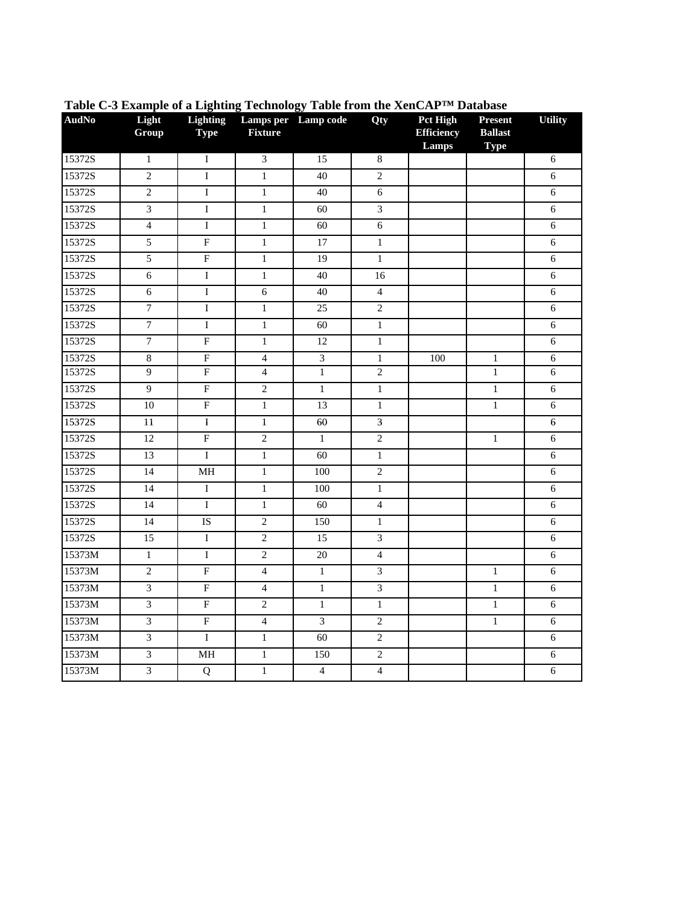**Table C-3 Example of a Lighting Technology Table from the XenCAP™ Database**

| AudNo | Light Group | Lighting Type | Lamps per Fixture | Lamp code | Qty | Pct High Efficiency Lamps | Present Ballast Type | Utility |
|---|---|---|---|---|---|---|---|---|
| 15372S | 1 | I | 3 | 15 | 8 | | | 6 |
| 15372S | 2 | I | 1 | 40 | 2 | | | 6 |
| 15372S | 2 | I | 1 | 40 | 6 | | | 6 |
| 15372S | 3 | I | 1 | 60 | 3 | | | 6 |
| 15372S | 4 | I | 1 | 60 | 6 | | | 6 |
| 15372S | 5 | F | 1 | 17 | 1 | | | 6 |
| 15372S | 5 | F | 1 | 19 | 1 | | | 6 |
| 15372S | 6 | I | 1 | 40 | 16 | | | 6 |
| 15372S | 6 | I | 6 | 40 | 4 | | | 6 |
| 15372S | 7 | I | 1 | 25 | 2 | | | 6 |
| 15372S | 7 | I | 1 | 60 | 1 | | | 6 |
| 15372S | 7 | F | 1 | 12 | 1 | | | 6 |
| 15372S | 8 | F | 4 | 3 | 1 | 100 | 1 | 6 |
| 15372S | 9 | F | 4 | 1 | 2 | | 1 | 6 |
| 15372S | 9 | F | 2 | 1 | 1 | | 1 | 6 |
| 15372S | 10 | F | 1 | 13 | 1 | | 1 | 6 |
| 15372S | 11 | I | 1 | 60 | 3 | | | 6 |
| 15372S | 12 | F | 2 | 1 | 2 | | 1 | 6 |
| 15372S | 13 | I | 1 | 60 | 1 | | | 6 |
| 15372S | 14 | MH | 1 | 100 | 2 | | | 6 |
| 15372S | 14 | I | 1 | 100 | 1 | | | 6 |
| 15372S | 14 | I | 1 | 60 | 4 | | | 6 |
| 15372S | 14 | IS | 2 | 150 | 1 | | | 6 |
| 15372S | 15 | I | 2 | 15 | 3 | | | 6 |
| 15373M | 1 | I | 2 | 20 | 4 | | | 6 |
| 15373M | 2 | F | 4 | 1 | 3 | | 1 | 6 |
| 15373M | 3 | F | 4 | 1 | 3 | | 1 | 6 |
| 15373M | 3 | F | 2 | 1 | 1 | | 1 | 6 |
| 15373M | 3 | F | 4 | 3 | 2 | | 1 | 6 |
| 15373M | 3 | I | 1 | 60 | 2 | | | 6 |
| 15373M | 3 | MH | 1 | 150 | 2 | | | 6 |
| 15373M | 3 | Q | 1 | 4 | 4 | | | 6 |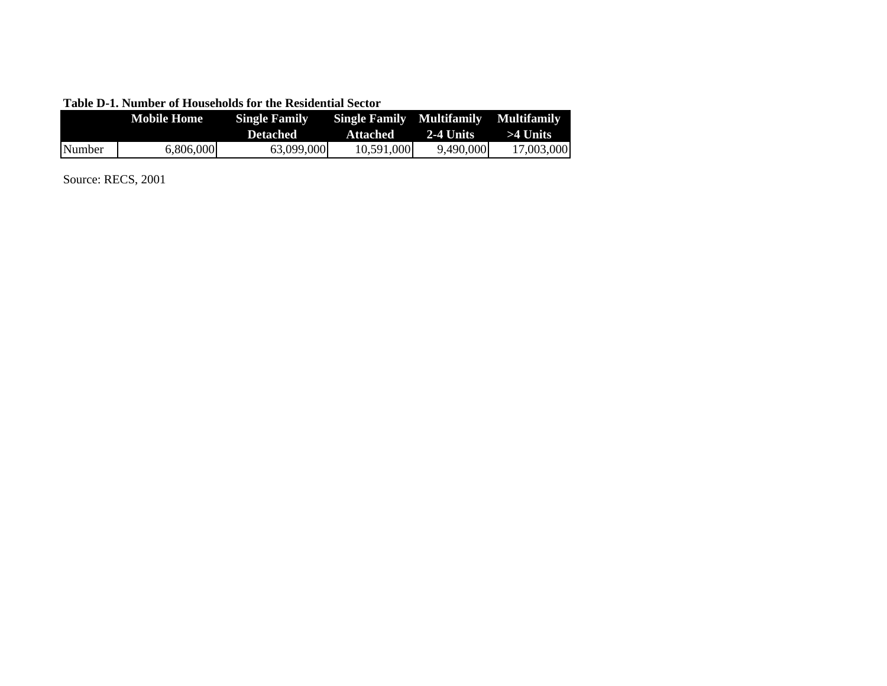**Table D-1. Number of Households for the Residential Sector**

| | Mobile Home | Single Family Detached | Single Family Attached | Multifamily 2-4 Units | Multifamily >4 Units |
|---|---|---|---|---|---|
| Number | 6,806,000 | 63,099,000 | 10,591,000 | 9,490,000 | 17,003,000 |

Source: RECS, 2001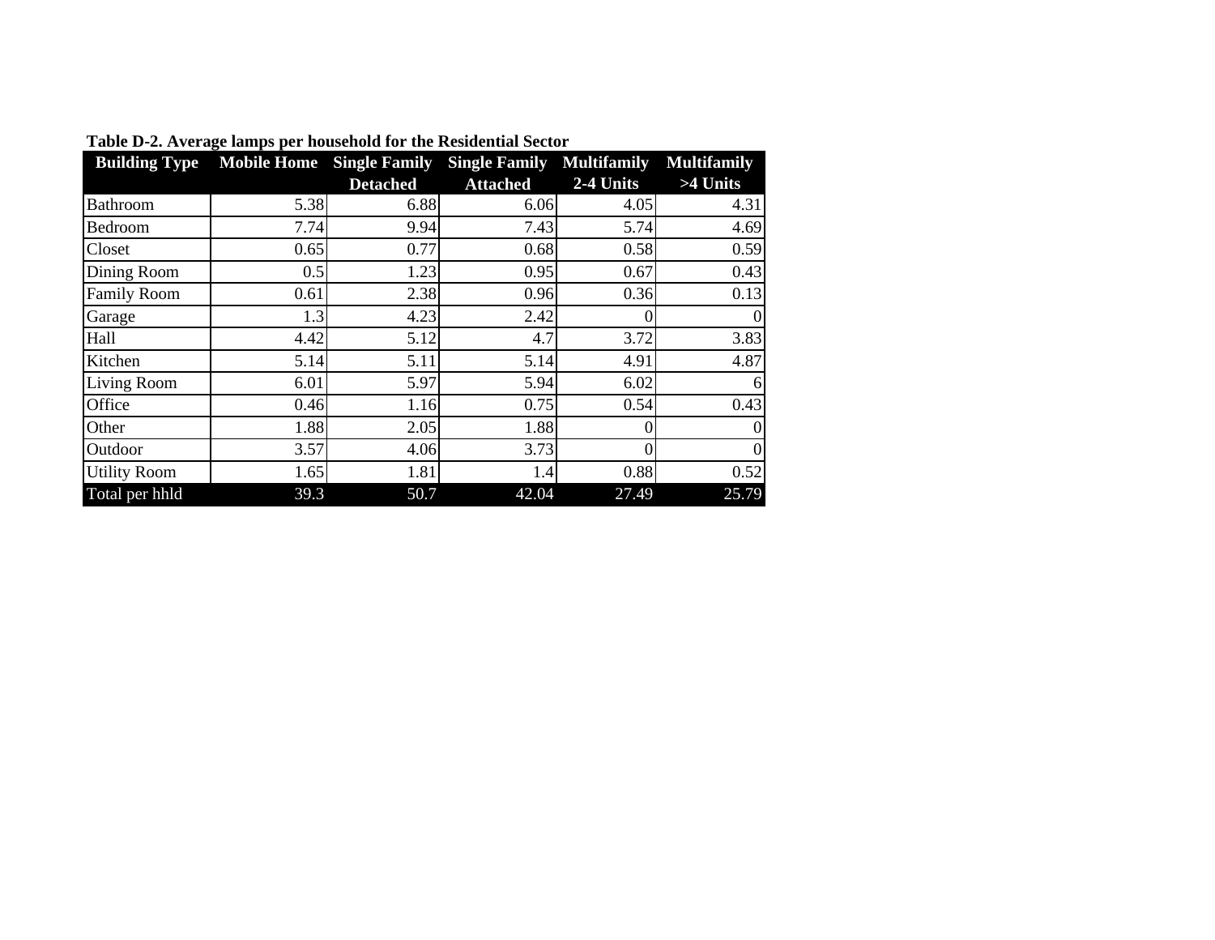**Table D-2. Average lamps per household for the Residential Sector**

| Building Type | Mobile Home | Single Family Detached | Single Family Attached | Multifamily 2-4 Units | Multifamily >4 Units |
|---|---|---|---|---|---|
| Bathroom | 5.38 | 6.88 | 6.06 | 4.05 | 4.31 |
| Bedroom | 7.74 | 9.94 | 7.43 | 5.74 | 4.69 |
| Closet | 0.65 | 0.77 | 0.68 | 0.58 | 0.59 |
| Dining Room | 0.5 | 1.23 | 0.95 | 0.67 | 0.43 |
| Family Room | 0.61 | 2.38 | 0.96 | 0.36 | 0.13 |
| Garage | 1.3 | 4.23 | 2.42 | 0 | 0 |
| Hall | 4.42 | 5.12 | 4.7 | 3.72 | 3.83 |
| Kitchen | 5.14 | 5.11 | 5.14 | 4.91 | 4.87 |
| Living Room | 6.01 | 5.97 | 5.94 | 6.02 | 6 |
| Office | 0.46 | 1.16 | 0.75 | 0.54 | 0.43 |
| Other | 1.88 | 2.05 | 1.88 | 0 | 0 |
| Outdoor | 3.57 | 4.06 | 3.73 | 0 | 0 |
| Utility Room | 1.65 | 1.81 | 1.4 | 0.88 | 0.52 |
| Total per hhld | 39.3 | 50.7 | 42.04 | 27.49 | 25.79 |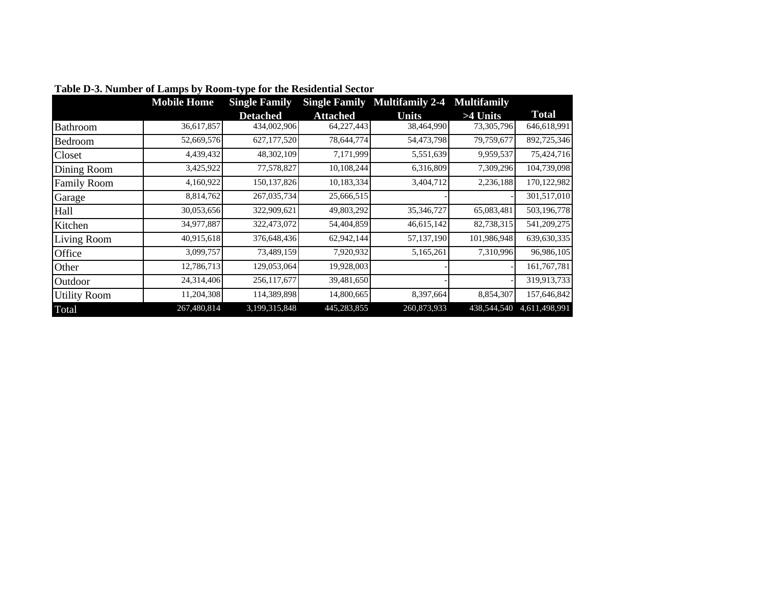**Table D-3. Number of Lamps by Room-type for the Residential Sector**

| | Mobile Home | Single Family Detached | Single Family Attached | Multifamily 2-4 Units | Multifamily >4 Units | Total |
|---|---|---|---|---|---|---|
| Bathroom | 36,617,857 | 434,002,906 | 64,227,443 | 38,464,990 | 73,305,796 | 646,618,991 |
| Bedroom | 52,669,576 | 627,177,520 | 78,644,774 | 54,473,798 | 79,759,677 | 892,725,346 |
| Closet | 4,439,432 | 48,302,109 | 7,171,999 | 5,551,639 | 9,959,537 | 75,424,716 |
| Dining Room | 3,425,922 | 77,578,827 | 10,108,244 | 6,316,809 | 7,309,296 | 104,739,098 |
| Family Room | 4,160,922 | 150,137,826 | 10,183,334 | 3,404,712 | 2,236,188 | 170,122,982 |
| Garage | 8,814,762 | 267,035,734 | 25,666,515 | - | - | 301,517,010 |
| Hall | 30,053,656 | 322,909,621 | 49,803,292 | 35,346,727 | 65,083,481 | 503,196,778 |
| Kitchen | 34,977,887 | 322,473,072 | 54,404,859 | 46,615,142 | 82,738,315 | 541,209,275 |
| Living Room | 40,915,618 | 376,648,436 | 62,942,144 | 57,137,190 | 101,986,948 | 639,630,335 |
| Office | 3,099,757 | 73,489,159 | 7,920,932 | 5,165,261 | 7,310,996 | 96,986,105 |
| Other | 12,786,713 | 129,053,064 | 19,928,003 | - | - | 161,767,781 |
| Outdoor | 24,314,406 | 256,117,677 | 39,481,650 | - | - | 319,913,733 |
| Utility Room | 11,204,308 | 114,389,898 | 14,800,665 | 8,397,664 | 8,854,307 | 157,646,842 |
| Total | 267,480,814 | 3,199,315,848 | 445,283,855 | 260,873,933 | 438,544,540 | 4,611,498,991 |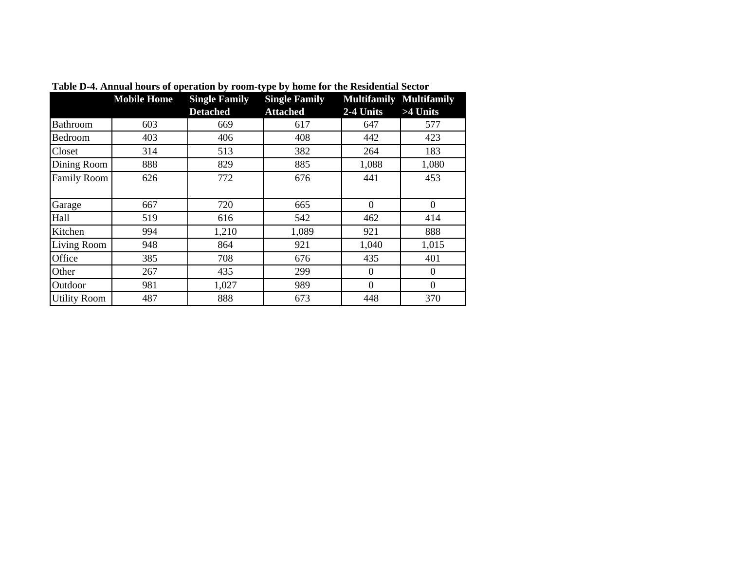**Table D-4. Annual hours of operation by room-type by home for the Residential Sector**

| | Mobile Home | Single Family Detached | Single Family Attached | Multifamily 2-4 Units | Multifamily >4 Units |
|---|---|---|---|---|---|
| Bathroom | 603 | 669 | 617 | 647 | 577 |
| Bedroom | 403 | 406 | 408 | 442 | 423 |
| Closet | 314 | 513 | 382 | 264 | 183 |
| Dining Room | 888 | 829 | 885 | 1,088 | 1,080 |
| Family Room | 626 | 772 | 676 | 441 | 453 |
| Garage | 667 | 720 | 665 | 0 | 0 |
| Hall | 519 | 616 | 542 | 462 | 414 |
| Kitchen | 994 | 1,210 | 1,089 | 921 | 888 |
| Living Room | 948 | 864 | 921 | 1,040 | 1,015 |
| Office | 385 | 708 | 676 | 435 | 401 |
| Other | 267 | 435 | 299 | 0 | 0 |
| Outdoor | 981 | 1,027 | 989 | 0 | 0 |
| Utility Room | 487 | 888 | 673 | 448 | 370 |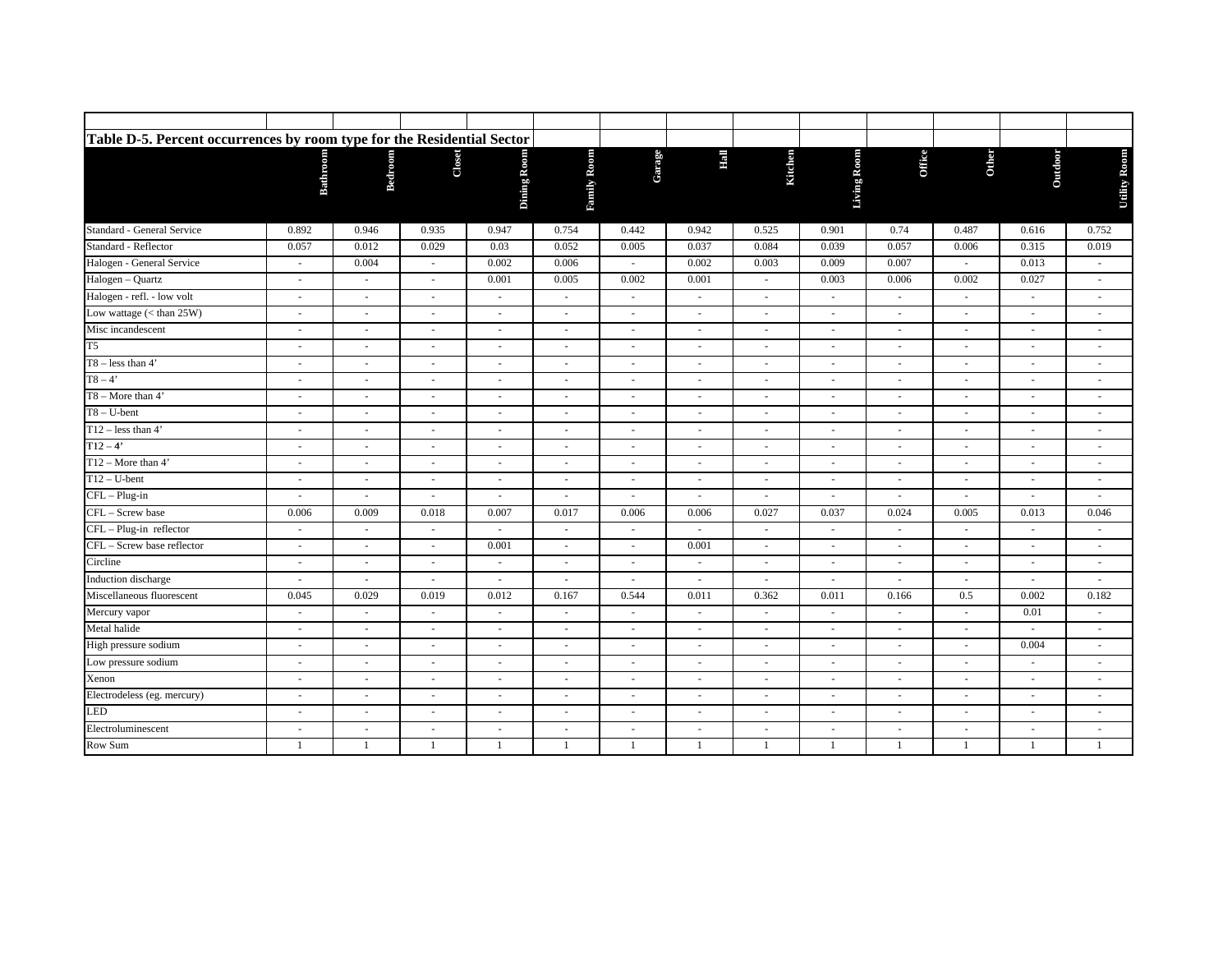**Table D-5. Percent occurrences by room type for the Residential Sector**

| | Bathroom | Bedroom | Closet | Dining Room | Family Room | Garage | Hall | Kitchen | Living Room | Office | Other | Outdoor | Utility Room |
|---|---|---|---|---|---|---|---|---|---|---|---|---|---|
| Standard - General Service | 0.892 | 0.946 | 0.935 | 0.947 | 0.754 | 0.442 | 0.942 | 0.525 | 0.901 | 0.74 | 0.487 | 0.616 | 0.752 |
| Standard - Reflector | 0.057 | 0.012 | 0.029 | 0.03 | 0.052 | 0.005 | 0.037 | 0.084 | 0.039 | 0.057 | 0.006 | 0.315 | 0.019 |
| Halogen - General Service | - | 0.004 | - | 0.002 | 0.006 | - | 0.002 | 0.003 | 0.009 | 0.007 | - | 0.013 | - |
| Halogen – Quartz | - | - | - | 0.001 | 0.005 | 0.002 | 0.001 | - | 0.003 | 0.006 | 0.002 | 0.027 | - |
| Halogen - refl. - low volt | - | - | - | - | - | - | - | - | - | - | - | - | - |
| Low wattage (< than 25W) | - | - | - | - | - | - | - | - | - | - | - | - | - |
| Misc incandescent | - | - | - | - | - | - | - | - | - | - | - | - | - |
| T5 | - | - | - | - | - | - | - | - | - | - | - | - | - |
| T8 – less than 4' | - | - | - | - | - | - | - | - | - | - | - | - | - |
| T8 – 4' | - | - | - | - | - | - | - | - | - | - | - | - | - |
| T8 – More than 4' | - | - | - | - | - | - | - | - | - | - | - | - | - |
| T8 – U-bent | - | - | - | - | - | - | - | - | - | - | - | - | - |
| T12 – less than 4' | - | - | - | - | - | - | - | - | - | - | - | - | - |
| T12 – 4' | - | - | - | - | - | - | - | - | - | - | - | - | - |
| T12 – More than 4' | - | - | - | - | - | - | - | - | - | - | - | - | - |
| T12 – U-bent | - | - | - | - | - | - | - | - | - | - | - | - | - |
| CFL – Plug-in | - | - | - | - | - | - | - | - | - | - | - | - | - |
| CFL – Screw base | 0.006 | 0.009 | 0.018 | 0.007 | 0.017 | 0.006 | 0.006 | 0.027 | 0.037 | 0.024 | 0.005 | 0.013 | 0.046 |
| CFL – Plug-in reflector | - | - | - | - | - | - | - | - | - | - | - | - | - |
| CFL – Screw base reflector | - | - | - | 0.001 | - | - | 0.001 | - | - | - | - | - | - |
| Circline | - | - | - | - | - | - | - | - | - | - | - | - | - |
| Induction discharge | - | - | - | - | - | - | - | - | - | - | - | - | - |
| Miscellaneous fluorescent | 0.045 | 0.029 | 0.019 | 0.012 | 0.167 | 0.544 | 0.011 | 0.362 | 0.011 | 0.166 | 0.5 | 0.002 | 0.182 |
| Mercury vapor | - | - | - | - | - | - | - | - | - | - | - | 0.01 | - |
| Metal halide | - | - | - | - | - | - | - | - | - | - | - | - | - |
| High pressure sodium | - | - | - | - | - | - | - | - | - | - | - | 0.004 | - |
| Low pressure sodium | - | - | - | - | - | - | - | - | - | - | - | - | - |
| Xenon | - | - | - | - | - | - | - | - | - | - | - | - | - |
| Electrodeless (eg. mercury) | - | - | - | - | - | - | - | - | - | - | - | - | - |
| LED | - | - | - | - | - | - | - | - | - | - | - | - | - |
| Electroluminescent | - | - | - | - | - | - | - | - | - | - | - | - | - |
| Row Sum | 1 | 1 | 1 | 1 | 1 | 1 | 1 | 1 | 1 | 1 | 1 | 1 | 1 |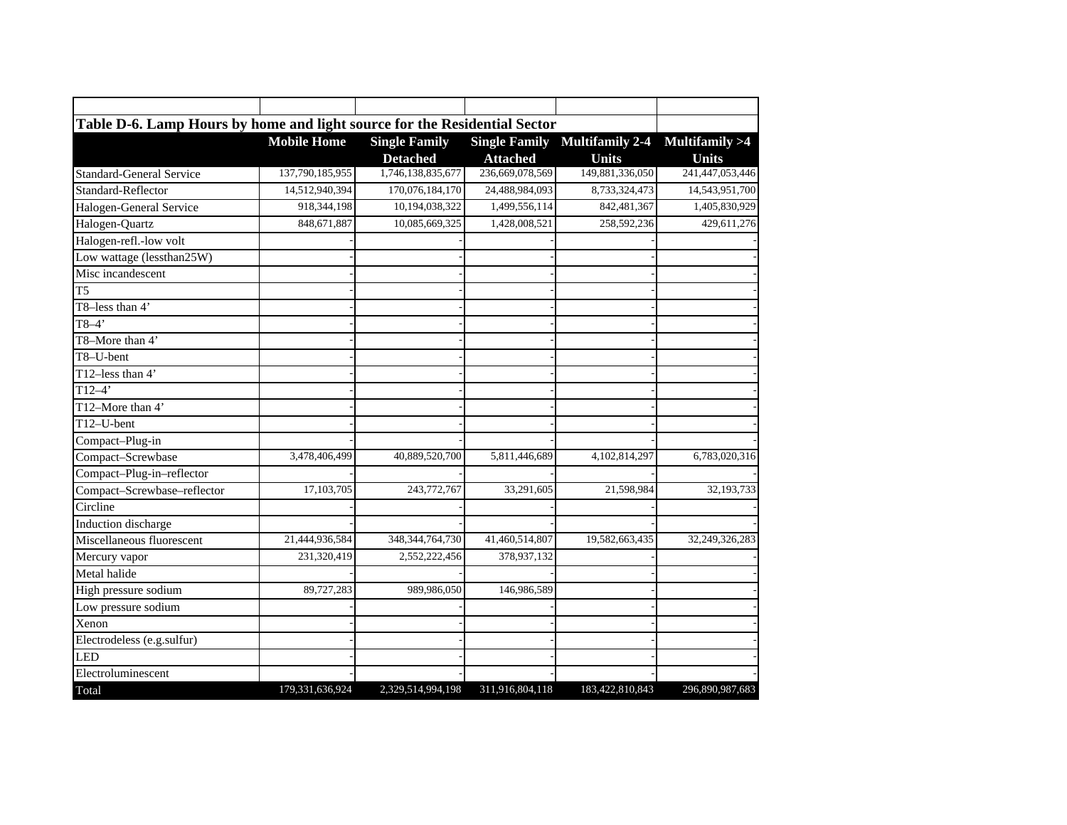**Table D-6. Lamp Hours by home and light source for the Residential Sector**

| | Mobile Home | Single Family Detached | Single Family Attached | Multifamily 2-4 Units | Multifamily >4 Units |
|---|---|---|---|---|---|
| Standard-General Service | 137,790,185,955 | 1,746,138,835,677 | 236,669,078,569 | 149,881,336,050 | 241,447,053,446 |
| Standard-Reflector | 14,512,940,394 | 170,076,184,170 | 24,488,984,093 | 8,733,324,473 | 14,543,951,700 |
| Halogen-General Service | 918,344,198 | 10,194,038,322 | 1,499,556,114 | 842,481,367 | 1,405,830,929 |
| Halogen-Quartz | 848,671,887 | 10,085,669,325 | 1,428,008,521 | 258,592,236 | 429,611,276 |
| Halogen-refl.-low volt | - | - | - | - | - |
| Low wattage (lessthan25W) | - | - | - | - | - |
| Misc incandescent | - | - | - | - | - |
| T5 | - | - | - | - | - |
| T8–less than 4’ | - | - | - | - | - |
| T8–4’ | - | - | - | - | - |
| T8–More than 4’ | - | - | - | - | - |
| T8–U-bent | - | - | - | - | - |
| T12–less than 4’ | - | - | - | - | - |
| T12–4’ | - | - | - | - | - |
| T12–More than 4’ | - | - | - | - | - |
| T12–U-bent | - | - | - | - | - |
| Compact–Plug-in | - | - | - | - | - |
| Compact–Screwbase | 3,478,406,499 | 40,889,520,700 | 5,811,446,689 | 4,102,814,297 | 6,783,020,316 |
| Compact–Plug-in–reflector | - | - | - | - | - |
| Compact–Screwbase–reflector | 17,103,705 | 243,772,767 | 33,291,605 | 21,598,984 | 32,193,733 |
| Circline | - | - | - | - | - |
| Induction discharge | - | - | - | - | - |
| Miscellaneous fluorescent | 21,444,936,584 | 348,344,764,730 | 41,460,514,807 | 19,582,663,435 | 32,249,326,283 |
| Mercury vapor | 231,320,419 | 2,552,222,456 | 378,937,132 | - | - |
| Metal halide | - | - | - | - | - |
| High pressure sodium | 89,727,283 | 989,986,050 | 146,986,589 | - | - |
| Low pressure sodium | - | - | - | - | - |
| Xenon | - | - | - | - | - |
| Electrodeless (e.g.sulfur) | - | - | - | - | - |
| LED | - | - | - | - | - |
| Electroluminescent | - | - | - | - | - |
| Total | 179,331,636,924 | 2,329,514,994,198 | 311,916,804,118 | 183,422,810,843 | 296,890,987,683 |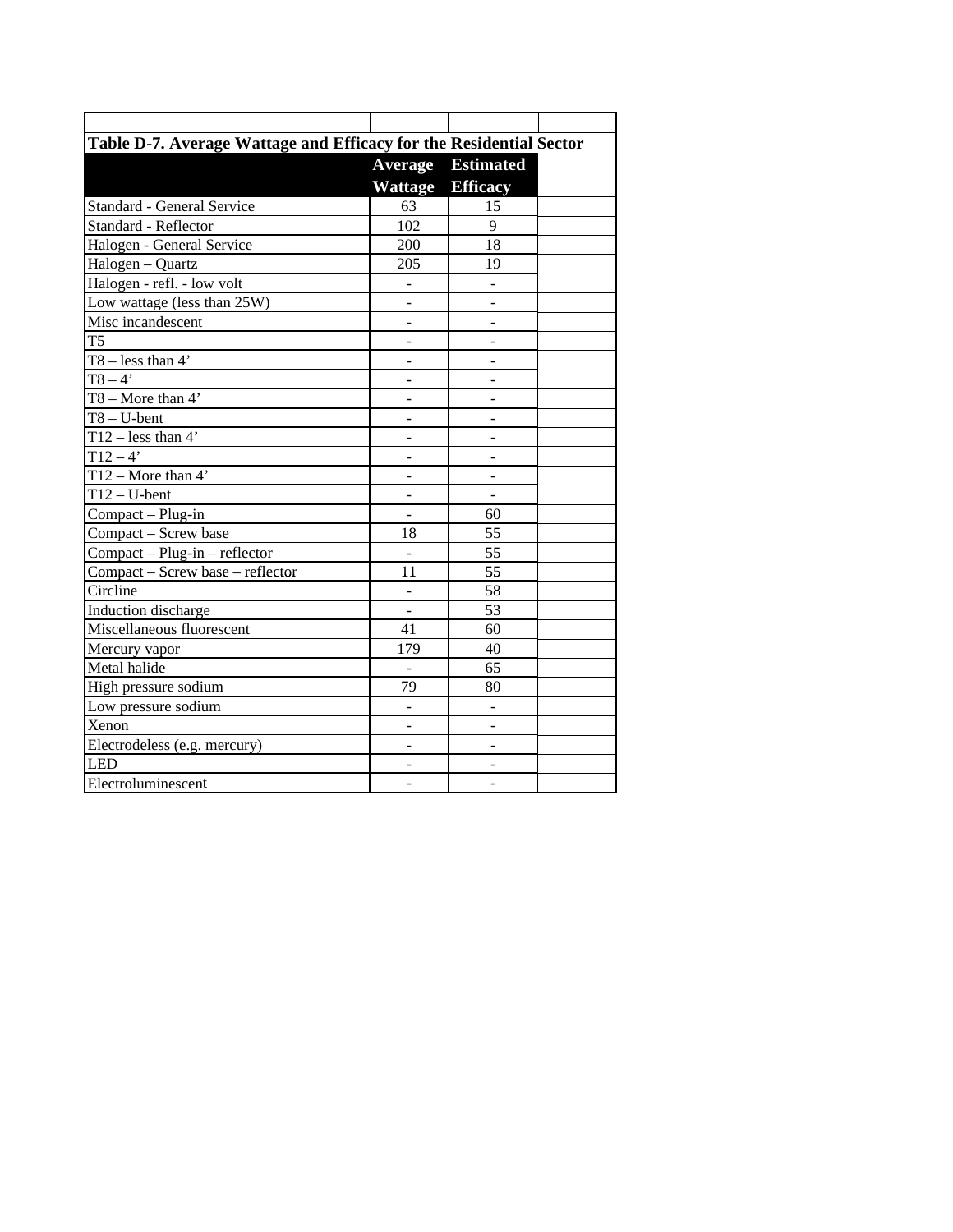**Table D-7. Average Wattage and Efficacy for the Residential Sector**

| | Average Wattage | Estimated Efficacy |
|---|---|---|
| Standard - General Service | 63 | 15 |
| Standard - Reflector | 102 | 9 |
| Halogen - General Service | 200 | 18 |
| Halogen – Quartz | 205 | 19 |
| Halogen - refl. - low volt | - | - |
| Low wattage (less than 25W) | - | - |
| Misc incandescent | - | - |
| T5 | - | - |
| T8 – less than 4’ | - | - |
| T8 – 4’ | - | - |
| T8 – More than 4’ | - | - |
| T8 – U-bent | - | - |
| T12 – less than 4’ | - | - |
| T12 – 4’ | - | - |
| T12 – More than 4’ | - | - |
| T12 – U-bent | - | - |
| Compact – Plug-in | - | 60 |
| Compact – Screw base | 18 | 55 |
| Compact – Plug-in – reflector | - | 55 |
| Compact – Screw base – reflector | 11 | 55 |
| Circline | - | 58 |
| Induction discharge | - | 53 |
| Miscellaneous fluorescent | 41 | 60 |
| Mercury vapor | 179 | 40 |
| Metal halide | - | 65 |
| High pressure sodium | 79 | 80 |
| Low pressure sodium | - | - |
| Xenon | - | - |
| Electrodeless (e.g. mercury) | - | - |
| LED | - | - |
| Electroluminescent | - | - |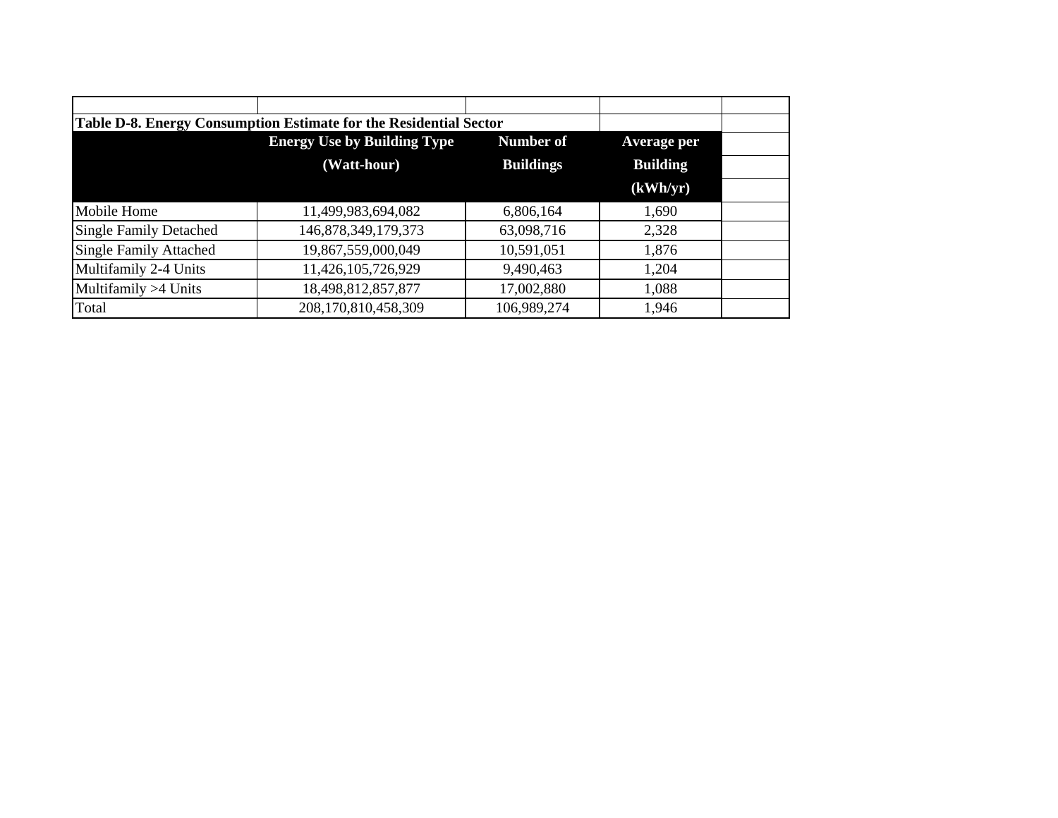**Table D-8. Energy Consumption Estimate for the Residential Sector**

| | Energy Use by Building Type (Watt-hour) | Number of Buildings | Average per Building (kWh/yr) |
|---|---|---|---|
| Mobile Home | 11,499,983,694,082 | 6,806,164 | 1,690 |
| Single Family Detached | 146,878,349,179,373 | 63,098,716 | 2,328 |
| Single Family Attached | 19,867,559,000,049 | 10,591,051 | 1,876 |
| Multifamily 2-4 Units | 11,426,105,726,929 | 9,490,463 | 1,204 |
| Multifamily >4 Units | 18,498,812,857,877 | 17,002,880 | 1,088 |
| Total | 208,170,810,458,309 | 106,989,274 | 1,946 |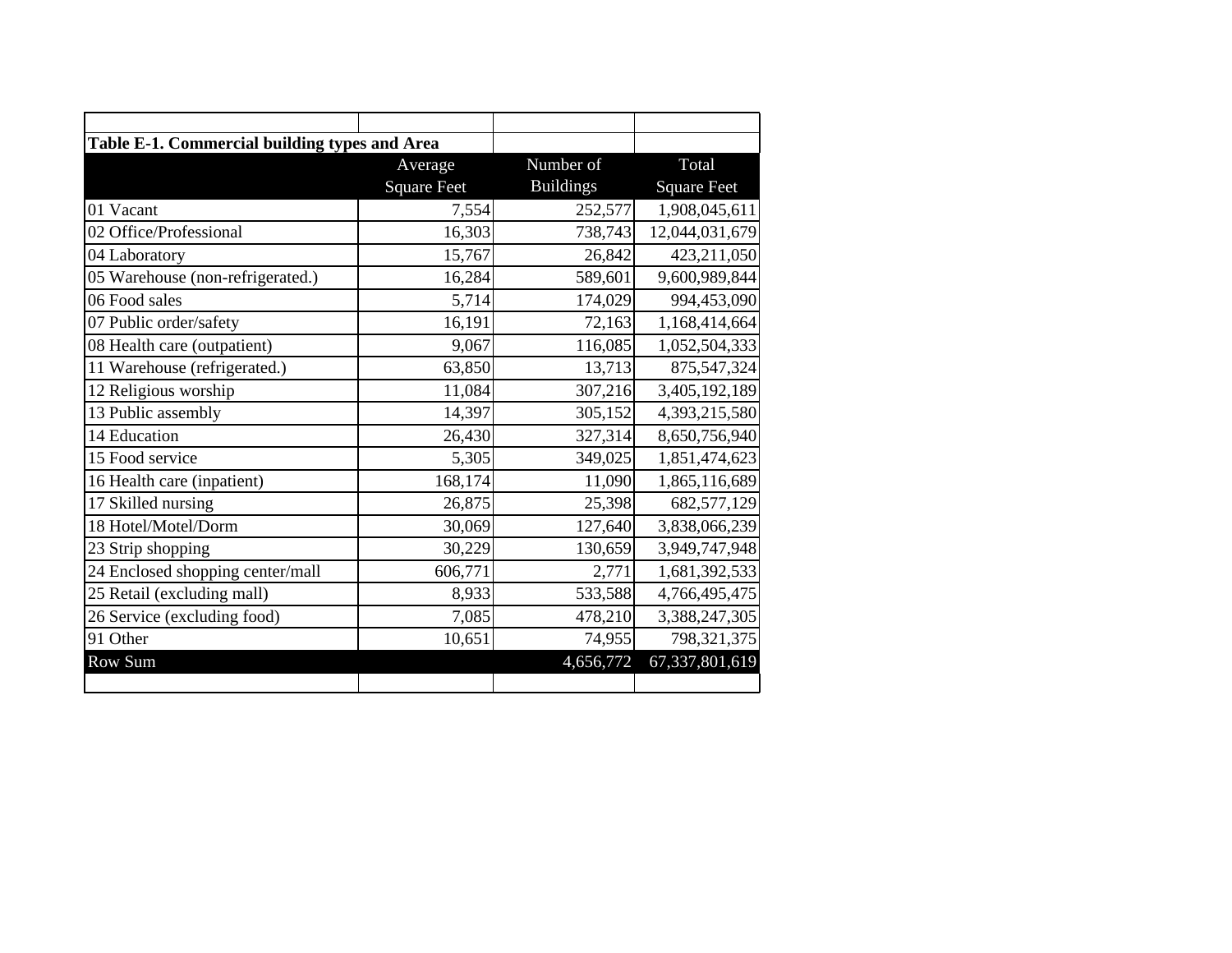**Table E-1. Commercial building types and Area**

| | Average Square Feet | Number of Buildings | Total Square Feet |
|---|---|---|---|
| 01 Vacant | 7,554 | 252,577 | 1,908,045,611 |
| 02 Office/Professional | 16,303 | 738,743 | 12,044,031,679 |
| 04 Laboratory | 15,767 | 26,842 | 423,211,050 |
| 05 Warehouse (non-refrigerated.) | 16,284 | 589,601 | 9,600,989,844 |
| 06 Food sales | 5,714 | 174,029 | 994,453,090 |
| 07 Public order/safety | 16,191 | 72,163 | 1,168,414,664 |
| 08 Health care (outpatient) | 9,067 | 116,085 | 1,052,504,333 |
| 11 Warehouse (refrigerated.) | 63,850 | 13,713 | 875,547,324 |
| 12 Religious worship | 11,084 | 307,216 | 3,405,192,189 |
| 13 Public assembly | 14,397 | 305,152 | 4,393,215,580 |
| 14 Education | 26,430 | 327,314 | 8,650,756,940 |
| 15 Food service | 5,305 | 349,025 | 1,851,474,623 |
| 16 Health care (inpatient) | 168,174 | 11,090 | 1,865,116,689 |
| 17 Skilled nursing | 26,875 | 25,398 | 682,577,129 |
| 18 Hotel/Motel/Dorm | 30,069 | 127,640 | 3,838,066,239 |
| 23 Strip shopping | 30,229 | 130,659 | 3,949,747,948 |
| 24 Enclosed shopping center/mall | 606,771 | 2,771 | 1,681,392,533 |
| 25 Retail (excluding mall) | 8,933 | 533,588 | 4,766,495,475 |
| 26 Service (excluding food) | 7,085 | 478,210 | 3,388,247,305 |
| 91 Other | 10,651 | 74,955 | 798,321,375 |
| Row Sum | | 4,656,772 | 67,337,801,619 |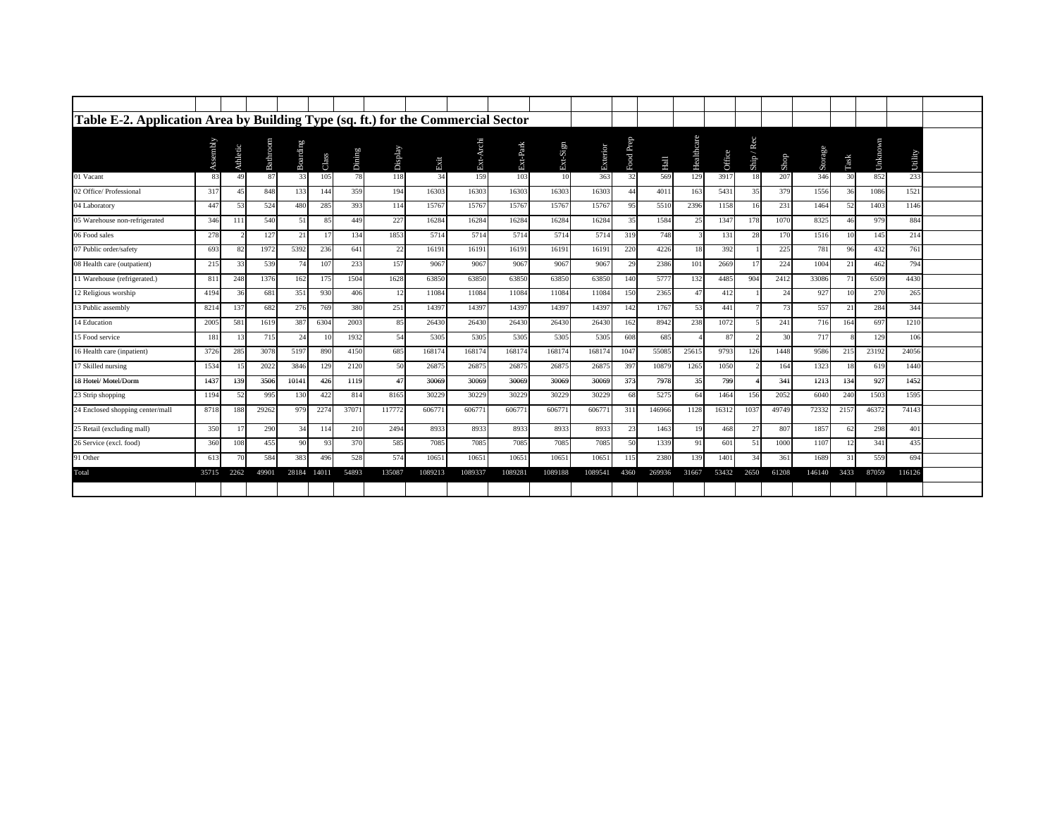## Table E-2. Application Area by Building Type (sq. ft.) for the Commercial Sector

| | Assembly | Athletic | Bathroom | Boarding | Class | Dining | Display | Exit | Ext-Archi | Ext-Park | Ext-Sign | Exterior | Food Prep | Hall | Healthcare | Office | Ship / Rec | Shop | Storage | Task | Unknown | Utility |
|---|---|---|---|---|---|---|---|---|---|---|---|---|---|---|---|---|---|---|---|---|---|---|
| 01 Vacant | 83 | 49 | 87 | 33 | 105 | 78 | 118 | 34 | 159 | 103 | 10 | 363 | 32 | 569 | 129 | 3917 | 18 | 207 | 346 | 30 | 852 | 233 |
| 02 Office/ Professional | 317 | 45 | 848 | 133 | 144 | 359 | 194 | 16303 | 16303 | 16303 | 16303 | 16303 | 44 | 4011 | 163 | 5431 | 35 | 379 | 1556 | 36 | 1086 | 1521 |
| 04 Laboratory | 447 | 53 | 524 | 480 | 285 | 393 | 114 | 15767 | 15767 | 15767 | 15767 | 15767 | 95 | 5510 | 2396 | 1158 | 16 | 231 | 1464 | 52 | 1403 | 1146 |
| 05 Warehouse non-refrigerated | 346 | 111 | 540 | 51 | 85 | 449 | 227 | 16284 | 16284 | 16284 | 16284 | 16284 | 35 | 1584 | 25 | 1347 | 178 | 1070 | 8325 | 46 | 979 | 884 |
| 06 Food sales | 278 | 2 | 127 | 21 | 17 | 134 | 1853 | 5714 | 5714 | 5714 | 5714 | 5714 | 319 | 748 | 3 | 131 | 28 | 170 | 1516 | 10 | 145 | 214 |
| 07 Public order/safety | 693 | 82 | 1972 | 5392 | 236 | 641 | 22 | 16191 | 16191 | 16191 | 16191 | 16191 | 220 | 4226 | 18 | 392 | 1 | 225 | 781 | 96 | 432 | 761 |
| 08 Health care (outpatient) | 215 | 33 | 539 | 74 | 107 | 233 | 157 | 9067 | 9067 | 9067 | 9067 | 9067 | 29 | 2386 | 101 | 2669 | 17 | 224 | 1004 | 21 | 462 | 794 |
| 11 Warehouse (refrigerated.) | 811 | 248 | 1376 | 162 | 175 | 1504 | 1628 | 63850 | 63850 | 63850 | 63850 | 63850 | 140 | 5777 | 132 | 4485 | 904 | 2412 | 33086 | 71 | 6509 | 4430 |
| 12 Religious worship | 4194 | 36 | 681 | 351 | 930 | 406 | 12 | 11084 | 11084 | 11084 | 11084 | 11084 | 150 | 2365 | 47 | 412 | 1 | 24 | 927 | 10 | 270 | 265 |
| 13 Public assembly | 8214 | 137 | 682 | 276 | 769 | 380 | 251 | 14397 | 14397 | 14397 | 14397 | 14397 | 142 | 1767 | 53 | 441 | 7 | 73 | 557 | 21 | 284 | 344 |
| 14 Education | 2005 | 581 | 1619 | 387 | 6304 | 2003 | 85 | 26430 | 26430 | 26430 | 26430 | 26430 | 162 | 8942 | 238 | 1072 | 5 | 241 | 716 | 164 | 697 | 1210 |
| 15 Food service | 181 | 13 | 715 | 24 | 10 | 1932 | 54 | 5305 | 5305 | 5305 | 5305 | 5305 | 608 | 685 | 4 | 87 | 2 | 30 | 717 | 8 | 129 | 106 |
| 16 Health care (inpatient) | 3726 | 285 | 3078 | 5197 | 890 | 4150 | 685 | 168174 | 168174 | 168174 | 168174 | 168174 | 1047 | 55085 | 25615 | 9793 | 126 | 1448 | 9586 | 215 | 23192 | 24056 |
| 17 Skilled nursing | 1534 | 15 | 2022 | 3846 | 129 | 2120 | 50 | 26875 | 26875 | 26875 | 26875 | 26875 | 397 | 10879 | 1265 | 1050 | 2 | 164 | 1323 | 18 | 619 | 1440 |
| 18 Hotel/ Motel/Dorm | 1437 | 139 | 3506 | 10141 | 426 | 1119 | 47 | 30069 | 30069 | 30069 | 30069 | 30069 | 373 | 7978 | 35 | 799 | 4 | 341 | 1213 | 134 | 927 | 1452 |
| 23 Strip shopping | 1194 | 52 | 995 | 130 | 422 | 814 | 8165 | 30229 | 30229 | 30229 | 30229 | 30229 | 68 | 5275 | 64 | 1464 | 156 | 2052 | 6040 | 240 | 1503 | 1595 |
| 24 Enclosed shopping center/mall | 8718 | 188 | 29262 | 979 | 2274 | 37071 | 117772 | 606771 | 606771 | 606771 | 606771 | 606771 | 311 | 146966 | 1128 | 16312 | 1037 | 49749 | 72332 | 2157 | 46372 | 74143 |
| 25 Retail (excluding mall) | 350 | 17 | 290 | 34 | 114 | 210 | 2494 | 8933 | 8933 | 8933 | 8933 | 8933 | 23 | 1463 | 19 | 468 | 27 | 807 | 1857 | 62 | 298 | 401 |
| 26 Service (excl. food) | 360 | 108 | 455 | 90 | 93 | 370 | 585 | 7085 | 7085 | 7085 | 7085 | 7085 | 50 | 1339 | 91 | 601 | 51 | 1000 | 1107 | 12 | 341 | 435 |
| 91 Other | 613 | 70 | 584 | 383 | 496 | 528 | 574 | 10651 | 10651 | 10651 | 10651 | 10651 | 115 | 2380 | 139 | 1401 | 34 | 361 | 1689 | 31 | 559 | 694 |
| Total | 35715 | 2262 | 49901 | 28184 | 14011 | 54893 | 135087 | 1089213 | 1089337 | 1089281 | 1089188 | 1089541 | 4360 | 269936 | 31667 | 53432 | 2650 | 61208 | 146140 | 3433 | 87059 | 116126 |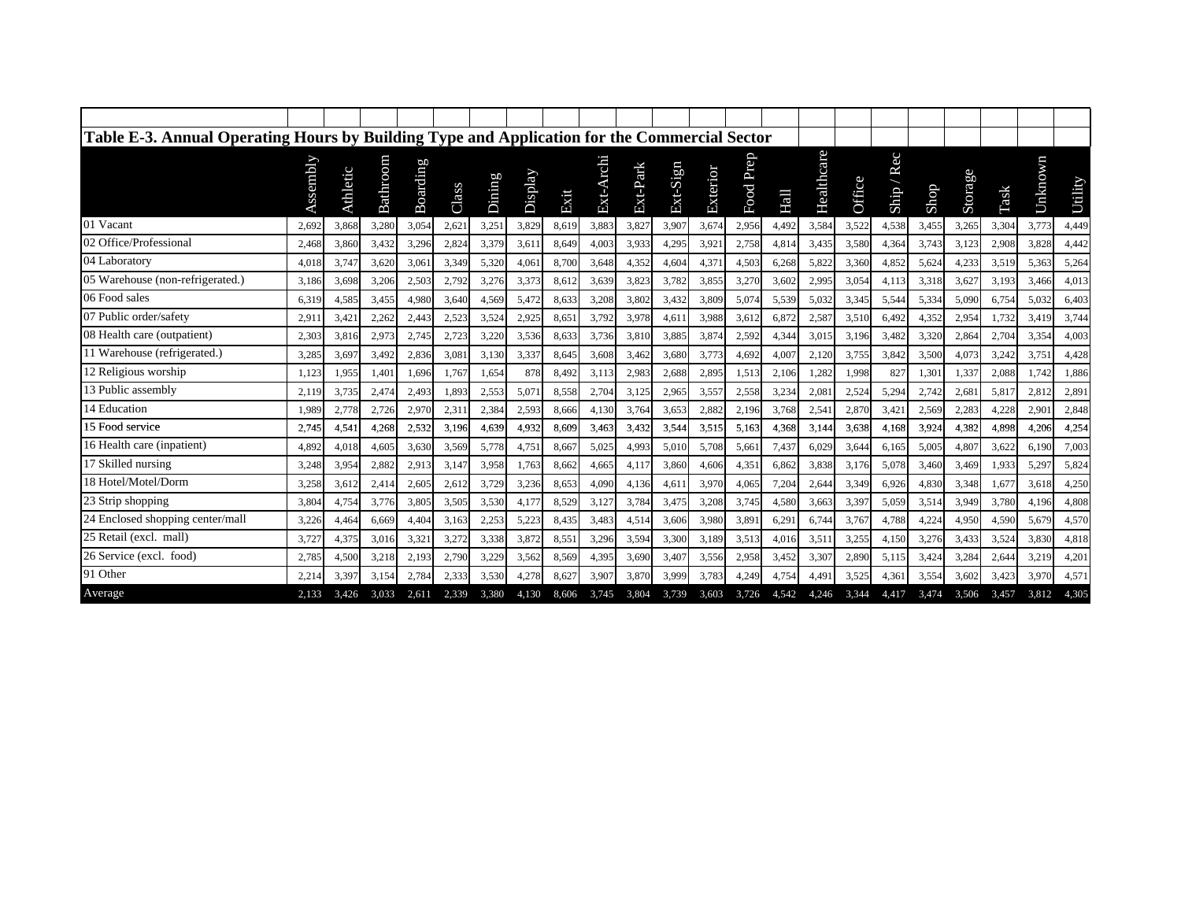**Table E-3. Annual Operating Hours by Building Type and Application for the Commercial Sector**

| | Assembly | Athletic | Bathroom | Boarding | Class | Dining | Display | Exit | Ext-Archi | Ext-Park | Ext-Sign | Exterior | Food Prep | Hall | Healthcare | Office | Ship / Rec | Shop | Storage | Task | Unknown | Utility |
|---|---|---|---|---|---|---|---|---|---|---|---|---|---|---|---|---|---|---|---|---|---|---|
| 01 Vacant | 2,692 | 3,868 | 3,280 | 3,054 | 2,621 | 3,251 | 3,829 | 8,619 | 3,883 | 3,827 | 3,907 | 3,674 | 2,956 | 4,492 | 3,584 | 3,522 | 4,538 | 3,455 | 3,265 | 3,304 | 3,773 | 4,449 |
| 02 Office/Professional | 2,468 | 3,860 | 3,432 | 3,296 | 2,824 | 3,379 | 3,611 | 8,649 | 4,003 | 3,933 | 4,295 | 3,921 | 2,758 | 4,814 | 3,435 | 3,580 | 4,364 | 3,743 | 3,123 | 2,908 | 3,828 | 4,442 |
| 04 Laboratory | 4,018 | 3,747 | 3,620 | 3,061 | 3,349 | 5,320 | 4,061 | 8,700 | 3,648 | 4,352 | 4,604 | 4,371 | 4,503 | 6,268 | 5,822 | 3,360 | 4,852 | 5,624 | 4,233 | 3,519 | 5,363 | 5,264 |
| 05 Warehouse (non-refrigerated.) | 3,186 | 3,698 | 3,206 | 2,503 | 2,792 | 3,276 | 3,373 | 8,612 | 3,639 | 3,823 | 3,782 | 3,855 | 3,270 | 3,602 | 2,995 | 3,054 | 4,113 | 3,318 | 3,627 | 3,193 | 3,466 | 4,013 |
| 06 Food sales | 6,319 | 4,585 | 3,455 | 4,980 | 3,640 | 4,569 | 5,472 | 8,633 | 3,208 | 3,802 | 3,432 | 3,809 | 5,074 | 5,539 | 5,032 | 3,345 | 5,544 | 5,334 | 5,090 | 6,754 | 5,032 | 6,403 |
| 07 Public order/safety | 2,911 | 3,421 | 2,262 | 2,443 | 2,523 | 3,524 | 2,925 | 8,651 | 3,792 | 3,978 | 4,611 | 3,988 | 3,612 | 6,872 | 2,587 | 3,510 | 6,492 | 4,352 | 2,954 | 1,732 | 3,419 | 3,744 |
| 08 Health care (outpatient) | 2,303 | 3,816 | 2,973 | 2,745 | 2,723 | 3,220 | 3,536 | 8,633 | 3,736 | 3,810 | 3,885 | 3,874 | 2,592 | 4,344 | 3,015 | 3,196 | 3,482 | 3,320 | 2,864 | 2,704 | 3,354 | 4,003 |
| 11 Warehouse (refrigerated.) | 3,285 | 3,697 | 3,492 | 2,836 | 3,081 | 3,130 | 3,337 | 8,645 | 3,608 | 3,462 | 3,680 | 3,773 | 4,692 | 4,007 | 2,120 | 3,755 | 3,842 | 3,500 | 4,073 | 3,242 | 3,751 | 4,428 |
| 12 Religious worship | 1,123 | 1,955 | 1,401 | 1,696 | 1,767 | 1,654 | 878 | 8,492 | 3,113 | 2,983 | 2,688 | 2,895 | 1,513 | 2,106 | 1,282 | 1,998 | 827 | 1,301 | 1,337 | 2,088 | 1,742 | 1,886 |
| 13 Public assembly | 2,119 | 3,735 | 2,474 | 2,493 | 1,893 | 2,553 | 5,071 | 8,558 | 2,704 | 3,125 | 2,965 | 3,557 | 2,558 | 3,234 | 2,081 | 2,524 | 5,294 | 2,742 | 2,681 | 5,817 | 2,812 | 2,891 |
| 14 Education | 1,989 | 2,778 | 2,726 | 2,970 | 2,311 | 2,384 | 2,593 | 8,666 | 4,130 | 3,764 | 3,653 | 2,882 | 2,196 | 3,768 | 2,541 | 2,870 | 3,421 | 2,569 | 2,283 | 4,228 | 2,901 | 2,848 |
| 15 Food service | 2,745 | 4,541 | 4,268 | 2,532 | 3,196 | 4,639 | 4,932 | 8,609 | 3,463 | 3,432 | 3,544 | 3,515 | 5,163 | 4,368 | 3,144 | 3,638 | 4,168 | 3,924 | 4,382 | 4,898 | 4,206 | 4,254 |
| 16 Health care (inpatient) | 4,892 | 4,018 | 4,605 | 3,630 | 3,569 | 5,778 | 4,751 | 8,667 | 5,025 | 4,993 | 5,010 | 5,708 | 5,661 | 7,437 | 6,029 | 3,644 | 6,165 | 5,005 | 4,807 | 3,622 | 6,190 | 7,003 |
| 17 Skilled nursing | 3,248 | 3,954 | 2,882 | 2,913 | 3,147 | 3,958 | 1,763 | 8,662 | 4,665 | 4,117 | 3,860 | 4,606 | 4,351 | 6,862 | 3,838 | 3,176 | 5,078 | 3,460 | 3,469 | 1,933 | 5,297 | 5,824 |
| 18 Hotel/Motel/Dorm | 3,258 | 3,612 | 2,414 | 2,605 | 2,612 | 3,729 | 3,236 | 8,653 | 4,090 | 4,136 | 4,611 | 3,970 | 4,065 | 7,204 | 2,644 | 3,349 | 6,926 | 4,830 | 3,348 | 1,677 | 3,618 | 4,250 |
| 23 Strip shopping | 3,804 | 4,754 | 3,776 | 3,805 | 3,505 | 3,530 | 4,177 | 8,529 | 3,127 | 3,784 | 3,475 | 3,208 | 3,745 | 4,580 | 3,663 | 3,397 | 5,059 | 3,514 | 3,949 | 3,780 | 4,196 | 4,808 |
| 24 Enclosed shopping center/mall | 3,226 | 4,464 | 6,669 | 4,404 | 3,163 | 2,253 | 5,223 | 8,435 | 3,483 | 4,514 | 3,606 | 3,980 | 3,891 | 6,291 | 6,744 | 3,767 | 4,788 | 4,224 | 4,950 | 4,590 | 5,679 | 4,570 |
| 25 Retail (excl. mall) | 3,727 | 4,375 | 3,016 | 3,321 | 3,272 | 3,338 | 3,872 | 8,551 | 3,296 | 3,594 | 3,300 | 3,189 | 3,513 | 4,016 | 3,511 | 3,255 | 4,150 | 3,276 | 3,433 | 3,524 | 3,830 | 4,818 |
| 26 Service (excl. food) | 2,785 | 4,500 | 3,218 | 2,193 | 2,790 | 3,229 | 3,562 | 8,569 | 4,395 | 3,690 | 3,407 | 3,556 | 2,958 | 3,452 | 3,307 | 2,890 | 5,115 | 3,424 | 3,284 | 2,644 | 3,219 | 4,201 |
| 91 Other | 2,214 | 3,397 | 3,154 | 2,784 | 2,333 | 3,530 | 4,278 | 8,627 | 3,907 | 3,870 | 3,999 | 3,783 | 4,249 | 4,754 | 4,491 | 3,525 | 4,361 | 3,554 | 3,602 | 3,423 | 3,970 | 4,571 |
| Average | 2,133 | 3,426 | 3,033 | 2,611 | 2,339 | 3,380 | 4,130 | 8,606 | 3,745 | 3,804 | 3,739 | 3,603 | 3,726 | 4,542 | 4,246 | 3,344 | 4,417 | 3,474 | 3,506 | 3,457 | 3,812 | 4,305 |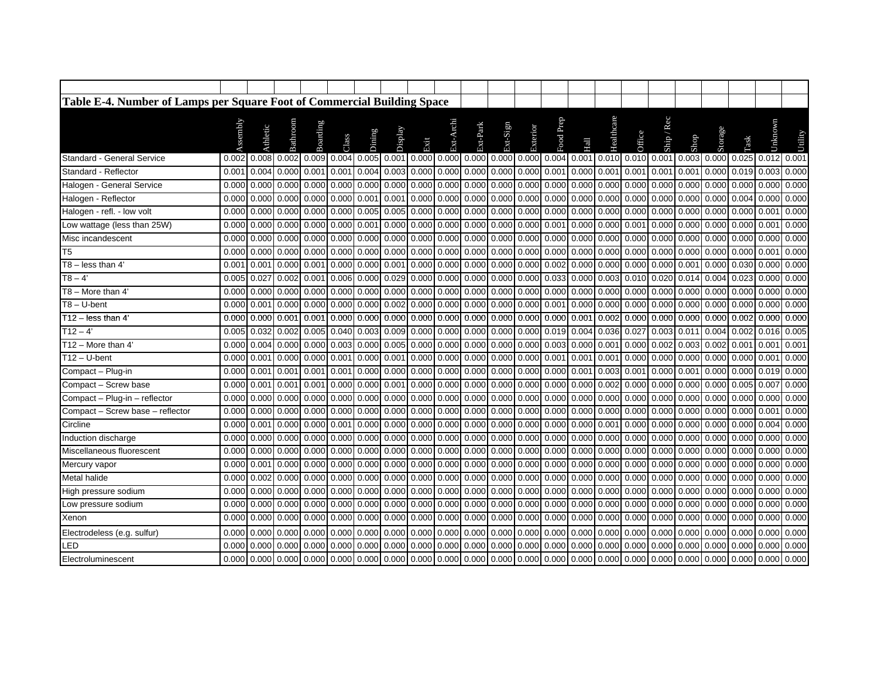## Table E-4. Number of Lamps per Square Foot of Commercial Building Space

| | Assembly | Athletic | Bathroom | Boarding | Class | Dining | Display | Exit | Ext-Archi | Ext-Park | Ext-Sign | Exterior | Food Prep | Hall | Healthcare | Office | Ship / Rec | Shop | Storage | Task | Unknown | Utility |
|---|---|---|---|---|---|---|---|---|---|---|---|---|---|---|---|---|---|---|---|---|---|---|
| Standard - General Service | 0.002 | 0.008 | 0.002 | 0.009 | 0.004 | 0.005 | 0.001 | 0.000 | 0.000 | 0.000 | 0.000 | 0.000 | 0.004 | 0.001 | 0.010 | 0.010 | 0.001 | 0.003 | 0.000 | 0.025 | 0.012 | 0.001 |
| Standard - Reflector | 0.001 | 0.004 | 0.000 | 0.001 | 0.001 | 0.004 | 0.003 | 0.000 | 0.000 | 0.000 | 0.000 | 0.000 | 0.001 | 0.000 | 0.001 | 0.001 | 0.001 | 0.001 | 0.000 | 0.019 | 0.003 | 0.000 |
| Halogen - General Service | 0.000 | 0.000 | 0.000 | 0.000 | 0.000 | 0.000 | 0.000 | 0.000 | 0.000 | 0.000 | 0.000 | 0.000 | 0.000 | 0.000 | 0.000 | 0.000 | 0.000 | 0.000 | 0.000 | 0.000 | 0.000 | 0.000 |
| Halogen - Reflector | 0.000 | 0.000 | 0.000 | 0.000 | 0.000 | 0.001 | 0.001 | 0.000 | 0.000 | 0.000 | 0.000 | 0.000 | 0.000 | 0.000 | 0.000 | 0.000 | 0.000 | 0.000 | 0.000 | 0.004 | 0.000 | 0.000 |
| Halogen - refl. - low volt | 0.000 | 0.000 | 0.000 | 0.000 | 0.000 | 0.005 | 0.005 | 0.000 | 0.000 | 0.000 | 0.000 | 0.000 | 0.000 | 0.000 | 0.000 | 0.000 | 0.000 | 0.000 | 0.000 | 0.000 | 0.001 | 0.000 |
| Low wattage (less than 25W) | 0.000 | 0.000 | 0.000 | 0.000 | 0.000 | 0.001 | 0.000 | 0.000 | 0.000 | 0.000 | 0.000 | 0.000 | 0.001 | 0.000 | 0.000 | 0.001 | 0.000 | 0.000 | 0.000 | 0.000 | 0.001 | 0.000 |
| Misc incandescent | 0.000 | 0.000 | 0.000 | 0.000 | 0.000 | 0.000 | 0.000 | 0.000 | 0.000 | 0.000 | 0.000 | 0.000 | 0.000 | 0.000 | 0.000 | 0.000 | 0.000 | 0.000 | 0.000 | 0.000 | 0.000 | 0.000 |
| T5 | 0.000 | 0.000 | 0.000 | 0.000 | 0.000 | 0.000 | 0.000 | 0.000 | 0.000 | 0.000 | 0.000 | 0.000 | 0.000 | 0.000 | 0.000 | 0.000 | 0.000 | 0.000 | 0.000 | 0.000 | 0.001 | 0.000 |
| T8 – less than 4' | 0.001 | 0.001 | 0.000 | 0.001 | 0.000 | 0.000 | 0.001 | 0.000 | 0.000 | 0.000 | 0.000 | 0.000 | 0.002 | 0.000 | 0.000 | 0.000 | 0.000 | 0.001 | 0.000 | 0.030 | 0.000 | 0.000 |
| T8 – 4' | 0.005 | 0.027 | 0.002 | 0.001 | 0.006 | 0.000 | 0.029 | 0.000 | 0.000 | 0.000 | 0.000 | 0.000 | 0.033 | 0.000 | 0.003 | 0.010 | 0.020 | 0.014 | 0.004 | 0.023 | 0.000 | 0.000 |
| T8 – More than 4' | 0.000 | 0.000 | 0.000 | 0.000 | 0.000 | 0.000 | 0.000 | 0.000 | 0.000 | 0.000 | 0.000 | 0.000 | 0.000 | 0.000 | 0.000 | 0.000 | 0.000 | 0.000 | 0.000 | 0.000 | 0.000 | 0.000 |
| T8 – U-bent | 0.000 | 0.001 | 0.000 | 0.000 | 0.000 | 0.000 | 0.002 | 0.000 | 0.000 | 0.000 | 0.000 | 0.000 | 0.001 | 0.000 | 0.000 | 0.000 | 0.000 | 0.000 | 0.000 | 0.000 | 0.000 | 0.000 |
| T12 – less than 4' | 0.000 | 0.000 | 0.001 | 0.001 | 0.000 | 0.000 | 0.000 | 0.000 | 0.000 | 0.000 | 0.000 | 0.000 | 0.000 | 0.001 | 0.002 | 0.000 | 0.000 | 0.000 | 0.000 | 0.002 | 0.000 | 0.000 |
| T12 – 4' | 0.005 | 0.032 | 0.002 | 0.005 | 0.040 | 0.003 | 0.009 | 0.000 | 0.000 | 0.000 | 0.000 | 0.000 | 0.019 | 0.004 | 0.036 | 0.027 | 0.003 | 0.011 | 0.004 | 0.002 | 0.016 | 0.005 |
| T12 – More than 4' | 0.000 | 0.004 | 0.000 | 0.000 | 0.003 | 0.000 | 0.005 | 0.000 | 0.000 | 0.000 | 0.000 | 0.000 | 0.003 | 0.000 | 0.001 | 0.000 | 0.002 | 0.003 | 0.002 | 0.001 | 0.001 | 0.001 |
| T12 – U-bent | 0.000 | 0.001 | 0.000 | 0.000 | 0.001 | 0.000 | 0.001 | 0.000 | 0.000 | 0.000 | 0.000 | 0.000 | 0.001 | 0.001 | 0.001 | 0.000 | 0.000 | 0.000 | 0.000 | 0.000 | 0.001 | 0.000 |
| Compact – Plug-in | 0.000 | 0.001 | 0.001 | 0.001 | 0.001 | 0.000 | 0.000 | 0.000 | 0.000 | 0.000 | 0.000 | 0.000 | 0.000 | 0.001 | 0.003 | 0.001 | 0.000 | 0.001 | 0.000 | 0.000 | 0.019 | 0.000 |
| Compact – Screw base | 0.000 | 0.001 | 0.001 | 0.001 | 0.000 | 0.000 | 0.001 | 0.000 | 0.000 | 0.000 | 0.000 | 0.000 | 0.000 | 0.000 | 0.002 | 0.000 | 0.000 | 0.000 | 0.000 | 0.005 | 0.007 | 0.000 |
| Compact – Plug-in – reflector | 0.000 | 0.000 | 0.000 | 0.000 | 0.000 | 0.000 | 0.000 | 0.000 | 0.000 | 0.000 | 0.000 | 0.000 | 0.000 | 0.000 | 0.000 | 0.000 | 0.000 | 0.000 | 0.000 | 0.000 | 0.000 | 0.000 |
| Compact – Screw base – reflector | 0.000 | 0.000 | 0.000 | 0.000 | 0.000 | 0.000 | 0.000 | 0.000 | 0.000 | 0.000 | 0.000 | 0.000 | 0.000 | 0.000 | 0.000 | 0.000 | 0.000 | 0.000 | 0.000 | 0.000 | 0.001 | 0.000 |
| Circline | 0.000 | 0.001 | 0.000 | 0.000 | 0.001 | 0.000 | 0.000 | 0.000 | 0.000 | 0.000 | 0.000 | 0.000 | 0.000 | 0.000 | 0.001 | 0.000 | 0.000 | 0.000 | 0.000 | 0.000 | 0.004 | 0.000 |
| Induction discharge | 0.000 | 0.000 | 0.000 | 0.000 | 0.000 | 0.000 | 0.000 | 0.000 | 0.000 | 0.000 | 0.000 | 0.000 | 0.000 | 0.000 | 0.000 | 0.000 | 0.000 | 0.000 | 0.000 | 0.000 | 0.000 | 0.000 |
| Miscellaneous fluorescent | 0.000 | 0.000 | 0.000 | 0.000 | 0.000 | 0.000 | 0.000 | 0.000 | 0.000 | 0.000 | 0.000 | 0.000 | 0.000 | 0.000 | 0.000 | 0.000 | 0.000 | 0.000 | 0.000 | 0.000 | 0.000 | 0.000 |
| Mercury vapor | 0.000 | 0.001 | 0.000 | 0.000 | 0.000 | 0.000 | 0.000 | 0.000 | 0.000 | 0.000 | 0.000 | 0.000 | 0.000 | 0.000 | 0.000 | 0.000 | 0.000 | 0.000 | 0.000 | 0.000 | 0.000 | 0.000 |
| Metal halide | 0.000 | 0.002 | 0.000 | 0.000 | 0.000 | 0.000 | 0.000 | 0.000 | 0.000 | 0.000 | 0.000 | 0.000 | 0.000 | 0.000 | 0.000 | 0.000 | 0.000 | 0.000 | 0.000 | 0.000 | 0.000 | 0.000 |
| High pressure sodium | 0.000 | 0.000 | 0.000 | 0.000 | 0.000 | 0.000 | 0.000 | 0.000 | 0.000 | 0.000 | 0.000 | 0.000 | 0.000 | 0.000 | 0.000 | 0.000 | 0.000 | 0.000 | 0.000 | 0.000 | 0.000 | 0.000 |
| Low pressure sodium | 0.000 | 0.000 | 0.000 | 0.000 | 0.000 | 0.000 | 0.000 | 0.000 | 0.000 | 0.000 | 0.000 | 0.000 | 0.000 | 0.000 | 0.000 | 0.000 | 0.000 | 0.000 | 0.000 | 0.000 | 0.000 | 0.000 |
| Xenon | 0.000 | 0.000 | 0.000 | 0.000 | 0.000 | 0.000 | 0.000 | 0.000 | 0.000 | 0.000 | 0.000 | 0.000 | 0.000 | 0.000 | 0.000 | 0.000 | 0.000 | 0.000 | 0.000 | 0.000 | 0.000 | 0.000 |
| Electrodeless (e.g. sulfur) | 0.000 | 0.000 | 0.000 | 0.000 | 0.000 | 0.000 | 0.000 | 0.000 | 0.000 | 0.000 | 0.000 | 0.000 | 0.000 | 0.000 | 0.000 | 0.000 | 0.000 | 0.000 | 0.000 | 0.000 | 0.000 | 0.000 |
| LED | 0.000 | 0.000 | 0.000 | 0.000 | 0.000 | 0.000 | 0.000 | 0.000 | 0.000 | 0.000 | 0.000 | 0.000 | 0.000 | 0.000 | 0.000 | 0.000 | 0.000 | 0.000 | 0.000 | 0.000 | 0.000 | 0.000 |
| Electroluminescent | 0.000 | 0.000 | 0.000 | 0.000 | 0.000 | 0.000 | 0.000 | 0.000 | 0.000 | 0.000 | 0.000 | 0.000 | 0.000 | 0.000 | 0.000 | 0.000 | 0.000 | 0.000 | 0.000 | 0.000 | 0.000 | 0.000 |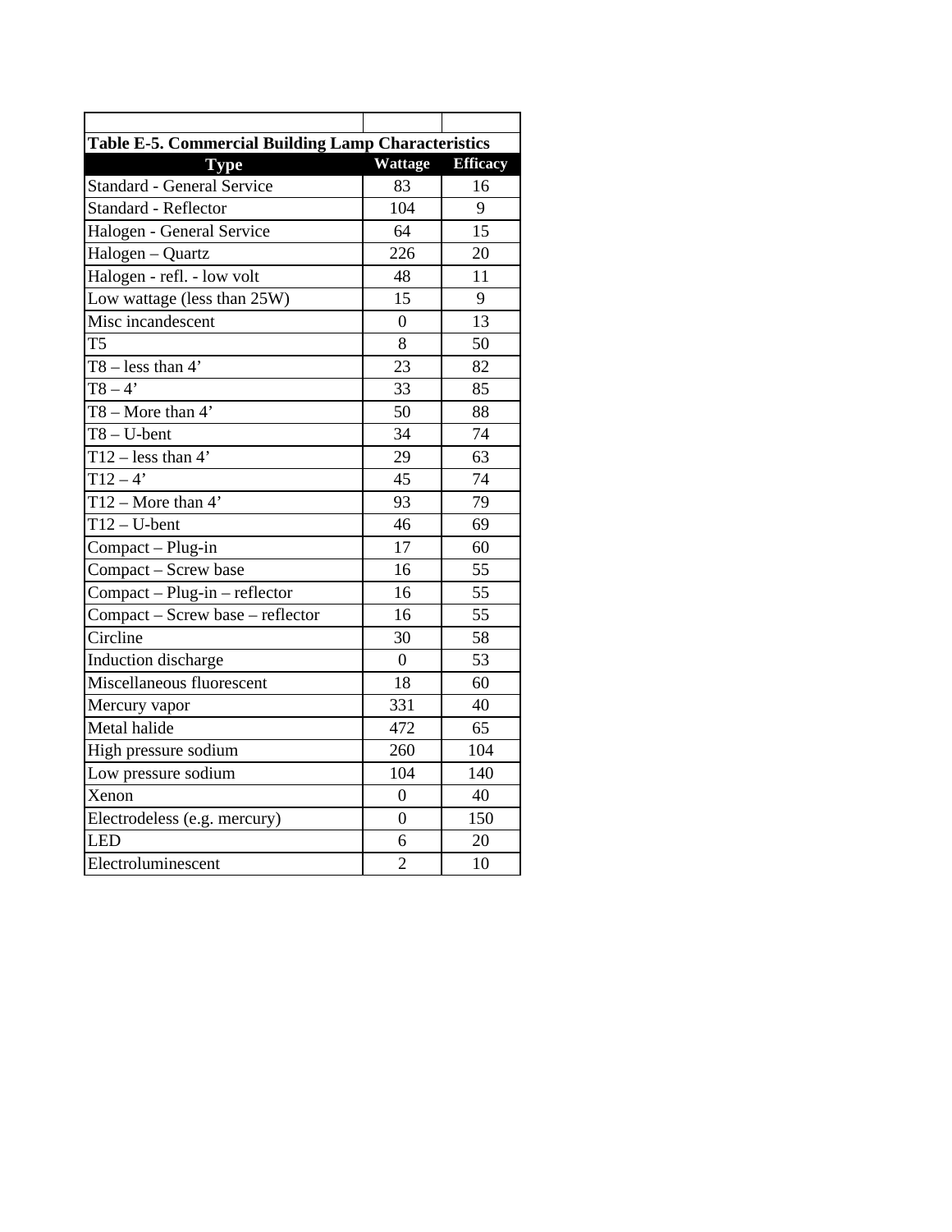**Table E-5. Commercial Building Lamp Characteristics**

| Type | Wattage | Efficacy |
|---|---|---|
| Standard - General Service | 83 | 16 |
| Standard - Reflector | 104 | 9 |
| Halogen - General Service | 64 | 15 |
| Halogen – Quartz | 226 | 20 |
| Halogen - refl. - low volt | 48 | 11 |
| Low wattage (less than 25W) | 15 | 9 |
| Misc incandescent | 0 | 13 |
| T5 | 8 | 50 |
| T8 – less than 4’ | 23 | 82 |
| T8 – 4’ | 33 | 85 |
| T8 – More than 4’ | 50 | 88 |
| T8 – U-bent | 34 | 74 |
| T12 – less than 4’ | 29 | 63 |
| T12 – 4’ | 45 | 74 |
| T12 – More than 4’ | 93 | 79 |
| T12 – U-bent | 46 | 69 |
| Compact – Plug-in | 17 | 60 |
| Compact – Screw base | 16 | 55 |
| Compact – Plug-in – reflector | 16 | 55 |
| Compact – Screw base – reflector | 16 | 55 |
| Circline | 30 | 58 |
| Induction discharge | 0 | 53 |
| Miscellaneous fluorescent | 18 | 60 |
| Mercury vapor | 331 | 40 |
| Metal halide | 472 | 65 |
| High pressure sodium | 260 | 104 |
| Low pressure sodium | 104 | 140 |
| Xenon | 0 | 40 |
| Electrodeless (e.g. mercury) | 0 | 150 |
| LED | 6 | 20 |
| Electroluminescent | 2 | 10 |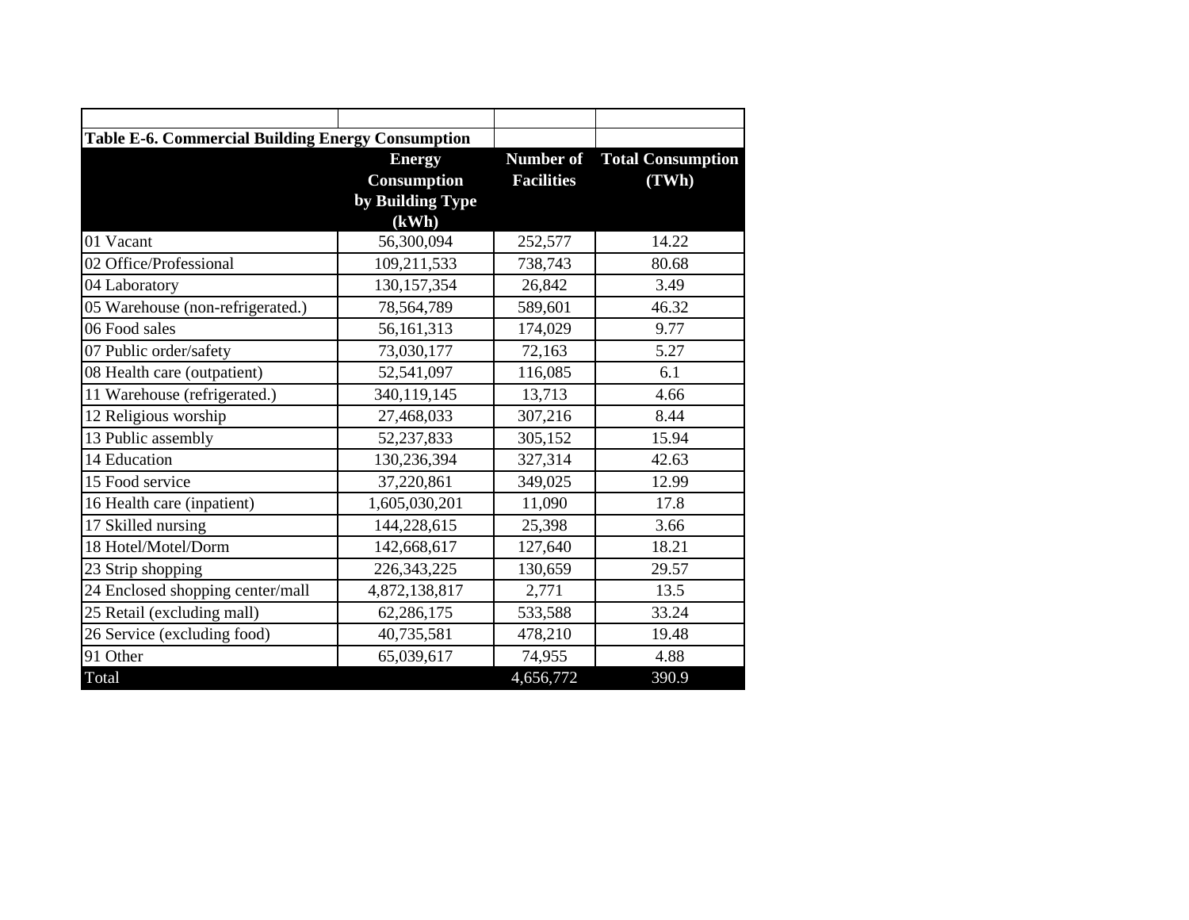**Table E-6. Commercial Building Energy Consumption**

| | Energy Consumption by Building Type (kWh) | Number of Facilities | Total Consumption (TWh) |
|---|---|---|---|
| 01 Vacant | 56,300,094 | 252,577 | 14.22 |
| 02 Office/Professional | 109,211,533 | 738,743 | 80.68 |
| 04 Laboratory | 130,157,354 | 26,842 | 3.49 |
| 05 Warehouse (non-refrigerated.) | 78,564,789 | 589,601 | 46.32 |
| 06 Food sales | 56,161,313 | 174,029 | 9.77 |
| 07 Public order/safety | 73,030,177 | 72,163 | 5.27 |
| 08 Health care (outpatient) | 52,541,097 | 116,085 | 6.1 |
| 11 Warehouse (refrigerated.) | 340,119,145 | 13,713 | 4.66 |
| 12 Religious worship | 27,468,033 | 307,216 | 8.44 |
| 13 Public assembly | 52,237,833 | 305,152 | 15.94 |
| 14 Education | 130,236,394 | 327,314 | 42.63 |
| 15 Food service | 37,220,861 | 349,025 | 12.99 |
| 16 Health care (inpatient) | 1,605,030,201 | 11,090 | 17.8 |
| 17 Skilled nursing | 144,228,615 | 25,398 | 3.66 |
| 18 Hotel/Motel/Dorm | 142,668,617 | 127,640 | 18.21 |
| 23 Strip shopping | 226,343,225 | 130,659 | 29.57 |
| 24 Enclosed shopping center/mall | 4,872,138,817 | 2,771 | 13.5 |
| 25 Retail (excluding mall) | 62,286,175 | 533,588 | 33.24 |
| 26 Service (excluding food) | 40,735,581 | 478,210 | 19.48 |
| 91 Other | 65,039,617 | 74,955 | 4.88 |
| Total | | 4,656,772 | 390.9 |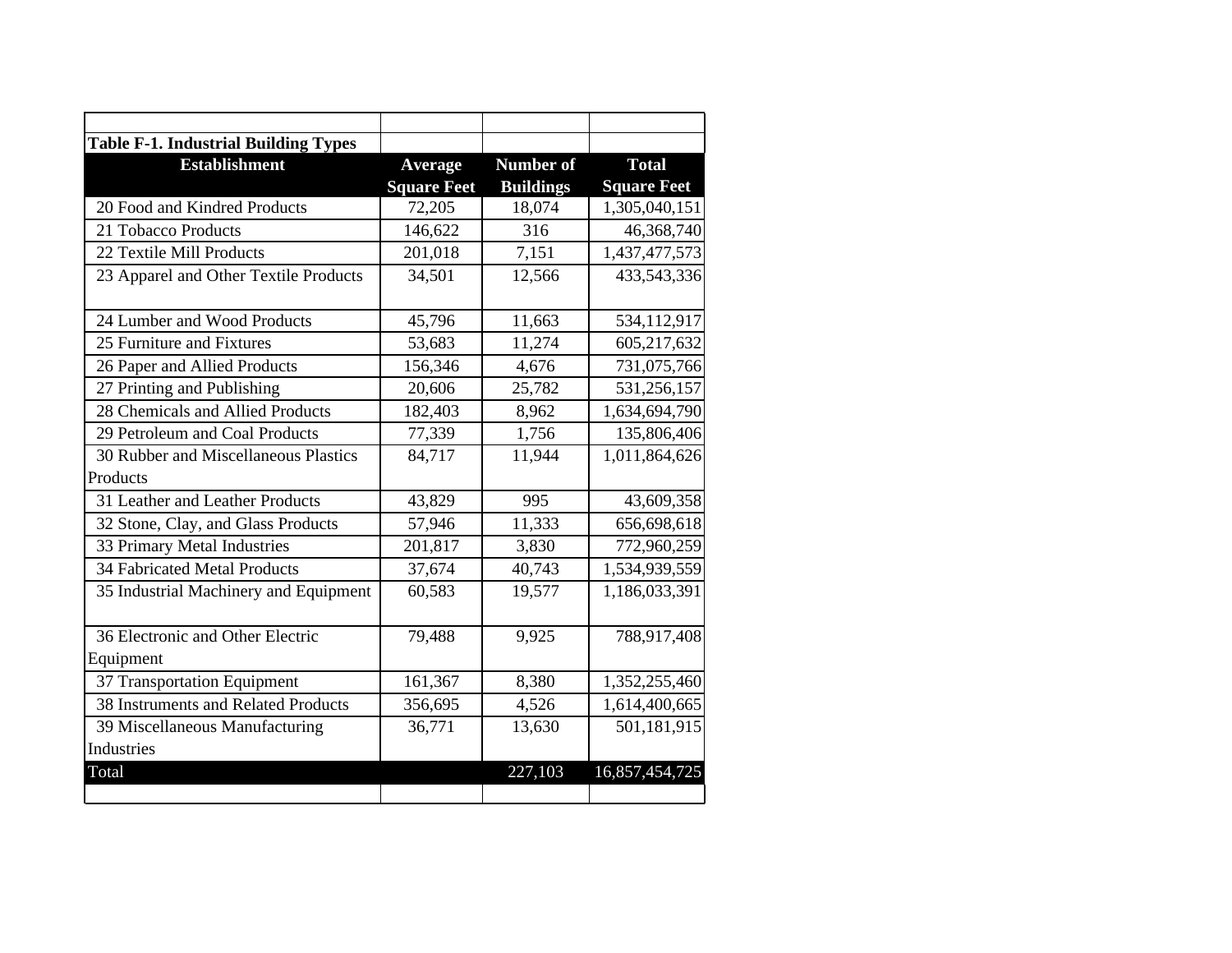**Table F-1. Industrial Building Types**

| Establishment | Average Square Feet | Number of Buildings | Total Square Feet |
|---|---|---|---|
| 20 Food and Kindred Products | 72,205 | 18,074 | 1,305,040,151 |
| 21 Tobacco Products | 146,622 | 316 | 46,368,740 |
| 22 Textile Mill Products | 201,018 | 7,151 | 1,437,477,573 |
| 23 Apparel and Other Textile Products | 34,501 | 12,566 | 433,543,336 |
| 24 Lumber and Wood Products | 45,796 | 11,663 | 534,112,917 |
| 25 Furniture and Fixtures | 53,683 | 11,274 | 605,217,632 |
| 26 Paper and Allied Products | 156,346 | 4,676 | 731,075,766 |
| 27 Printing and Publishing | 20,606 | 25,782 | 531,256,157 |
| 28 Chemicals and Allied Products | 182,403 | 8,962 | 1,634,694,790 |
| 29 Petroleum and Coal Products | 77,339 | 1,756 | 135,806,406 |
| 30 Rubber and Miscellaneous Plastics Products | 84,717 | 11,944 | 1,011,864,626 |
| 31 Leather and Leather Products | 43,829 | 995 | 43,609,358 |
| 32 Stone, Clay, and Glass Products | 57,946 | 11,333 | 656,698,618 |
| 33 Primary Metal Industries | 201,817 | 3,830 | 772,960,259 |
| 34 Fabricated Metal Products | 37,674 | 40,743 | 1,534,939,559 |
| 35 Industrial Machinery and Equipment | 60,583 | 19,577 | 1,186,033,391 |
| 36 Electronic and Other Electric Equipment | 79,488 | 9,925 | 788,917,408 |
| 37 Transportation Equipment | 161,367 | 8,380 | 1,352,255,460 |
| 38 Instruments and Related Products | 356,695 | 4,526 | 1,614,400,665 |
| 39 Miscellaneous Manufacturing Industries | 36,771 | 13,630 | 501,181,915 |
| Total | | 227,103 | 16,857,454,725 |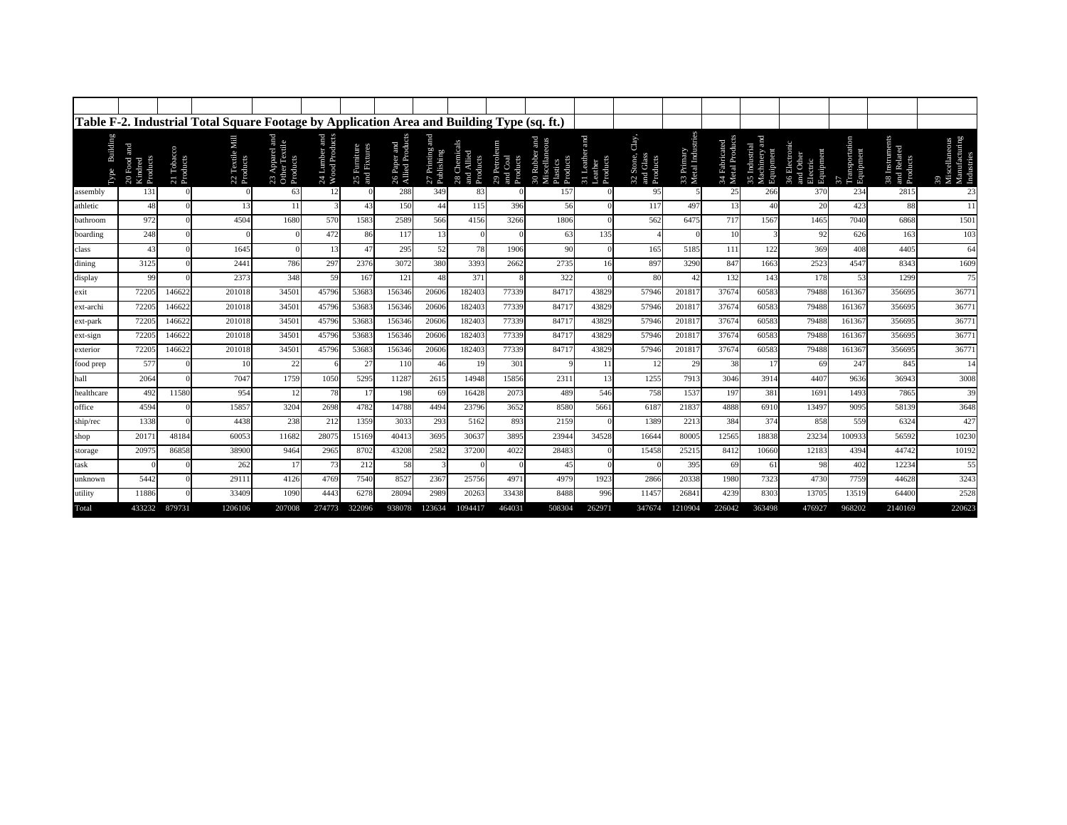## Table F-2. Industrial Total Square Footage by Application Area and Building Type (sq. ft.)

| Type Building | 20 Food and Kindred Products | 21 Tobacco Products | 22 Textile Mill Products | 23 Apparel and Other Textile Products | 24 Lumber and Wood Products | 25 Furniture and Fixtures | 26 Paper and Allied Products | 27 Printing and Publishing | 28 Chemicals and Allied Products | 29 Petroleum and Coal Products | 30 Rubber and Miscellaneous Plastics Products | 31 Leather and Leather Products | 32 Stone, Clay, and Glass Products | 33 Primary Metal Industries | 34 Fabricated Metal Products | 35 Industrial Machinery and Equipment | 36 Electronic and Other Electric Equipment | 37 Transportation Equipment | 38 Instruments and Related Products | 39 Miscellaneous Manufacturing Industries |
|---|---|---|---|---|---|---|---|---|---|---|---|---|---|---|---|---|---|---|---|---|
| assembly | 131 | 0 | 0 | 63 | 12 | 0 | 288 | 349 | 83 | 0 | 157 | 0 | 95 | 5 | 25 | 266 | 370 | 234 | 2815 | 23 |
| athletic | 48 | 0 | 13 | 11 | 3 | 43 | 150 | 44 | 115 | 396 | 56 | 0 | 117 | 497 | 13 | 40 | 20 | 423 | 88 | 11 |
| bathroom | 972 | 0 | 4504 | 1680 | 570 | 1583 | 2589 | 566 | 4156 | 3266 | 1806 | 0 | 562 | 6475 | 717 | 1567 | 1465 | 7040 | 6868 | 1501 |
| boarding | 248 | 0 | 0 | 0 | 472 | 86 | 117 | 13 | 0 | 0 | 63 | 135 | 4 | 0 | 10 | 3 | 92 | 626 | 163 | 103 |
| class | 43 | 0 | 1645 | 0 | 13 | 47 | 295 | 52 | 78 | 1906 | 90 | 0 | 165 | 5185 | 111 | 122 | 369 | 408 | 4405 | 64 |
| dining | 3125 | 0 | 2441 | 786 | 297 | 2376 | 3072 | 380 | 3393 | 2662 | 2735 | 16 | 897 | 3290 | 847 | 1663 | 2523 | 4547 | 8343 | 1609 |
| display | 99 | 0 | 2373 | 348 | 59 | 167 | 121 | 48 | 371 | 8 | 322 | 0 | 80 | 42 | 132 | 143 | 178 | 53 | 1299 | 75 |
| exit | 72205 | 146622 | 201018 | 34501 | 45796 | 53683 | 156346 | 20606 | 182403 | 77339 | 84717 | 43829 | 57946 | 201817 | 37674 | 60583 | 79488 | 161367 | 356695 | 36771 |
| ext-archi | 72205 | 146622 | 201018 | 34501 | 45796 | 53683 | 156346 | 20606 | 182403 | 77339 | 84717 | 43829 | 57946 | 201817 | 37674 | 60583 | 79488 | 161367 | 356695 | 36771 |
| ext-park | 72205 | 146622 | 201018 | 34501 | 45796 | 53683 | 156346 | 20606 | 182403 | 77339 | 84717 | 43829 | 57946 | 201817 | 37674 | 60583 | 79488 | 161367 | 356695 | 36771 |
| ext-sign | 72205 | 146622 | 201018 | 34501 | 45796 | 53683 | 156346 | 20606 | 182403 | 77339 | 84717 | 43829 | 57946 | 201817 | 37674 | 60583 | 79488 | 161367 | 356695 | 36771 |
| exterior | 72205 | 146622 | 201018 | 34501 | 45796 | 53683 | 156346 | 20606 | 182403 | 77339 | 84717 | 43829 | 57946 | 201817 | 37674 | 60583 | 79488 | 161367 | 356695 | 36771 |
| food prep | 577 | 0 | 10 | 22 | 6 | 27 | 110 | 46 | 19 | 301 | 9 | 11 | 12 | 29 | 38 | 17 | 69 | 247 | 845 | 14 |
| hall | 2064 | 0 | 7047 | 1759 | 1050 | 5295 | 11287 | 2615 | 14948 | 15856 | 2311 | 13 | 1255 | 7913 | 3046 | 3914 | 4407 | 9636 | 36943 | 3008 |
| healthcare | 492 | 11580 | 954 | 12 | 78 | 17 | 198 | 69 | 16428 | 2073 | 489 | 546 | 758 | 1537 | 197 | 381 | 1691 | 1493 | 7865 | 39 |
| office | 4594 | 0 | 15857 | 3204 | 2698 | 4782 | 14788 | 4494 | 23796 | 3652 | 8580 | 5661 | 6187 | 21837 | 4888 | 6910 | 13497 | 9095 | 58139 | 3648 |
| ship/rec | 1338 | 0 | 4438 | 238 | 212 | 1359 | 3033 | 293 | 5162 | 893 | 2159 | 0 | 1389 | 2213 | 384 | 374 | 858 | 559 | 6324 | 427 |
| shop | 20171 | 48184 | 60053 | 11682 | 28075 | 15169 | 40413 | 3695 | 30637 | 3895 | 23944 | 34528 | 16644 | 80005 | 12565 | 18838 | 23234 | 100933 | 56592 | 10230 |
| storage | 20975 | 86858 | 38900 | 9464 | 2965 | 8702 | 43208 | 2582 | 37200 | 4022 | 28483 | 0 | 15458 | 25215 | 8412 | 10660 | 12183 | 4394 | 44742 | 10192 |
| task | 0 | 0 | 262 | 17 | 73 | 212 | 58 | 3 | 0 | 0 | 45 | 0 | 0 | 395 | 69 | 61 | 98 | 402 | 12234 | 55 |
| unknown | 5442 | 0 | 29111 | 4126 | 4769 | 7540 | 8527 | 2367 | 25756 | 4971 | 4979 | 1923 | 2866 | 20338 | 1980 | 7323 | 4730 | 7759 | 44628 | 3243 |
| utility | 11886 | 0 | 33409 | 1090 | 4443 | 6278 | 28094 | 2989 | 20263 | 33438 | 8488 | 996 | 11457 | 26841 | 4239 | 8303 | 13705 | 13519 | 64400 | 2528 |
| Total | 433232 | 879731 | 1206106 | 207008 | 274773 | 322096 | 938078 | 123634 | 1094417 | 464031 | 508304 | 262971 | 347674 | 1210904 | 226042 | 363498 | 476927 | 968202 | 2140169 | 220623 |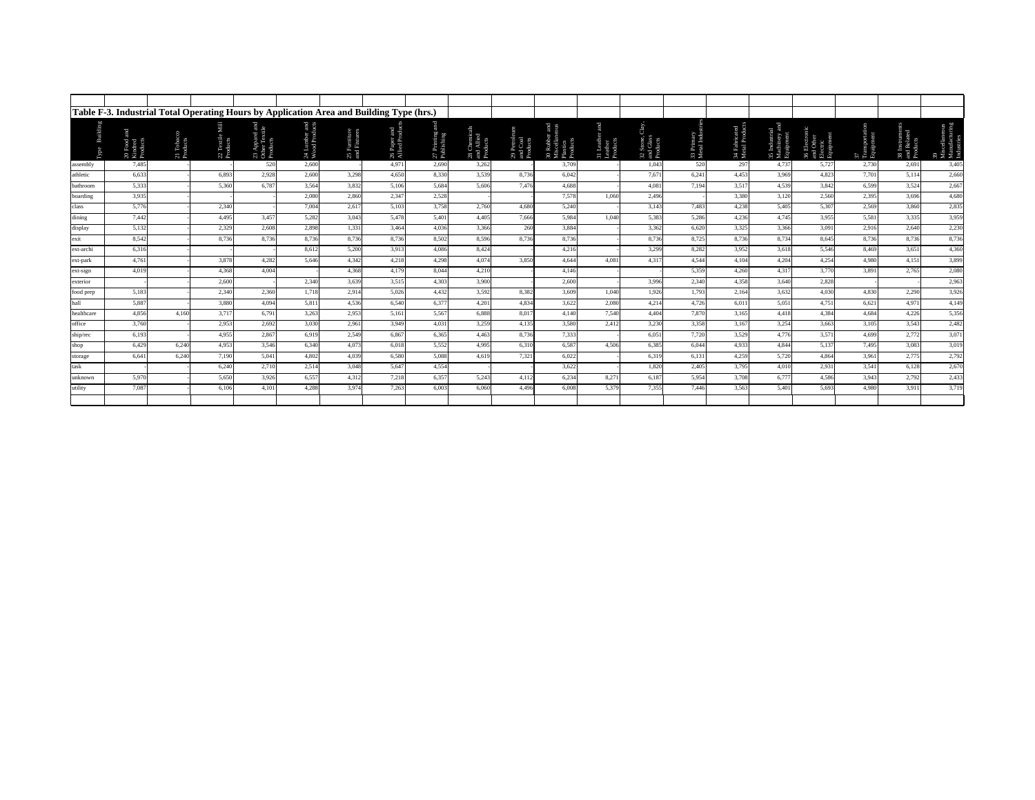**Table F-3. Industrial Total Operating Hours by Application Area and Building Type (hrs.)**

| Type Building | 20 Food and Kindred Products | 21 Tobacco Products | 22 Textile Mill Products | 23 Apparel and Other Textile Products | 24 Lumber and Wood Products | 25 Furniture and Fixtures | 26 Paper and Allied Products | 27 Printing and Publishing | 28 Chemicals and Allied Products | 29 Petroleum and Coal Products | 30 Rubber and Miscellaneous Plastics Products | 31 Leather and Leather Products | 32 Stone, Clay, and Glass Products | 33 Primary Metal Industries | 34 Fabricated Metal Products | 35 Industrial Machinery and Equipment | 36 Electronic and Other Electric Equipment | 37 Transportation Equipment | 38 Instruments and Related Products | 39 Miscellaneous Manufacturing Industries |
|---|---|---|---|---|---|---|---|---|---|---|---|---|---|---|---|---|---|---|---|---|
| assembly | 7,485 | - | - | 520 | 2,600 | - | 4,971 | 2,690 | 3,262 | - | 3,709 | - | 1,043 | 520 | 297 | 4,737 | 5,727 | 2,730 | 2,691 | 3,405 |
| athletic | 6,633 | - | 6,893 | 2,928 | 2,600 | 3,298 | 4,650 | 8,330 | 3,539 | 8,736 | 6,042 | - | 7,671 | 6,241 | 4,453 | 3,969 | 4,823 | 7,701 | 5,114 | 2,660 |
| bathroom | 5,333 | - | 5,360 | 6,787 | 3,564 | 3,832 | 5,106 | 5,684 | 5,606 | 7,476 | 4,688 | - | 4,081 | 7,194 | 3,517 | 4,539 | 3,842 | 6,599 | 3,524 | 2,667 |
| boarding | 3,935 | - | - | - | 2,080 | 2,860 | 2,347 | 2,528 | - | - | 7,578 | 1,060 | 2,496 | - | 3,380 | 3,120 | 2,560 | 2,395 | 3,696 | 4,680 |
| class | 5,776 | - | 2,340 | - | 7,004 | 2,617 | 5,103 | 3,758 | 2,760 | 4,680 | 5,240 | - | 3,143 | 7,483 | 4,238 | 5,405 | 5,307 | 2,569 | 3,860 | 2,835 |
| dining | 7,442 | - | 4,495 | 3,457 | 5,282 | 3,043 | 5,478 | 5,401 | 4,405 | 7,666 | 5,984 | 1,040 | 5,383 | 5,286 | 4,236 | 4,745 | 3,955 | 5,581 | 3,335 | 3,959 |
| display | 5,132 | - | 2,329 | 2,608 | 2,898 | 1,331 | 3,464 | 4,036 | 3,366 | 260 | 3,884 | - | 3,362 | 6,620 | 3,325 | 3,366 | 3,091 | 2,916 | 2,640 | 2,230 |
| exit | 8,542 | - | 8,736 | 8,736 | 8,736 | 8,736 | 8,736 | 8,502 | 8,596 | 8,736 | 8,736 | - | 8,736 | 8,725 | 8,736 | 8,734 | 8,645 | 8,736 | 8,736 | 8,736 |
| ext-archi | 6,316 | - | - | - | 8,612 | 5,200 | 3,913 | 4,086 | 8,424 | - | 4,216 | - | 3,299 | 8,282 | 3,952 | 3,618 | 5,546 | 8,469 | 3,651 | 4,360 |
| ext-park | 4,761 | - | 3,878 | 4,282 | 5,646 | 4,342 | 4,218 | 4,298 | 4,074 | 3,850 | 4,644 | 4,081 | 4,317 | 4,544 | 4,104 | 4,204 | 4,254 | 4,980 | 4,151 | 3,899 |
| ext-sign | 4,019 | - | 4,368 | 4,004 | - | 4,368 | 4,179 | 8,044 | 4,210 | - | 4,146 | - | - | 5,359 | 4,260 | 4,317 | 3,770 | 3,891 | 2,765 | 2,080 |
| exterior | - | - | 2,600 | - | 2,340 | 3,639 | 3,515 | 4,303 | 3,900 | - | 2,600 | - | 3,996 | 2,340 | 4,358 | 3,640 | 2,828 | - | - | 2,963 |
| food prep | 5,183 | - | 2,340 | 2,360 | 1,718 | 2,914 | 5,026 | 4,432 | 3,592 | 8,382 | 3,609 | 1,040 | 1,926 | 1,793 | 2,164 | 3,632 | 4,030 | 4,830 | 2,290 | 3,926 |
| hall | 5,887 | - | 3,880 | 4,094 | 5,811 | 4,536 | 6,540 | 6,377 | 4,201 | 4,834 | 3,622 | 2,080 | 4,214 | 4,726 | 6,011 | 5,051 | 4,751 | 6,621 | 4,971 | 4,149 |
| healthcare | 4,856 | 4,160 | 3,717 | 6,791 | 3,263 | 2,953 | 5,161 | 5,567 | 6,888 | 8,017 | 4,140 | 7,540 | 4,404 | 7,870 | 3,165 | 4,418 | 4,384 | 4,684 | 4,226 | 5,356 |
| office | 3,760 | - | 2,953 | 2,692 | 3,030 | 2,961 | 3,949 | 4,031 | 3,259 | 4,135 | 3,580 | 2,412 | 3,230 | 3,358 | 3,167 | 3,254 | 3,663 | 3,105 | 3,543 | 2,482 |
| ship/rec | 6,193 | - | 4,955 | 2,867 | 6,919 | 2,549 | 6,867 | 6,365 | 4,463 | 8,736 | 7,333 | - | 6,051 | 7,720 | 3,529 | 4,776 | 3,571 | 4,699 | 2,772 | 3,071 |
| shop | 6,429 | 6,240 | 4,953 | 3,546 | 6,340 | 4,073 | 6,018 | 5,552 | 4,995 | 6,310 | 6,587 | 4,506 | 6,385 | 6,044 | 4,933 | 4,844 | 5,137 | 7,495 | 3,083 | 3,019 |
| storage | 6,641 | 6,240 | 7,190 | 5,041 | 4,802 | 4,039 | 6,580 | 5,088 | 4,619 | 7,321 | 6,022 | - | 6,319 | 6,131 | 4,259 | 5,720 | 4,864 | 3,961 | 2,775 | 2,792 |
| task | - | - | 6,240 | 2,710 | 2,514 | 3,048 | 5,647 | 4,554 | - | - | 3,622 | - | 1,820 | 2,405 | 3,795 | 4,010 | 2,931 | 3,541 | 6,128 | 2,670 |
| unknown | 5,970 | - | 5,650 | 3,926 | 6,557 | 4,312 | 7,218 | 6,357 | 5,243 | 4,112 | 6,234 | 8,271 | 6,187 | 5,954 | 3,708 | 6,777 | 4,586 | 3,943 | 2,792 | 2,433 |
| utility | 7,087 | - | 6,106 | 4,101 | 4,288 | 3,974 | 7,263 | 6,003 | 6,060 | 4,496 | 6,008 | 5,379 | 7,355 | 7,446 | 3,563 | 5,401 | 5,693 | 4,980 | 3,911 | 3,719 |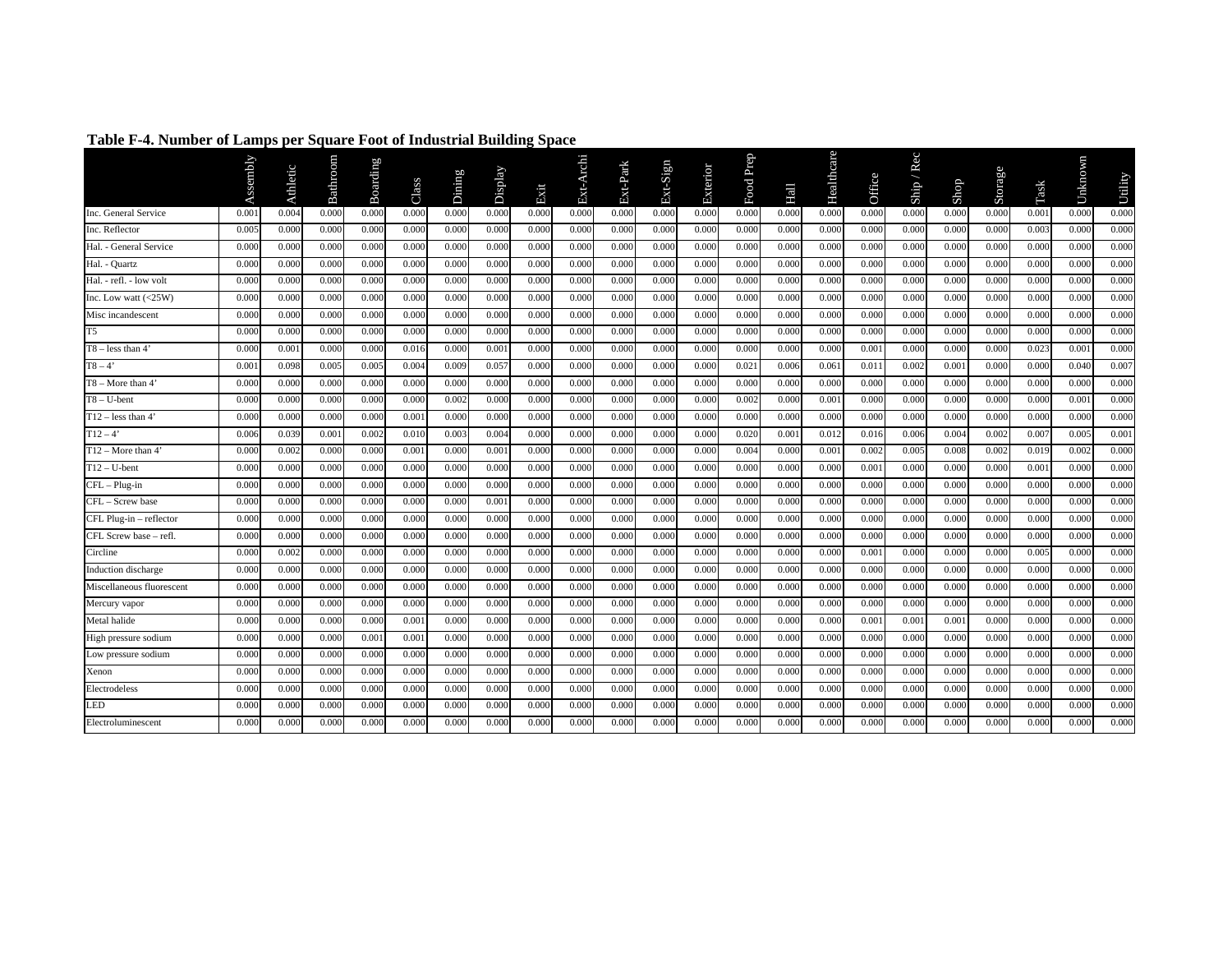**Table F-4. Number of Lamps per Square Foot of Industrial Building Space**

| | Assembly | Athletic | Bathroom | Boarding | Class | Dining | Display | Exit | Ext-Archi | Ext-Park | Ext-Sign | Exterior | Food Prep | Hall | Healthcare | Office | Ship / Rec | Shop | Storage | Task | Unknown | Utility |
|---|---|---|---|---|---|---|---|---|---|---|---|---|---|---|---|---|---|---|---|---|---|---|
| Inc. General Service | 0.001 | 0.004 | 0.000 | 0.000 | 0.000 | 0.000 | 0.000 | 0.000 | 0.000 | 0.000 | 0.000 | 0.000 | 0.000 | 0.000 | 0.000 | 0.000 | 0.000 | 0.000 | 0.000 | 0.001 | 0.000 | 0.000 |
| Inc. Reflector | 0.005 | 0.000 | 0.000 | 0.000 | 0.000 | 0.000 | 0.000 | 0.000 | 0.000 | 0.000 | 0.000 | 0.000 | 0.000 | 0.000 | 0.000 | 0.000 | 0.000 | 0.000 | 0.000 | 0.003 | 0.000 | 0.000 |
| Hal. - General Service | 0.000 | 0.000 | 0.000 | 0.000 | 0.000 | 0.000 | 0.000 | 0.000 | 0.000 | 0.000 | 0.000 | 0.000 | 0.000 | 0.000 | 0.000 | 0.000 | 0.000 | 0.000 | 0.000 | 0.000 | 0.000 | 0.000 |
| Hal. - Quartz | 0.000 | 0.000 | 0.000 | 0.000 | 0.000 | 0.000 | 0.000 | 0.000 | 0.000 | 0.000 | 0.000 | 0.000 | 0.000 | 0.000 | 0.000 | 0.000 | 0.000 | 0.000 | 0.000 | 0.000 | 0.000 | 0.000 |
| Hal. - refl. - low volt | 0.000 | 0.000 | 0.000 | 0.000 | 0.000 | 0.000 | 0.000 | 0.000 | 0.000 | 0.000 | 0.000 | 0.000 | 0.000 | 0.000 | 0.000 | 0.000 | 0.000 | 0.000 | 0.000 | 0.000 | 0.000 | 0.000 |
| Inc. Low watt (<25W) | 0.000 | 0.000 | 0.000 | 0.000 | 0.000 | 0.000 | 0.000 | 0.000 | 0.000 | 0.000 | 0.000 | 0.000 | 0.000 | 0.000 | 0.000 | 0.000 | 0.000 | 0.000 | 0.000 | 0.000 | 0.000 | 0.000 |
| Misc incandescent | 0.000 | 0.000 | 0.000 | 0.000 | 0.000 | 0.000 | 0.000 | 0.000 | 0.000 | 0.000 | 0.000 | 0.000 | 0.000 | 0.000 | 0.000 | 0.000 | 0.000 | 0.000 | 0.000 | 0.000 | 0.000 | 0.000 |
| T5 | 0.000 | 0.000 | 0.000 | 0.000 | 0.000 | 0.000 | 0.000 | 0.000 | 0.000 | 0.000 | 0.000 | 0.000 | 0.000 | 0.000 | 0.000 | 0.000 | 0.000 | 0.000 | 0.000 | 0.000 | 0.000 | 0.000 |
| T8 – less than 4' | 0.000 | 0.001 | 0.000 | 0.000 | 0.016 | 0.000 | 0.001 | 0.000 | 0.000 | 0.000 | 0.000 | 0.000 | 0.000 | 0.000 | 0.000 | 0.001 | 0.000 | 0.000 | 0.000 | 0.023 | 0.001 | 0.000 |
| T8 – 4' | 0.001 | 0.098 | 0.005 | 0.005 | 0.004 | 0.009 | 0.057 | 0.000 | 0.000 | 0.000 | 0.000 | 0.000 | 0.021 | 0.006 | 0.061 | 0.011 | 0.002 | 0.001 | 0.000 | 0.000 | 0.040 | 0.007 |
| T8 – More than 4' | 0.000 | 0.000 | 0.000 | 0.000 | 0.000 | 0.000 | 0.000 | 0.000 | 0.000 | 0.000 | 0.000 | 0.000 | 0.000 | 0.000 | 0.000 | 0.000 | 0.000 | 0.000 | 0.000 | 0.000 | 0.000 | 0.000 |
| T8 – U-bent | 0.000 | 0.000 | 0.000 | 0.000 | 0.000 | 0.002 | 0.000 | 0.000 | 0.000 | 0.000 | 0.000 | 0.000 | 0.002 | 0.000 | 0.001 | 0.000 | 0.000 | 0.000 | 0.000 | 0.000 | 0.001 | 0.000 |
| T12 – less than 4' | 0.000 | 0.000 | 0.000 | 0.000 | 0.001 | 0.000 | 0.000 | 0.000 | 0.000 | 0.000 | 0.000 | 0.000 | 0.000 | 0.000 | 0.000 | 0.000 | 0.000 | 0.000 | 0.000 | 0.000 | 0.000 | 0.000 |
| T12 – 4' | 0.006 | 0.039 | 0.001 | 0.002 | 0.010 | 0.003 | 0.004 | 0.000 | 0.000 | 0.000 | 0.000 | 0.000 | 0.020 | 0.001 | 0.012 | 0.016 | 0.006 | 0.004 | 0.002 | 0.007 | 0.005 | 0.001 |
| T12 – More than 4' | 0.000 | 0.002 | 0.000 | 0.000 | 0.001 | 0.000 | 0.001 | 0.000 | 0.000 | 0.000 | 0.000 | 0.000 | 0.004 | 0.000 | 0.001 | 0.002 | 0.005 | 0.008 | 0.002 | 0.019 | 0.002 | 0.000 |
| T12 – U-bent | 0.000 | 0.000 | 0.000 | 0.000 | 0.000 | 0.000 | 0.000 | 0.000 | 0.000 | 0.000 | 0.000 | 0.000 | 0.000 | 0.000 | 0.000 | 0.001 | 0.000 | 0.000 | 0.000 | 0.001 | 0.000 | 0.000 |
| CFL – Plug-in | 0.000 | 0.000 | 0.000 | 0.000 | 0.000 | 0.000 | 0.000 | 0.000 | 0.000 | 0.000 | 0.000 | 0.000 | 0.000 | 0.000 | 0.000 | 0.000 | 0.000 | 0.000 | 0.000 | 0.000 | 0.000 | 0.000 |
| CFL – Screw base | 0.000 | 0.000 | 0.000 | 0.000 | 0.000 | 0.000 | 0.001 | 0.000 | 0.000 | 0.000 | 0.000 | 0.000 | 0.000 | 0.000 | 0.000 | 0.000 | 0.000 | 0.000 | 0.000 | 0.000 | 0.000 | 0.000 |
| CFL Plug-in – reflector | 0.000 | 0.000 | 0.000 | 0.000 | 0.000 | 0.000 | 0.000 | 0.000 | 0.000 | 0.000 | 0.000 | 0.000 | 0.000 | 0.000 | 0.000 | 0.000 | 0.000 | 0.000 | 0.000 | 0.000 | 0.000 | 0.000 |
| CFL Screw base – refl. | 0.000 | 0.000 | 0.000 | 0.000 | 0.000 | 0.000 | 0.000 | 0.000 | 0.000 | 0.000 | 0.000 | 0.000 | 0.000 | 0.000 | 0.000 | 0.000 | 0.000 | 0.000 | 0.000 | 0.000 | 0.000 | 0.000 |
| Circline | 0.000 | 0.002 | 0.000 | 0.000 | 0.000 | 0.000 | 0.000 | 0.000 | 0.000 | 0.000 | 0.000 | 0.000 | 0.000 | 0.000 | 0.000 | 0.001 | 0.000 | 0.000 | 0.000 | 0.005 | 0.000 | 0.000 |
| Induction discharge | 0.000 | 0.000 | 0.000 | 0.000 | 0.000 | 0.000 | 0.000 | 0.000 | 0.000 | 0.000 | 0.000 | 0.000 | 0.000 | 0.000 | 0.000 | 0.000 | 0.000 | 0.000 | 0.000 | 0.000 | 0.000 | 0.000 |
| Miscellaneous fluorescent | 0.000 | 0.000 | 0.000 | 0.000 | 0.000 | 0.000 | 0.000 | 0.000 | 0.000 | 0.000 | 0.000 | 0.000 | 0.000 | 0.000 | 0.000 | 0.000 | 0.000 | 0.000 | 0.000 | 0.000 | 0.000 | 0.000 |
| Mercury vapor | 0.000 | 0.000 | 0.000 | 0.000 | 0.000 | 0.000 | 0.000 | 0.000 | 0.000 | 0.000 | 0.000 | 0.000 | 0.000 | 0.000 | 0.000 | 0.000 | 0.000 | 0.000 | 0.000 | 0.000 | 0.000 | 0.000 |
| Metal halide | 0.000 | 0.000 | 0.000 | 0.000 | 0.001 | 0.000 | 0.000 | 0.000 | 0.000 | 0.000 | 0.000 | 0.000 | 0.000 | 0.000 | 0.000 | 0.001 | 0.001 | 0.001 | 0.000 | 0.000 | 0.000 | 0.000 |
| High pressure sodium | 0.000 | 0.000 | 0.000 | 0.001 | 0.001 | 0.000 | 0.000 | 0.000 | 0.000 | 0.000 | 0.000 | 0.000 | 0.000 | 0.000 | 0.000 | 0.000 | 0.000 | 0.000 | 0.000 | 0.000 | 0.000 | 0.000 |
| Low pressure sodium | 0.000 | 0.000 | 0.000 | 0.000 | 0.000 | 0.000 | 0.000 | 0.000 | 0.000 | 0.000 | 0.000 | 0.000 | 0.000 | 0.000 | 0.000 | 0.000 | 0.000 | 0.000 | 0.000 | 0.000 | 0.000 | 0.000 |
| Xenon | 0.000 | 0.000 | 0.000 | 0.000 | 0.000 | 0.000 | 0.000 | 0.000 | 0.000 | 0.000 | 0.000 | 0.000 | 0.000 | 0.000 | 0.000 | 0.000 | 0.000 | 0.000 | 0.000 | 0.000 | 0.000 | 0.000 |
| Electrodeless | 0.000 | 0.000 | 0.000 | 0.000 | 0.000 | 0.000 | 0.000 | 0.000 | 0.000 | 0.000 | 0.000 | 0.000 | 0.000 | 0.000 | 0.000 | 0.000 | 0.000 | 0.000 | 0.000 | 0.000 | 0.000 | 0.000 |
| LED | 0.000 | 0.000 | 0.000 | 0.000 | 0.000 | 0.000 | 0.000 | 0.000 | 0.000 | 0.000 | 0.000 | 0.000 | 0.000 | 0.000 | 0.000 | 0.000 | 0.000 | 0.000 | 0.000 | 0.000 | 0.000 | 0.000 |
| Electroluminescent | 0.000 | 0.000 | 0.000 | 0.000 | 0.000 | 0.000 | 0.000 | 0.000 | 0.000 | 0.000 | 0.000 | 0.000 | 0.000 | 0.000 | 0.000 | 0.000 | 0.000 | 0.000 | 0.000 | 0.000 | 0.000 | 0.000 |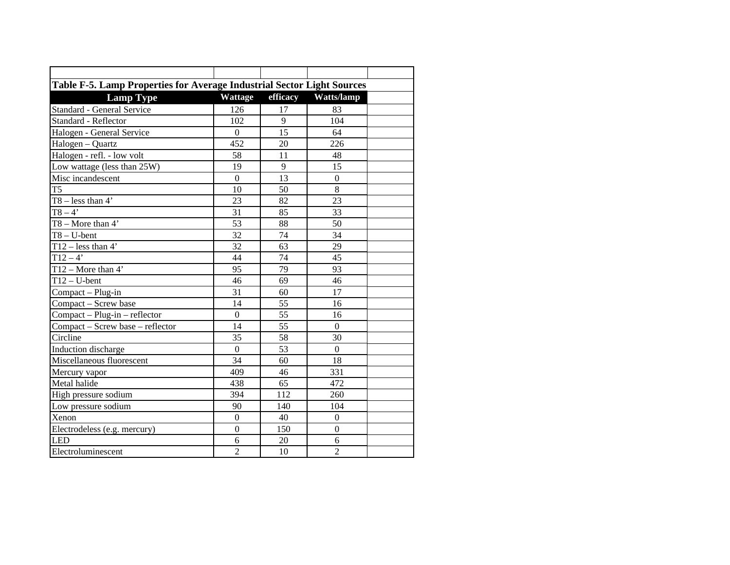**Table F-5. Lamp Properties for Average Industrial Sector Light Sources**

| Lamp Type | Wattage | efficacy | Watts/lamp |
|---|---|---|---|
| Standard - General Service | 126 | 17 | 83 |
| Standard - Reflector | 102 | 9 | 104 |
| Halogen - General Service | 0 | 15 | 64 |
| Halogen – Quartz | 452 | 20 | 226 |
| Halogen - refl. - low volt | 58 | 11 | 48 |
| Low wattage (less than 25W) | 19 | 9 | 15 |
| Misc incandescent | 0 | 13 | 0 |
| T5 | 10 | 50 | 8 |
| T8 – less than 4’ | 23 | 82 | 23 |
| T8 – 4’ | 31 | 85 | 33 |
| T8 – More than 4’ | 53 | 88 | 50 |
| T8 – U-bent | 32 | 74 | 34 |
| T12 – less than 4’ | 32 | 63 | 29 |
| T12 – 4’ | 44 | 74 | 45 |
| T12 – More than 4’ | 95 | 79 | 93 |
| T12 – U-bent | 46 | 69 | 46 |
| Compact – Plug-in | 31 | 60 | 17 |
| Compact – Screw base | 14 | 55 | 16 |
| Compact – Plug-in – reflector | 0 | 55 | 16 |
| Compact – Screw base – reflector | 14 | 55 | 0 |
| Circline | 35 | 58 | 30 |
| Induction discharge | 0 | 53 | 0 |
| Miscellaneous fluorescent | 34 | 60 | 18 |
| Mercury vapor | 409 | 46 | 331 |
| Metal halide | 438 | 65 | 472 |
| High pressure sodium | 394 | 112 | 260 |
| Low pressure sodium | 90 | 140 | 104 |
| Xenon | 0 | 40 | 0 |
| Electrodeless (e.g. mercury) | 0 | 150 | 0 |
| LED | 6 | 20 | 6 |
| Electroluminescent | 2 | 10 | 2 |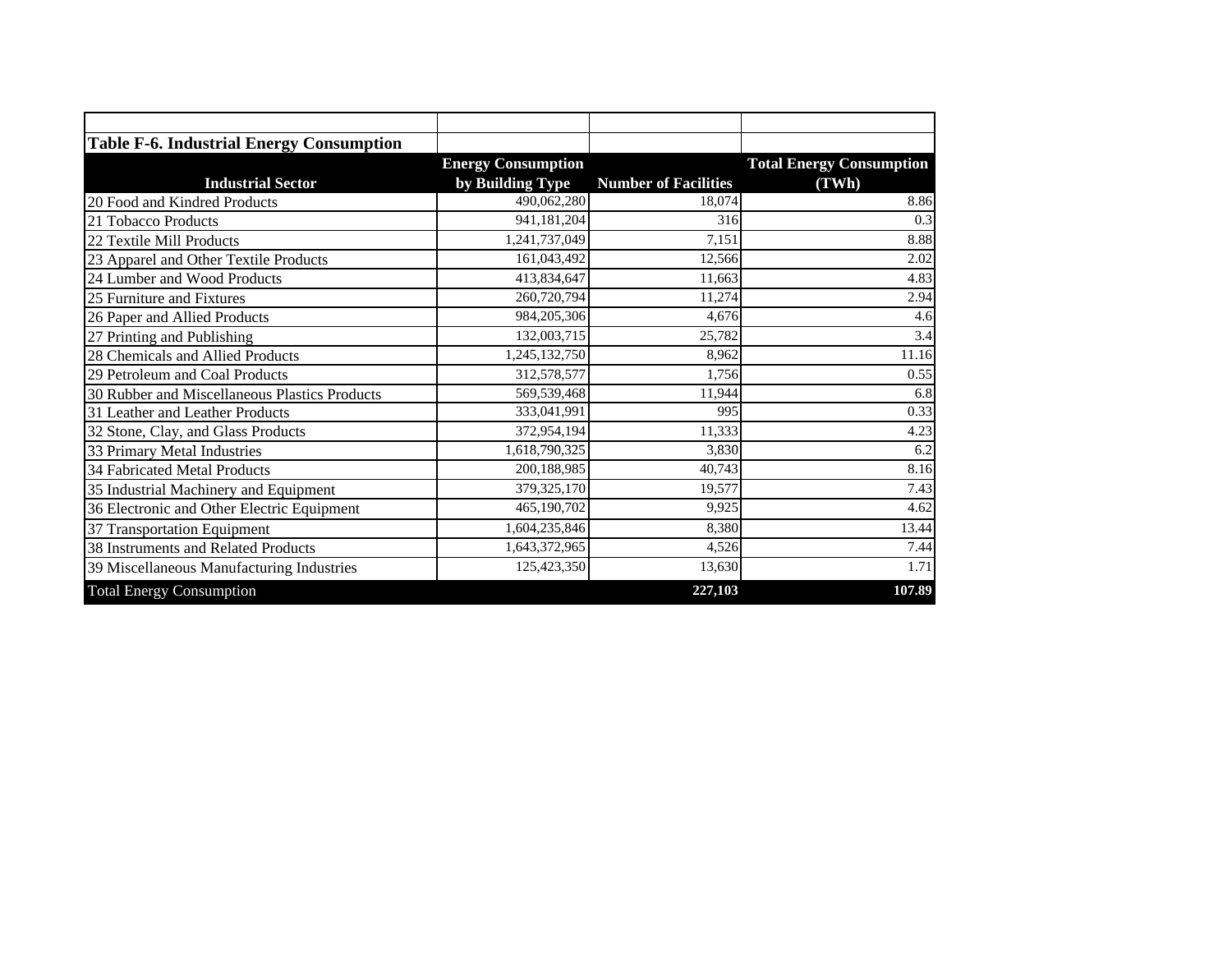**Table F-6. Industrial Energy Consumption**

| Industrial Sector | Energy Consumption by Building Type | Number of Facilities | Total Energy Consumption (TWh) |
|---|---|---|---|
| 20 Food and Kindred Products | 490,062,280 | 18,074 | 8.86 |
| 21 Tobacco Products | 941,181,204 | 316 | 0.3 |
| 22 Textile Mill Products | 1,241,737,049 | 7,151 | 8.88 |
| 23 Apparel and Other Textile Products | 161,043,492 | 12,566 | 2.02 |
| 24 Lumber and Wood Products | 413,834,647 | 11,663 | 4.83 |
| 25 Furniture and Fixtures | 260,720,794 | 11,274 | 2.94 |
| 26 Paper and Allied Products | 984,205,306 | 4,676 | 4.6 |
| 27 Printing and Publishing | 132,003,715 | 25,782 | 3.4 |
| 28 Chemicals and Allied Products | 1,245,132,750 | 8,962 | 11.16 |
| 29 Petroleum and Coal Products | 312,578,577 | 1,756 | 0.55 |
| 30 Rubber and Miscellaneous Plastics Products | 569,539,468 | 11,944 | 6.8 |
| 31 Leather and Leather Products | 333,041,991 | 995 | 0.33 |
| 32 Stone, Clay, and Glass Products | 372,954,194 | 11,333 | 4.23 |
| 33 Primary Metal Industries | 1,618,790,325 | 3,830 | 6.2 |
| 34 Fabricated Metal Products | 200,188,985 | 40,743 | 8.16 |
| 35 Industrial Machinery and Equipment | 379,325,170 | 19,577 | 7.43 |
| 36 Electronic and Other Electric Equipment | 465,190,702 | 9,925 | 4.62 |
| 37 Transportation Equipment | 1,604,235,846 | 8,380 | 13.44 |
| 38 Instruments and Related Products | 1,643,372,965 | 4,526 | 7.44 |
| 39 Miscellaneous Manufacturing Industries | 125,423,350 | 13,630 | 1.71 |
| Total Energy Consumption | | **227,103** | **107.89** |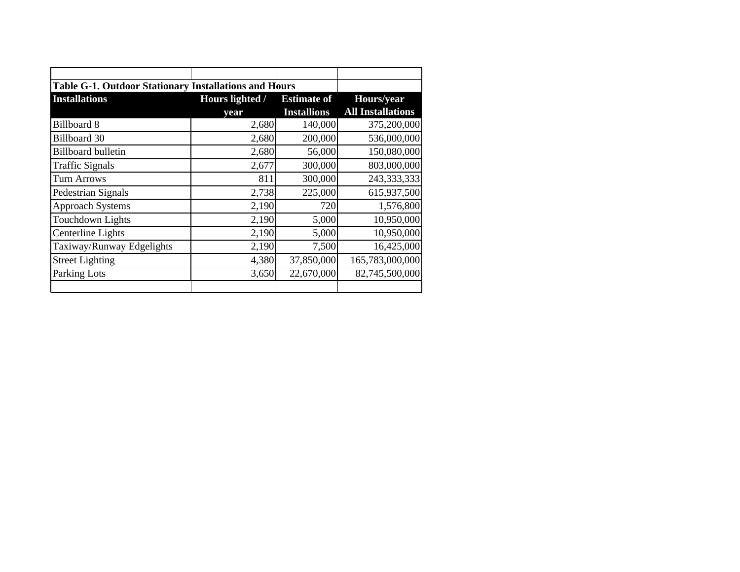**Table G-1. Outdoor Stationary Installations and Hours**

| Installations | Hours lighted / year | Estimate of Installions | Hours/year All Installations |
|---|---|---|---|
| Billboard 8 | 2,680 | 140,000 | 375,200,000 |
| Billboard 30 | 2,680 | 200,000 | 536,000,000 |
| Billboard bulletin | 2,680 | 56,000 | 150,080,000 |
| Traffic Signals | 2,677 | 300,000 | 803,000,000 |
| Turn Arrows | 811 | 300,000 | 243,333,333 |
| Pedestrian Signals | 2,738 | 225,000 | 615,937,500 |
| Approach Systems | 2,190 | 720 | 1,576,800 |
| Touchdown Lights | 2,190 | 5,000 | 10,950,000 |
| Centerline Lights | 2,190 | 5,000 | 10,950,000 |
| Taxiway/Runway Edgelights | 2,190 | 7,500 | 16,425,000 |
| Street Lighting | 4,380 | 37,850,000 | 165,783,000,000 |
| Parking Lots | 3,650 | 22,670,000 | 82,745,500,000 |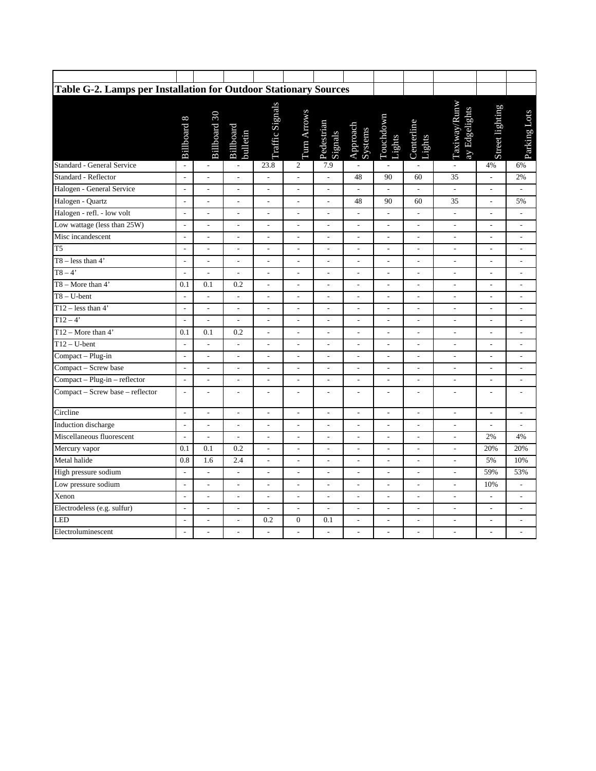## Table G-2. Lamps per Installation for Outdoor Stationary Sources

| | Billboard 8 | Billboard 30 | Billboard bulletin | Traffic Signals | Turn Arrows | Pedestrian Signals | Approach Systems | Touchdown Lights | Centerline Lights | Taxiway/Runway Edgelights | Street lighting | Parking Lots |
|---|---|---|---|---|---|---|---|---|---|---|---|---|
| Standard - General Service | - | - | - | 23.8 | 2 | 7.9 | - | - | - | - | 4% | 6% |
| Standard - Reflector | - | - | - | - | - | - | 48 | 90 | 60 | 35 | - | 2% |
| Halogen - General Service | - | - | - | - | - | - | - | - | - | - | - | - |
| Halogen - Quartz | - | - | - | - | - | - | 48 | 90 | 60 | 35 | - | 5% |
| Halogen - refl. - low volt | - | - | - | - | - | - | - | - | - | - | - | - |
| Low wattage (less than 25W) | - | - | - | - | - | - | - | - | - | - | - | - |
| Misc incandescent | - | - | - | - | - | - | - | - | - | - | - | - |
| T5 | - | - | - | - | - | - | - | - | - | - | - | - |
| T8 – less than 4’ | - | - | - | - | - | - | - | - | - | - | - | - |
| T8 – 4’ | - | - | - | - | - | - | - | - | - | - | - | - |
| T8 – More than 4’ | 0.1 | 0.1 | 0.2 | - | - | - | - | - | - | - | - | - |
| T8 – U-bent | - | - | - | - | - | - | - | - | - | - | - | - |
| T12 – less than 4’ | - | - | - | - | - | - | - | - | - | - | - | - |
| T12 – 4’ | - | - | - | - | - | - | - | - | - | - | - | - |
| T12 – More than 4’ | 0.1 | 0.1 | 0.2 | - | - | - | - | - | - | - | - | - |
| T12 – U-bent | - | - | - | - | - | - | - | - | - | - | - | - |
| Compact – Plug-in | - | - | - | - | - | - | - | - | - | - | - | - |
| Compact – Screw base | - | - | - | - | - | - | - | - | - | - | - | - |
| Compact – Plug-in – reflector | - | - | - | - | - | - | - | - | - | - | - | - |
| Compact – Screw base – reflector | - | - | - | - | - | - | - | - | - | - | - | - |
| Circline | - | - | - | - | - | - | - | - | - | - | - | - |
| Induction discharge | - | - | - | - | - | - | - | - | - | - | - | - |
| Miscellaneous fluorescent | - | - | - | - | - | - | - | - | - | - | 2% | 4% |
| Mercury vapor | 0.1 | 0.1 | 0.2 | - | - | - | - | - | - | - | 20% | 20% |
| Metal halide | 0.8 | 1.6 | 2.4 | - | - | - | - | - | - | - | 5% | 10% |
| High pressure sodium | - | - | - | - | - | - | - | - | - | - | 59% | 53% |
| Low pressure sodium | - | - | - | - | - | - | - | - | - | - | 10% | - |
| Xenon | - | - | - | - | - | - | - | - | - | - | - | - |
| Electrodeless (e.g. sulfur) | - | - | - | - | - | - | - | - | - | - | - | - |
| LED | - | - | - | 0.2 | 0 | 0.1 | - | - | - | - | - | - |
| Electroluminescent | - | - | - | - | - | - | - | - | - | - | - | - |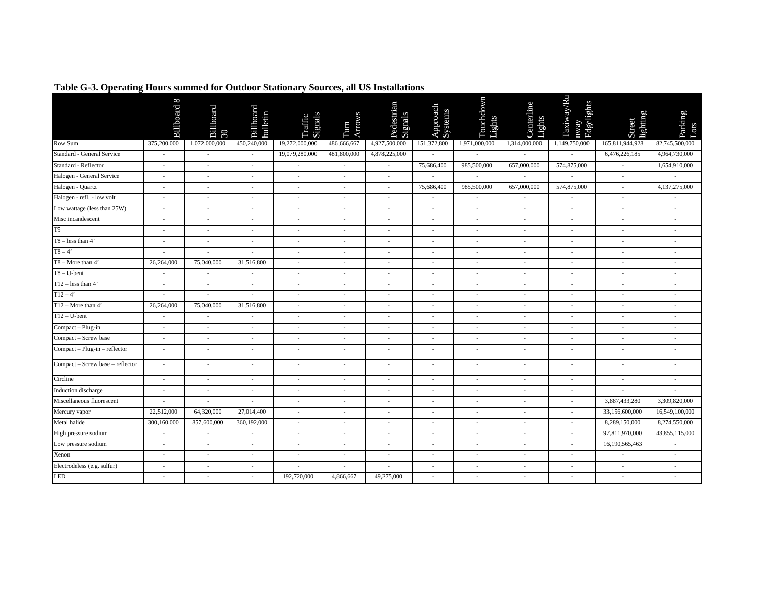**Table G-3. Operating Hours summed for Outdoor Stationary Sources, all US Installations**

| | Billboard 8 | Billboard 30 | Billboard bulletin | Traffic Signals | Turn Arrows | Pedestrian Signals | Approach Systems | Touchdown Lights | Centerline Lights | Taxiway/Runway Edgelights | Street lighting | Parking Lots |
|---|---|---|---|---|---|---|---|---|---|---|---|---|
| Row Sum | 375,200,000 | 1,072,000,000 | 450,240,000 | 19,272,000,000 | 486,666,667 | 4,927,500,000 | 151,372,800 | 1,971,000,000 | 1,314,000,000 | 1,149,750,000 | 165,811,944,928 | 82,745,500,000 |
| Standard - General Service | - | - | - | 19,079,280,000 | 481,800,000 | 4,878,225,000 | - | - | - | - | 6,476,226,185 | 4,964,730,000 |
| Standard - Reflector | - | - | - | - | - | - | 75,686,400 | 985,500,000 | 657,000,000 | 574,875,000 | - | 1,654,910,000 |
| Halogen - General Service | - | - | - | - | - | - | - | - | - | - | - | - |
| Halogen - Quartz | - | - | - | - | - | - | 75,686,400 | 985,500,000 | 657,000,000 | 574,875,000 | - | 4,137,275,000 |
| Halogen - refl. - low volt | - | - | - | - | - | - | - | - | - | - | - | - |
| Low wattage (less than 25W) | - | - | - | - | - | - | - | - | - | - | - | - |
| Misc incandescent | - | - | - | - | - | - | - | - | - | - | - | - |
| T5 | - | - | - | - | - | - | - | - | - | - | - | - |
| T8 – less than 4’ | - | - | - | - | - | - | - | - | - | - | - | - |
| T8 – 4’ | - | - | - | - | - | - | - | - | - | - | - | - |
| T8 – More than 4’ | 26,264,000 | 75,040,000 | 31,516,800 | - | - | - | - | - | - | - | - | - |
| T8 – U-bent | - | - | - | - | - | - | - | - | - | - | - | - |
| T12 – less than 4’ | - | - | - | - | - | - | - | - | - | - | - | - |
| T12 – 4’ | - | - | - | - | - | - | - | - | - | - | - | - |
| T12 – More than 4’ | 26,264,000 | 75,040,000 | 31,516,800 | - | - | - | - | - | - | - | - | - |
| T12 – U-bent | - | - | - | - | - | - | - | - | - | - | - | - |
| Compact – Plug-in | - | - | - | - | - | - | - | - | - | - | - | - |
| Compact – Screw base | - | - | - | - | - | - | - | - | - | - | - | - |
| Compact – Plug-in – reflector | - | - | - | - | - | - | - | - | - | - | - | - |
| Compact – Screw base – reflector | - | - | - | - | - | - | - | - | - | - | - | - |
| Circline | - | - | - | - | - | - | - | - | - | - | - | - |
| Induction discharge | - | - | - | - | - | - | - | - | - | - | - | - |
| Miscellaneous fluorescent | - | - | - | - | - | - | - | - | - | - | 3,887,433,280 | 3,309,820,000 |
| Mercury vapor | 22,512,000 | 64,320,000 | 27,014,400 | - | - | - | - | - | - | - | 33,156,600,000 | 16,549,100,000 |
| Metal halide | 300,160,000 | 857,600,000 | 360,192,000 | - | - | - | - | - | - | - | 8,289,150,000 | 8,274,550,000 |
| High pressure sodium | - | - | - | - | - | - | - | - | - | - | 97,811,970,000 | 43,855,115,000 |
| Low pressure sodium | - | - | - | - | - | - | - | - | - | - | 16,190,565,463 | - |
| Xenon | - | - | - | - | - | - | - | - | - | - | - | - |
| Electrodeless (e.g. sulfur) | - | - | - | - | - | - | - | - | - | - | - | - |
| LED | - | - | - | 192,720,000 | 4,866,667 | 49,275,000 | - | - | - | - | - | - |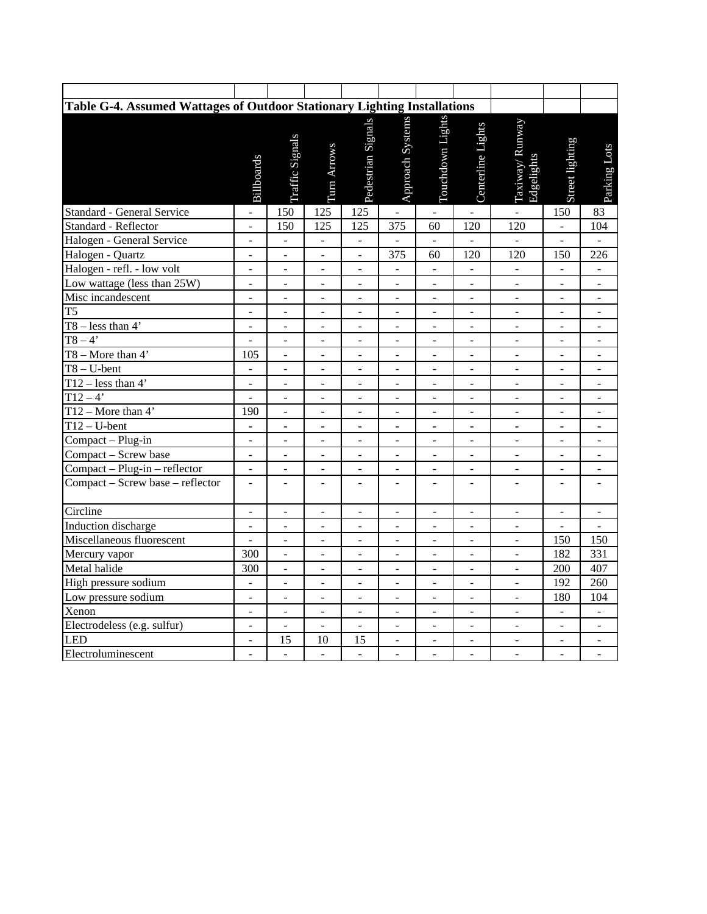**Table G-4. Assumed Wattages of Outdoor Stationary Lighting Installations**

| | Billboards | Traffic Signals | Turn Arrows | Pedestrian Signals | Approach Systems | Touchdown Lights | Centerline Lights | Taxiway/ Runway Edgelights | Street lighting | Parking Lots |
|---|---|---|---|---|---|---|---|---|---|---|
| Standard - General Service | - | 150 | 125 | 125 | - | - | - | - | 150 | 83 |
| Standard - Reflector | - | 150 | 125 | 125 | 375 | 60 | 120 | 120 | - | 104 |
| Halogen - General Service | - | - | - | - | - | - | - | - | - | - |
| Halogen - Quartz | - | - | - | - | 375 | 60 | 120 | 120 | 150 | 226 |
| Halogen - refl. - low volt | - | - | - | - | - | - | - | - | - | - |
| Low wattage (less than 25W) | - | - | - | - | - | - | - | - | - | - |
| Misc incandescent | - | - | - | - | - | - | - | - | - | - |
| T5 | - | - | - | - | - | - | - | - | - | - |
| T8 – less than 4' | - | - | - | - | - | - | - | - | - | - |
| T8 – 4' | - | - | - | - | - | - | - | - | - | - |
| T8 – More than 4' | 105 | - | - | - | - | - | - | - | - | - |
| T8 – U-bent | - | - | - | - | - | - | - | - | - | - |
| T12 – less than 4' | - | - | - | - | - | - | - | - | - | - |
| T12 – 4' | - | - | - | - | - | - | - | - | - | - |
| T12 – More than 4' | 190 | - | - | - | - | - | - | - | - | - |
| T12 – U-bent | - | - | - | - | - | - | - | - | - | - |
| Compact – Plug-in | - | - | - | - | - | - | - | - | - | - |
| Compact – Screw base | - | - | - | - | - | - | - | - | - | - |
| Compact – Plug-in – reflector | - | - | - | - | - | - | - | - | - | - |
| Compact – Screw base – reflector | - | - | - | - | - | - | - | - | - | - |
| Circline | - | - | - | - | - | - | - | - | - | - |
| Induction discharge | - | - | - | - | - | - | - | - | - | - |
| Miscellaneous fluorescent | - | - | - | - | - | - | - | - | 150 | 150 |
| Mercury vapor | 300 | - | - | - | - | - | - | - | 182 | 331 |
| Metal halide | 300 | - | - | - | - | - | - | - | 200 | 407 |
| High pressure sodium | - | - | - | - | - | - | - | - | 192 | 260 |
| Low pressure sodium | - | - | - | - | - | - | - | - | 180 | 104 |
| Xenon | - | - | - | - | - | - | - | - | - | - |
| Electrodeless (e.g. sulfur) | - | - | - | - | - | - | - | - | - | - |
| LED | - | 15 | 10 | 15 | - | - | - | - | - | - |
| Electroluminescent | - | - | - | - | - | - | - | - | - | - |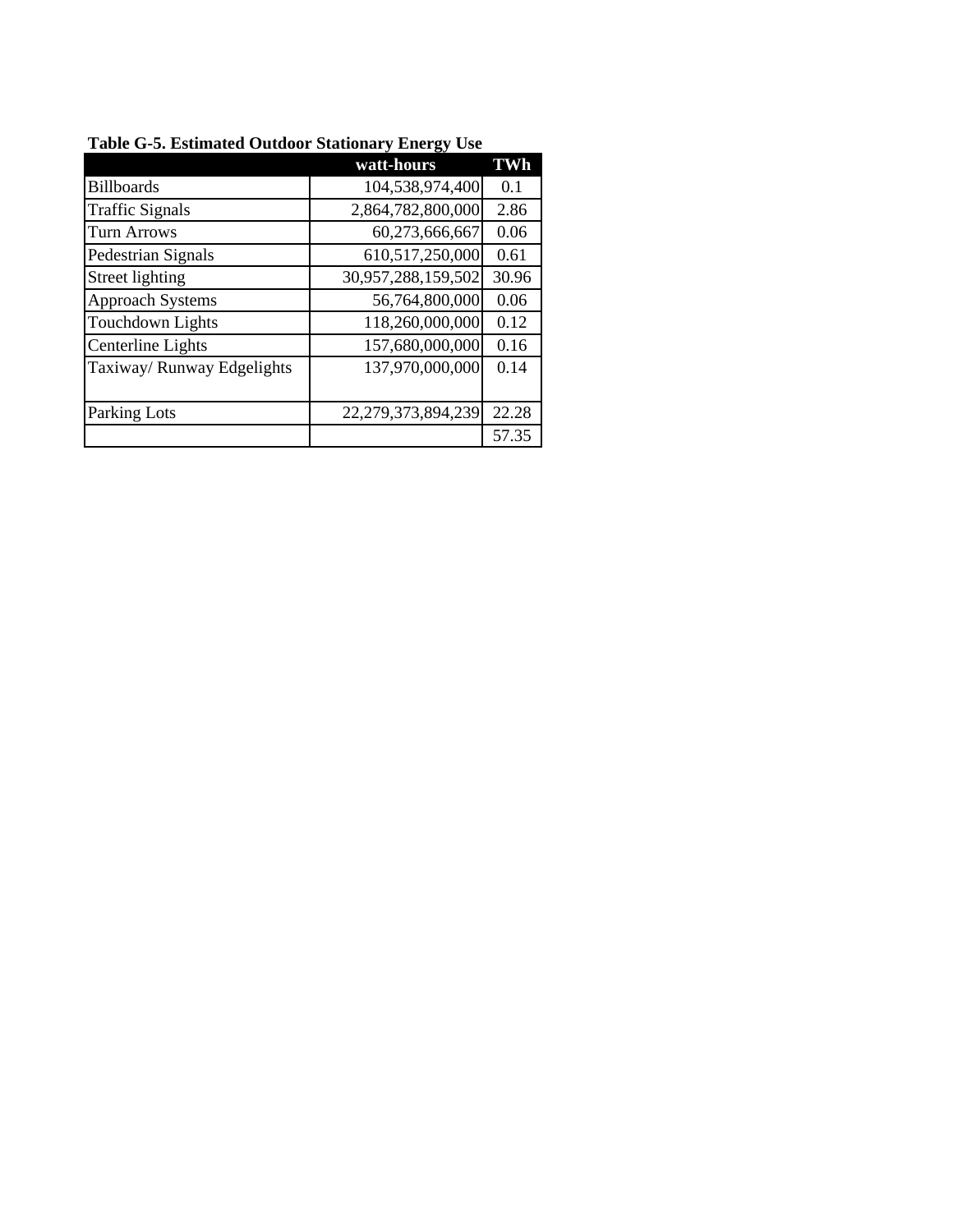**Table G-5. Estimated Outdoor Stationary Energy Use**

| | watt-hours | TWh |
|---|---|---|
| Billboards | 104,538,974,400 | 0.1 |
| Traffic Signals | 2,864,782,800,000 | 2.86 |
| Turn Arrows | 60,273,666,667 | 0.06 |
| Pedestrian Signals | 610,517,250,000 | 0.61 |
| Street lighting | 30,957,288,159,502 | 30.96 |
| Approach Systems | 56,764,800,000 | 0.06 |
| Touchdown Lights | 118,260,000,000 | 0.12 |
| Centerline Lights | 157,680,000,000 | 0.16 |
| Taxiway/ Runway Edgelights | 137,970,000,000 | 0.14 |
| Parking Lots | 22,279,373,894,239 | 22.28 |
| | | 57.35 |